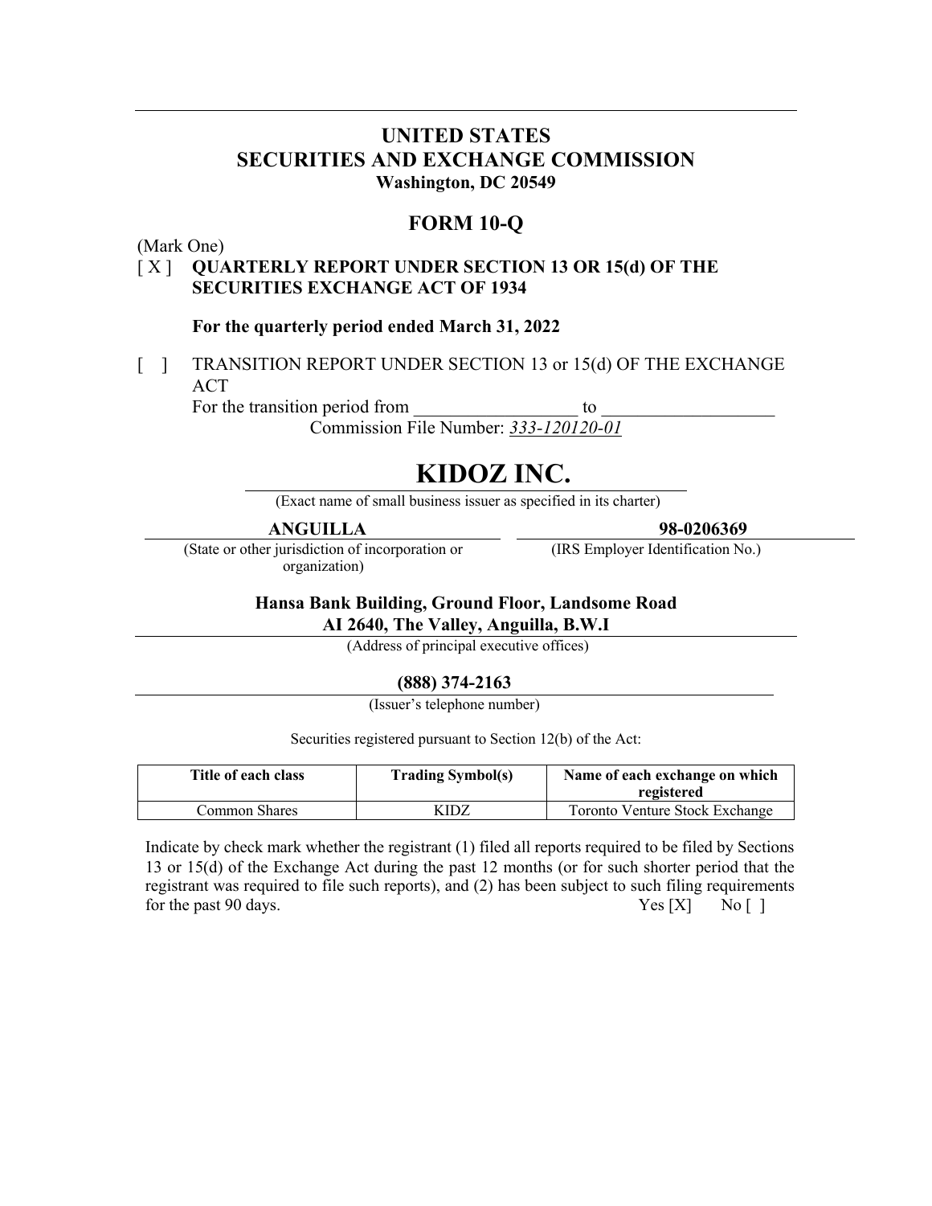# UNITED STATES
# SECURITIES AND EXCHANGE COMMISSION
**Washington, DC 20549**

## FORM 10-Q

(Mark One)

[ X ] **QUARTERLY REPORT UNDER SECTION 13 OR 15(d) OF THE SECURITIES EXCHANGE ACT OF 1934**

**For the quarterly period ended March 31, 2022**

[ ] TRANSITION REPORT UNDER SECTION 13 or 15(d) OF THE EXCHANGE ACT

For the transition period from __________________ to ___________________

Commission File Number: *333-120120-01*

# KIDOZ INC.

(Exact name of small business issuer as specified in its charter)

| **ANGUILLA** | **98-0206369** |
|---|---|
| (State or other jurisdiction of incorporation or organization) | (IRS Employer Identification No.) |

**Hansa Bank Building, Ground Floor, Landsome Road**
**AI 2640, The Valley, Anguilla, B.W.I**

(Address of principal executive offices)

**(888) 374-2163**

(Issuer's telephone number)

Securities registered pursuant to Section 12(b) of the Act:

| Title of each class | Trading Symbol(s) | Name of each exchange on which registered |
|---|---|---|
| Common Shares | KIDZ | Toronto Venture Stock Exchange |

Indicate by check mark whether the registrant (1) filed all reports required to be filed by Sections 13 or 15(d) of the Exchange Act during the past 12 months (or for such shorter period that the registrant was required to file such reports), and (2) has been subject to such filing requirements for the past 90 days. Yes [X] No [ ]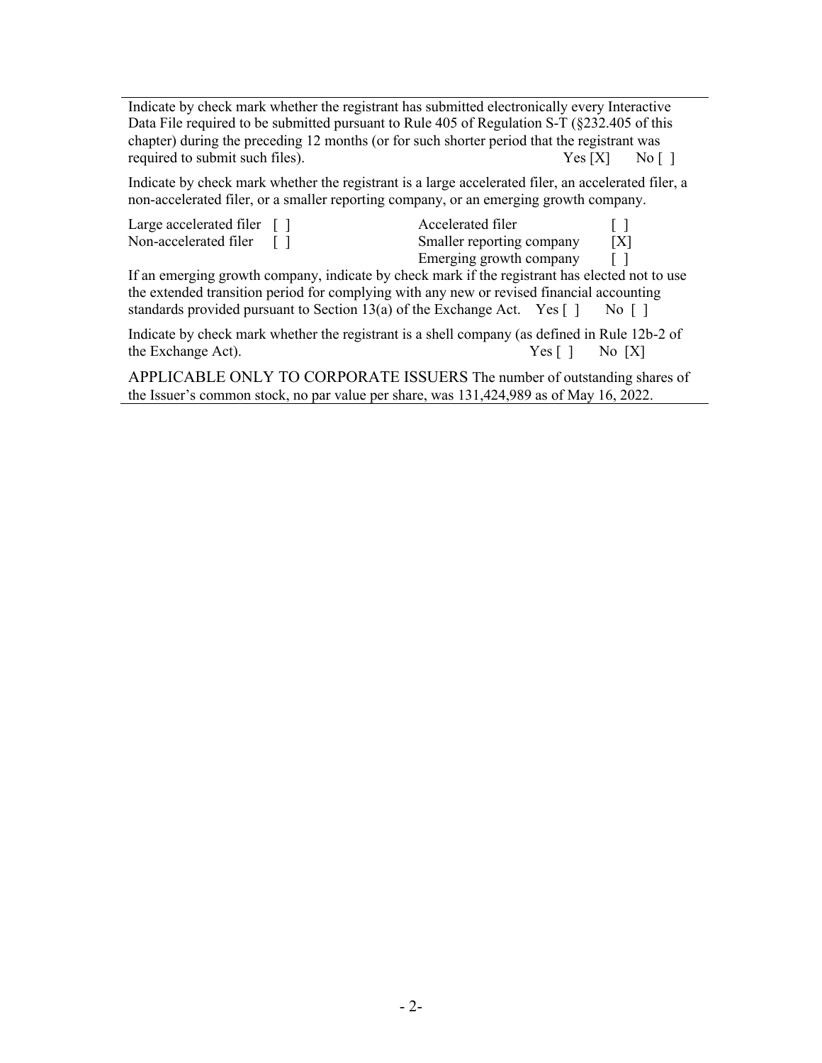Indicate by check mark whether the registrant has submitted electronically every Interactive Data File required to be submitted pursuant to Rule 405 of Regulation S-T (§232.405 of this chapter) during the preceding 12 months (or for such shorter period that the registrant was required to submit such files). Yes [X] No [ ]

Indicate by check mark whether the registrant is a large accelerated filer, an accelerated filer, a non-accelerated filer, or a smaller reporting company, or an emerging growth company.

| | | | |
|---|---|---|---|
| Large accelerated filer | [ ] | Accelerated filer | [ ] |
| Non-accelerated filer | [ ] | Smaller reporting company | [X] |
| | | Emerging growth company | [ ] |

If an emerging growth company, indicate by check mark if the registrant has elected not to use the extended transition period for complying with any new or revised financial accounting standards provided pursuant to Section 13(a) of the Exchange Act. Yes [ ] No [ ]

Indicate by check mark whether the registrant is a shell company (as defined in Rule 12b-2 of the Exchange Act). Yes [ ] No [X]

APPLICABLE ONLY TO CORPORATE ISSUERS The number of outstanding shares of the Issuer's common stock, no par value per share, was 131,424,989 as of May 16, 2022.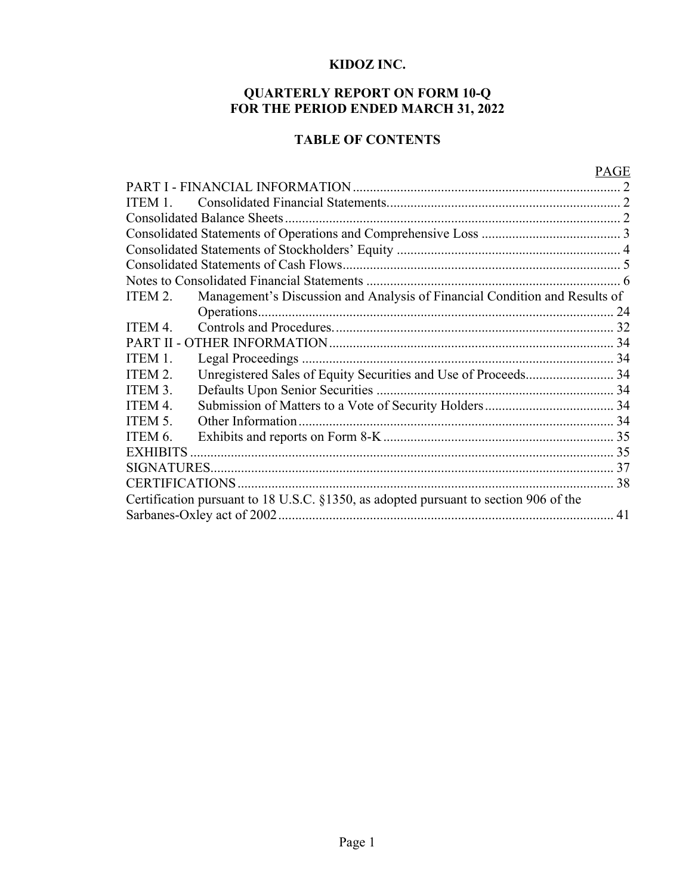**KIDOZ INC.**

**QUARTERLY REPORT ON FORM 10-Q**
**FOR THE PERIOD ENDED MARCH 31, 2022**

**TABLE OF CONTENTS**

| | | PAGE |
|---|---|---|
| PART I - FINANCIAL INFORMATION | | 2 |
| ITEM 1. | Consolidated Financial Statements | 2 |
| Consolidated Balance Sheets | | 2 |
| Consolidated Statements of Operations and Comprehensive Loss | | 3 |
| Consolidated Statements of Stockholders' Equity | | 4 |
| Consolidated Statements of Cash Flows | | 5 |
| Notes to Consolidated Financial Statements | | 6 |
| ITEM 2. | Management's Discussion and Analysis of Financial Condition and Results of Operations | 24 |
| ITEM 4. | Controls and Procedures. | 32 |
| PART II - OTHER INFORMATION | | 34 |
| ITEM 1. | Legal Proceedings | 34 |
| ITEM 2. | Unregistered Sales of Equity Securities and Use of Proceeds | 34 |
| ITEM 3. | Defaults Upon Senior Securities | 34 |
| ITEM 4. | Submission of Matters to a Vote of Security Holders | 34 |
| ITEM 5. | Other Information | 34 |
| ITEM 6. | Exhibits and reports on Form 8-K | 35 |
| EXHIBITS | | 35 |
| SIGNATURES | | 37 |
| CERTIFICATIONS | | 38 |
| Certification pursuant to 18 U.S.C. §1350, as adopted pursuant to section 906 of the Sarbanes-Oxley act of 2002 | | 41 |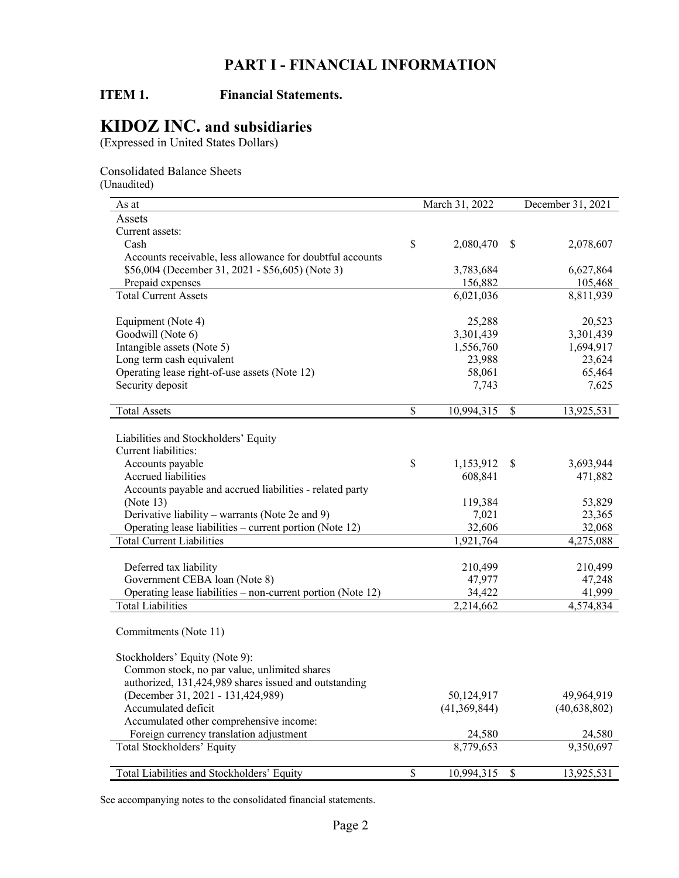# PART I - FINANCIAL INFORMATION

**ITEM 1. Financial Statements.**

# KIDOZ INC. and subsidiaries

(Expressed in United States Dollars)

Consolidated Balance Sheets
(Unaudited)

| As at | March 31, 2022 | December 31, 2021 |
|---|---|---|
| Assets | | |
| Current assets: | | |
| Cash | $ 2,080,470 | $ 2,078,607 |
| Accounts receivable, less allowance for doubtful accounts $56,004 (December 31, 2021 - $56,605) (Note 3) | 3,783,684 | 6,627,864 |
| Prepaid expenses | 156,882 | 105,468 |
| Total Current Assets | 6,021,036 | 8,811,939 |
| | | |
| Equipment (Note 4) | 25,288 | 20,523 |
| Goodwill (Note 6) | 3,301,439 | 3,301,439 |
| Intangible assets (Note 5) | 1,556,760 | 1,694,917 |
| Long term cash equivalent | 23,988 | 23,624 |
| Operating lease right-of-use assets (Note 12) | 58,061 | 65,464 |
| Security deposit | 7,743 | 7,625 |
| | | |
| Total Assets | $ 10,994,315 | $ 13,925,531 |
| | | |
| Liabilities and Stockholders' Equity | | |
| Current liabilities: | | |
| Accounts payable | $ 1,153,912 | $ 3,693,944 |
| Accrued liabilities | 608,841 | 471,882 |
| Accounts payable and accrued liabilities - related party (Note 13) | 119,384 | 53,829 |
| Derivative liability – warrants (Note 2e and 9) | 7,021 | 23,365 |
| Operating lease liabilities – current portion (Note 12) | 32,606 | 32,068 |
| Total Current Liabilities | 1,921,764 | 4,275,088 |
| | | |
| Deferred tax liability | 210,499 | 210,499 |
| Government CEBA loan (Note 8) | 47,977 | 47,248 |
| Operating lease liabilities – non-current portion (Note 12) | 34,422 | 41,999 |
| Total Liabilities | 2,214,662 | 4,574,834 |
| | | |
| Commitments (Note 11) | | |
| | | |
| Stockholders' Equity (Note 9): | | |
| Common stock, no par value, unlimited shares authorized, 131,424,989 shares issued and outstanding (December 31, 2021 - 131,424,989) | 50,124,917 | 49,964,919 |
| Accumulated deficit | (41,369,844) | (40,638,802) |
| Accumulated other comprehensive income: | | |
| Foreign currency translation adjustment | 24,580 | 24,580 |
| Total Stockholders' Equity | 8,779,653 | 9,350,697 |
| | | |
| Total Liabilities and Stockholders' Equity | $ 10,994,315 | $ 13,925,531 |

See accompanying notes to the consolidated financial statements.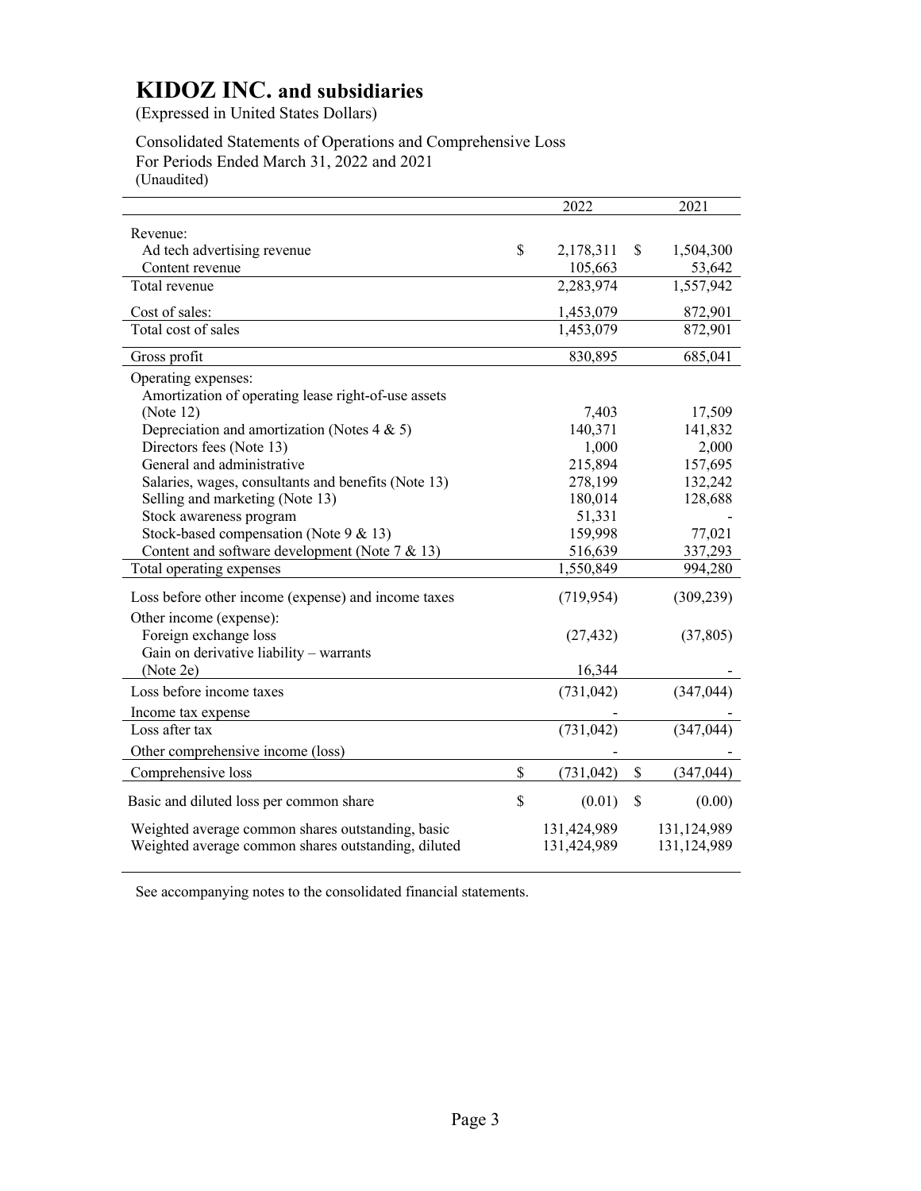# KIDOZ INC. and subsidiaries

(Expressed in United States Dollars)

Consolidated Statements of Operations and Comprehensive Loss
For Periods Ended March 31, 2022 and 2021
(Unaudited)

| | 2022 | 2021 |
|---|---|---|
| Revenue: | | |
| Ad tech advertising revenue | $ 2,178,311 | $ 1,504,300 |
| Content revenue | 105,663 | 53,642 |
| Total revenue | 2,283,974 | 1,557,942 |
| Cost of sales: | 1,453,079 | 872,901 |
| Total cost of sales | 1,453,079 | 872,901 |
| Gross profit | 830,895 | 685,041 |
| Operating expenses: | | |
| Amortization of operating lease right-of-use assets (Note 12) | 7,403 | 17,509 |
| Depreciation and amortization (Notes 4 & 5) | 140,371 | 141,832 |
| Directors fees (Note 13) | 1,000 | 2,000 |
| General and administrative | 215,894 | 157,695 |
| Salaries, wages, consultants and benefits (Note 13) | 278,199 | 132,242 |
| Selling and marketing (Note 13) | 180,014 | 128,688 |
| Stock awareness program | 51,331 | - |
| Stock-based compensation (Note 9 & 13) | 159,998 | 77,021 |
| Content and software development (Note 7 & 13) | 516,639 | 337,293 |
| Total operating expenses | 1,550,849 | 994,280 |
| Loss before other income (expense) and income taxes | (719,954) | (309,239) |
| Other income (expense): | | |
| Foreign exchange loss | (27,432) | (37,805) |
| Gain on derivative liability – warrants (Note 2e) | 16,344 | - |
| Loss before income taxes | (731,042) | (347,044) |
| Income tax expense | - | - |
| Loss after tax | (731,042) | (347,044) |
| Other comprehensive income (loss) | - | - |
| Comprehensive loss | $ (731,042) | $ (347,044) |
| Basic and diluted loss per common share | $ (0.01) | $ (0.00) |
| Weighted average common shares outstanding, basic | 131,424,989 | 131,124,989 |
| Weighted average common shares outstanding, diluted | 131,424,989 | 131,124,989 |

See accompanying notes to the consolidated financial statements.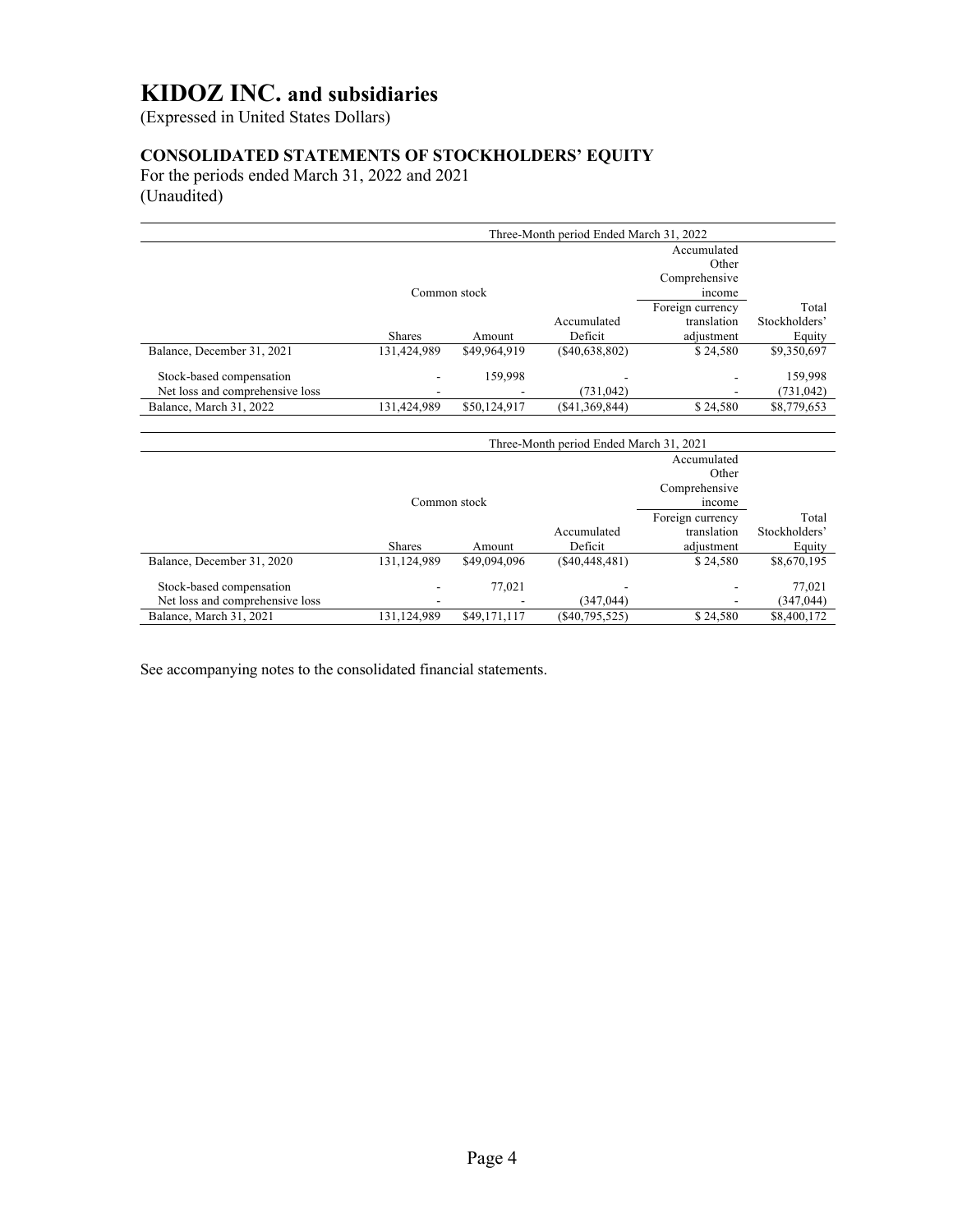# KIDOZ INC. and subsidiaries

(Expressed in United States Dollars)

## CONSOLIDATED STATEMENTS OF STOCKHOLDERS' EQUITY

For the periods ended March 31, 2022 and 2021
(Unaudited)

| | Three-Month period Ended March 31, 2022 | | | | |
|---|---|---|---|---|---|
| | Common stock | | | Accumulated Other Comprehensive income | |
| | Shares | Amount | Accumulated Deficit | Foreign currency translation adjustment | Total Stockholders' Equity |
| Balance, December 31, 2021 | 131,424,989 | $49,964,919 | ($40,638,802) | $ 24,580 | $9,350,697 |
| Stock-based compensation | - | 159,998 | - | - | 159,998 |
| Net loss and comprehensive loss | - | - | (731,042) | - | (731,042) |
| Balance, March 31, 2022 | 131,424,989 | $50,124,917 | ($41,369,844) | $ 24,580 | $8,779,653 |

| | Three-Month period Ended March 31, 2021 | | | | |
|---|---|---|---|---|---|
| | Common stock | | | Accumulated Other Comprehensive income | |
| | Shares | Amount | Accumulated Deficit | Foreign currency translation adjustment | Total Stockholders' Equity |
| Balance, December 31, 2020 | 131,124,989 | $49,094,096 | ($40,448,481) | $ 24,580 | $8,670,195 |
| Stock-based compensation | - | 77,021 | - | - | 77,021 |
| Net loss and comprehensive loss | - | - | (347,044) | - | (347,044) |
| Balance, March 31, 2021 | 131,124,989 | $49,171,117 | ($40,795,525) | $ 24,580 | $8,400,172 |

See accompanying notes to the consolidated financial statements.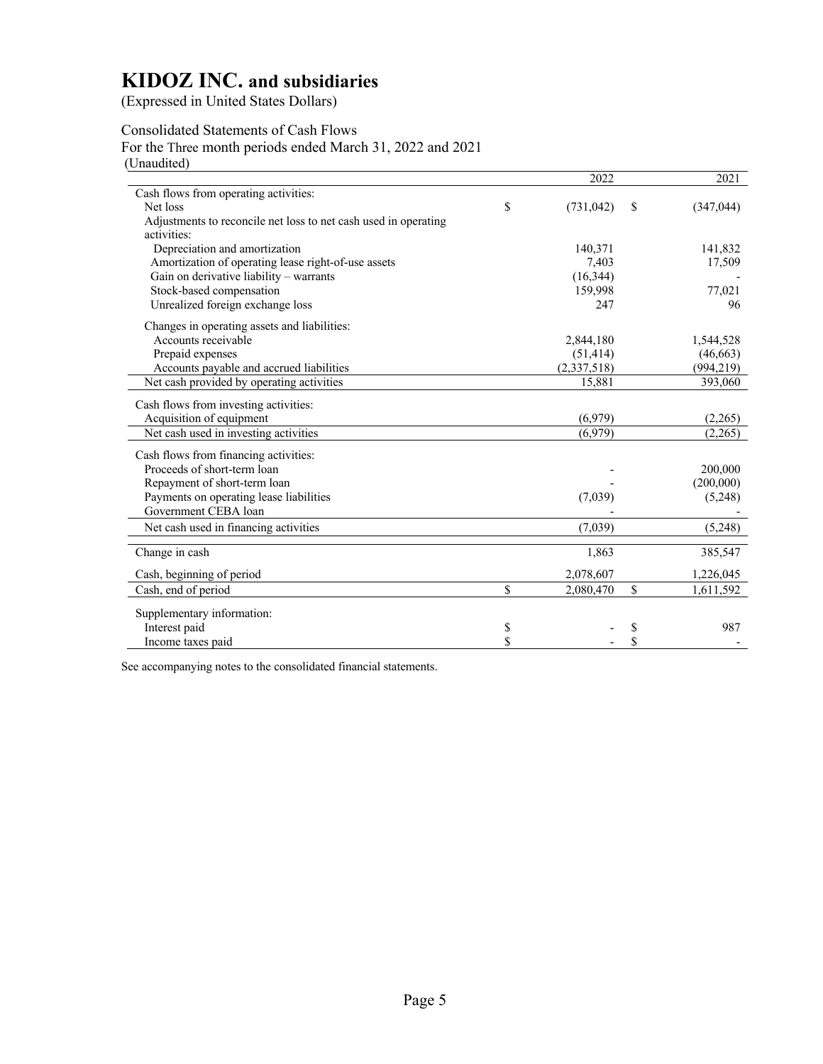# KIDOZ INC. and subsidiaries

(Expressed in United States Dollars)

Consolidated Statements of Cash Flows
For the Three month periods ended March 31, 2022 and 2021
(Unaudited)

| | 2022 | 2021 |
|---|---|---|
| Cash flows from operating activities: | | |
| Net loss | $ (731,042) | $ (347,044) |
| Adjustments to reconcile net loss to net cash used in operating activities: | | |
| Depreciation and amortization | 140,371 | 141,832 |
| Amortization of operating lease right-of-use assets | 7,403 | 17,509 |
| Gain on derivative liability – warrants | (16,344) | - |
| Stock-based compensation | 159,998 | 77,021 |
| Unrealized foreign exchange loss | 247 | 96 |
| Changes in operating assets and liabilities: | | |
| Accounts receivable | 2,844,180 | 1,544,528 |
| Prepaid expenses | (51,414) | (46,663) |
| Accounts payable and accrued liabilities | (2,337,518) | (994,219) |
| Net cash provided by operating activities | 15,881 | 393,060 |
| Cash flows from investing activities: | | |
| Acquisition of equipment | (6,979) | (2,265) |
| Net cash used in investing activities | (6,979) | (2,265) |
| Cash flows from financing activities: | | |
| Proceeds of short-term loan | - | 200,000 |
| Repayment of short-term loan | - | (200,000) |
| Payments on operating lease liabilities | (7,039) | (5,248) |
| Government CEBA loan | - | - |
| Net cash used in financing activities | (7,039) | (5,248) |
| Change in cash | 1,863 | 385,547 |
| Cash, beginning of period | 2,078,607 | 1,226,045 |
| Cash, end of period | $ 2,080,470 | $ 1,611,592 |
| Supplementary information: | | |
| Interest paid | $ - | $ 987 |
| Income taxes paid | $ - | $ - |

See accompanying notes to the consolidated financial statements.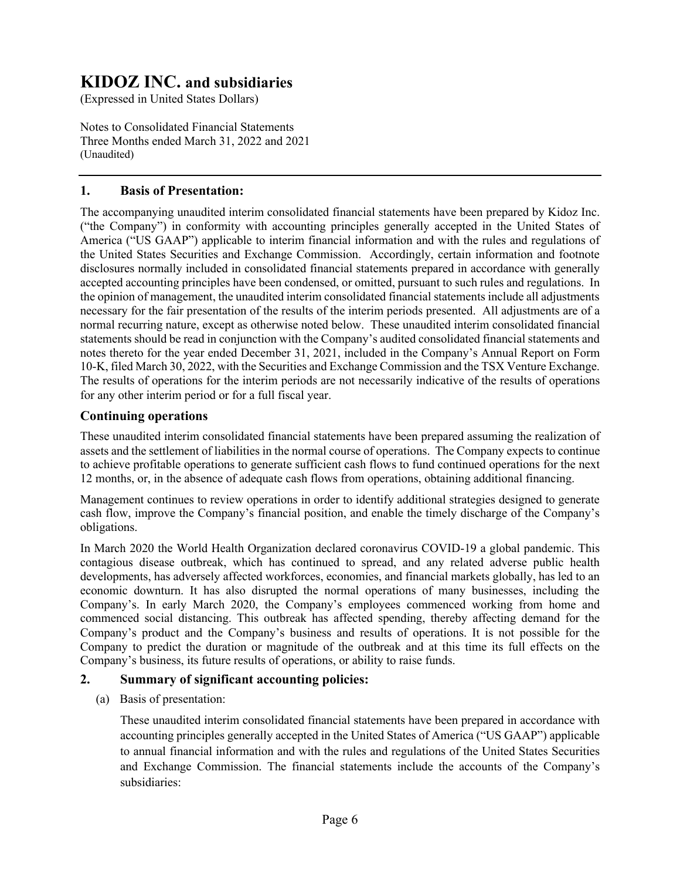# KIDOZ INC. and subsidiaries

(Expressed in United States Dollars)

Notes to Consolidated Financial Statements
Three Months ended March 31, 2022 and 2021
(Unaudited)

## 1. Basis of Presentation:

The accompanying unaudited interim consolidated financial statements have been prepared by Kidoz Inc. ("the Company") in conformity with accounting principles generally accepted in the United States of America ("US GAAP") applicable to interim financial information and with the rules and regulations of the United States Securities and Exchange Commission. Accordingly, certain information and footnote disclosures normally included in consolidated financial statements prepared in accordance with generally accepted accounting principles have been condensed, or omitted, pursuant to such rules and regulations. In the opinion of management, the unaudited interim consolidated financial statements include all adjustments necessary for the fair presentation of the results of the interim periods presented. All adjustments are of a normal recurring nature, except as otherwise noted below. These unaudited interim consolidated financial statements should be read in conjunction with the Company's audited consolidated financial statements and notes thereto for the year ended December 31, 2021, included in the Company's Annual Report on Form 10-K, filed March 30, 2022, with the Securities and Exchange Commission and the TSX Venture Exchange. The results of operations for the interim periods are not necessarily indicative of the results of operations for any other interim period or for a full fiscal year.

### Continuing operations

These unaudited interim consolidated financial statements have been prepared assuming the realization of assets and the settlement of liabilities in the normal course of operations. The Company expects to continue to achieve profitable operations to generate sufficient cash flows to fund continued operations for the next 12 months, or, in the absence of adequate cash flows from operations, obtaining additional financing.

Management continues to review operations in order to identify additional strategies designed to generate cash flow, improve the Company's financial position, and enable the timely discharge of the Company's obligations.

In March 2020 the World Health Organization declared coronavirus COVID-19 a global pandemic. This contagious disease outbreak, which has continued to spread, and any related adverse public health developments, has adversely affected workforces, economies, and financial markets globally, has led to an economic downturn. It has also disrupted the normal operations of many businesses, including the Company's. In early March 2020, the Company's employees commenced working from home and commenced social distancing. This outbreak has affected spending, thereby affecting demand for the Company's product and the Company's business and results of operations. It is not possible for the Company to predict the duration or magnitude of the outbreak and at this time its full effects on the Company's business, its future results of operations, or ability to raise funds.

## 2. Summary of significant accounting policies:

(a) Basis of presentation:

These unaudited interim consolidated financial statements have been prepared in accordance with accounting principles generally accepted in the United States of America ("US GAAP") applicable to annual financial information and with the rules and regulations of the United States Securities and Exchange Commission. The financial statements include the accounts of the Company's subsidiaries: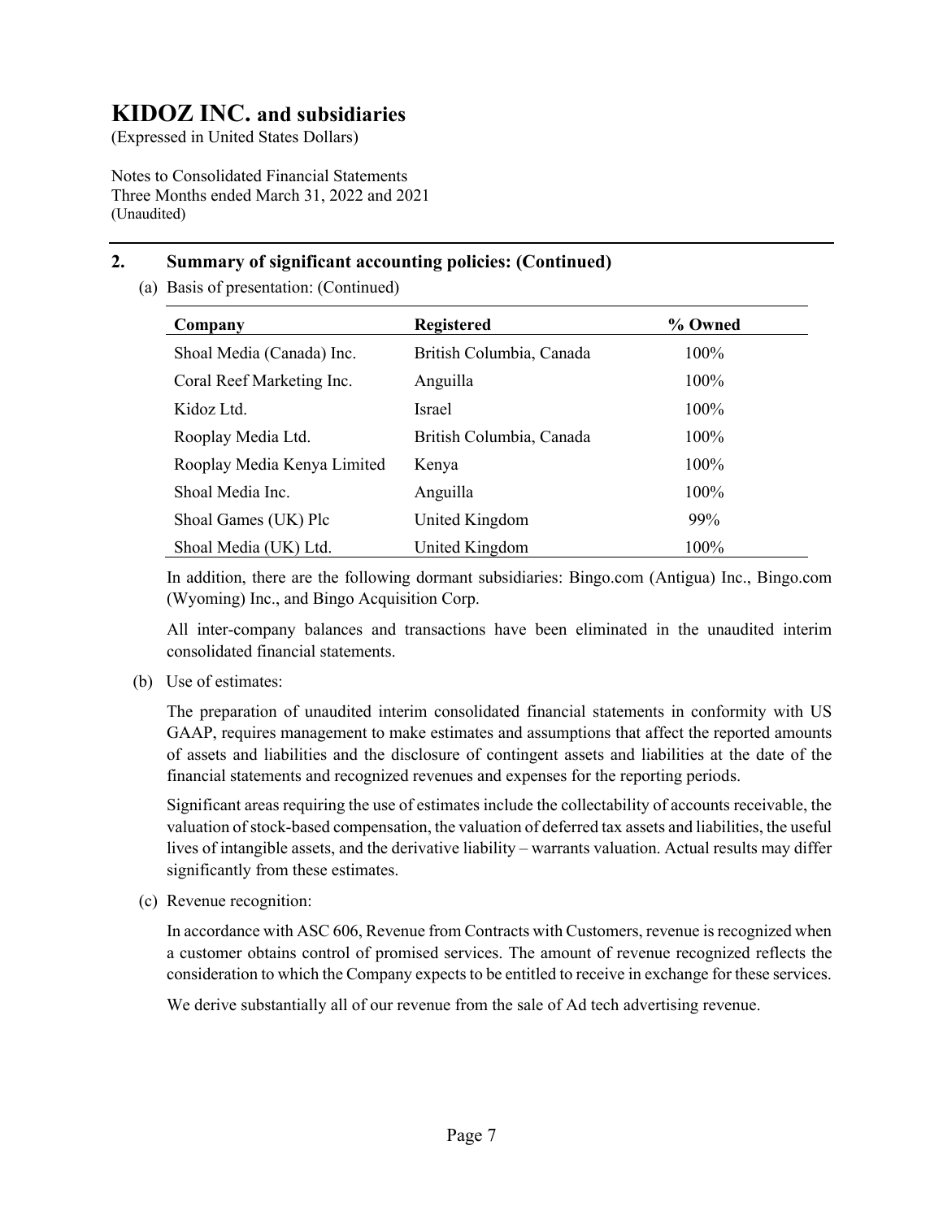# KIDOZ INC. and subsidiaries

(Expressed in United States Dollars)

Notes to Consolidated Financial Statements
Three Months ended March 31, 2022 and 2021
(Unaudited)

## 2. Summary of significant accounting policies: (Continued)

(a) Basis of presentation: (Continued)

| Company | Registered | % Owned |
|---|---|---|
| Shoal Media (Canada) Inc. | British Columbia, Canada | 100% |
| Coral Reef Marketing Inc. | Anguilla | 100% |
| Kidoz Ltd. | Israel | 100% |
| Rooplay Media Ltd. | British Columbia, Canada | 100% |
| Rooplay Media Kenya Limited | Kenya | 100% |
| Shoal Media Inc. | Anguilla | 100% |
| Shoal Games (UK) Plc | United Kingdom | 99% |
| Shoal Media (UK) Ltd. | United Kingdom | 100% |

In addition, there are the following dormant subsidiaries: Bingo.com (Antigua) Inc., Bingo.com (Wyoming) Inc., and Bingo Acquisition Corp.

All inter-company balances and transactions have been eliminated in the unaudited interim consolidated financial statements.

(b) Use of estimates:

The preparation of unaudited interim consolidated financial statements in conformity with US GAAP, requires management to make estimates and assumptions that affect the reported amounts of assets and liabilities and the disclosure of contingent assets and liabilities at the date of the financial statements and recognized revenues and expenses for the reporting periods.

Significant areas requiring the use of estimates include the collectability of accounts receivable, the valuation of stock-based compensation, the valuation of deferred tax assets and liabilities, the useful lives of intangible assets, and the derivative liability – warrants valuation. Actual results may differ significantly from these estimates.

(c) Revenue recognition:

In accordance with ASC 606, Revenue from Contracts with Customers, revenue is recognized when a customer obtains control of promised services. The amount of revenue recognized reflects the consideration to which the Company expects to be entitled to receive in exchange for these services.

We derive substantially all of our revenue from the sale of Ad tech advertising revenue.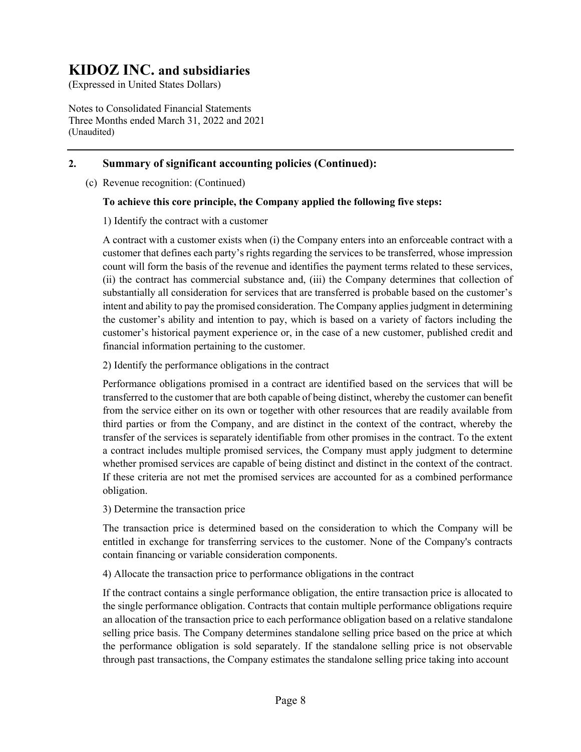## 2. Summary of significant accounting policies (Continued):

(c) Revenue recognition: (Continued)

**To achieve this core principle, the Company applied the following five steps:**

1) Identify the contract with a customer

A contract with a customer exists when (i) the Company enters into an enforceable contract with a customer that defines each party's rights regarding the services to be transferred, whose impression count will form the basis of the revenue and identifies the payment terms related to these services, (ii) the contract has commercial substance and, (iii) the Company determines that collection of substantially all consideration for services that are transferred is probable based on the customer's intent and ability to pay the promised consideration. The Company applies judgment in determining the customer's ability and intention to pay, which is based on a variety of factors including the customer's historical payment experience or, in the case of a new customer, published credit and financial information pertaining to the customer.

2) Identify the performance obligations in the contract

Performance obligations promised in a contract are identified based on the services that will be transferred to the customer that are both capable of being distinct, whereby the customer can benefit from the service either on its own or together with other resources that are readily available from third parties or from the Company, and are distinct in the context of the contract, whereby the transfer of the services is separately identifiable from other promises in the contract. To the extent a contract includes multiple promised services, the Company must apply judgment to determine whether promised services are capable of being distinct and distinct in the context of the contract. If these criteria are not met the promised services are accounted for as a combined performance obligation.

3) Determine the transaction price

The transaction price is determined based on the consideration to which the Company will be entitled in exchange for transferring services to the customer. None of the Company's contracts contain financing or variable consideration components.

4) Allocate the transaction price to performance obligations in the contract

If the contract contains a single performance obligation, the entire transaction price is allocated to the single performance obligation. Contracts that contain multiple performance obligations require an allocation of the transaction price to each performance obligation based on a relative standalone selling price basis. The Company determines standalone selling price based on the price at which the performance obligation is sold separately. If the standalone selling price is not observable through past transactions, the Company estimates the standalone selling price taking into account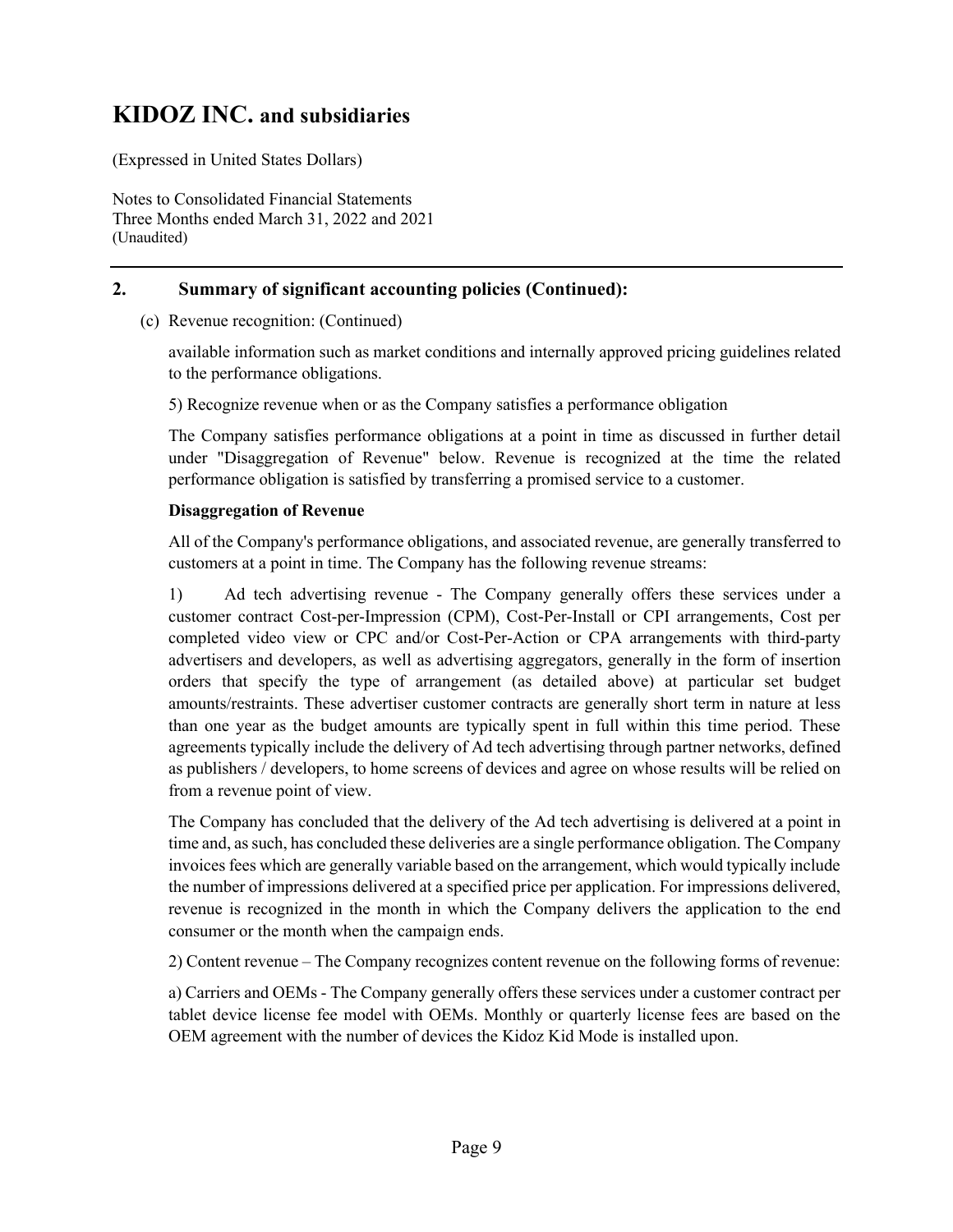## 2. Summary of significant accounting policies (Continued):

(c) Revenue recognition: (Continued)

available information such as market conditions and internally approved pricing guidelines related to the performance obligations.

5) Recognize revenue when or as the Company satisfies a performance obligation

The Company satisfies performance obligations at a point in time as discussed in further detail under "Disaggregation of Revenue" below. Revenue is recognized at the time the related performance obligation is satisfied by transferring a promised service to a customer.

**Disaggregation of Revenue**

All of the Company's performance obligations, and associated revenue, are generally transferred to customers at a point in time. The Company has the following revenue streams:

1) Ad tech advertising revenue - The Company generally offers these services under a customer contract Cost-per-Impression (CPM), Cost-Per-Install or CPI arrangements, Cost per completed video view or CPC and/or Cost-Per-Action or CPA arrangements with third-party advertisers and developers, as well as advertising aggregators, generally in the form of insertion orders that specify the type of arrangement (as detailed above) at particular set budget amounts/restraints. These advertiser customer contracts are generally short term in nature at less than one year as the budget amounts are typically spent in full within this time period. These agreements typically include the delivery of Ad tech advertising through partner networks, defined as publishers / developers, to home screens of devices and agree on whose results will be relied on from a revenue point of view.

The Company has concluded that the delivery of the Ad tech advertising is delivered at a point in time and, as such, has concluded these deliveries are a single performance obligation. The Company invoices fees which are generally variable based on the arrangement, which would typically include the number of impressions delivered at a specified price per application. For impressions delivered, revenue is recognized in the month in which the Company delivers the application to the end consumer or the month when the campaign ends.

2) Content revenue – The Company recognizes content revenue on the following forms of revenue:

a) Carriers and OEMs - The Company generally offers these services under a customer contract per tablet device license fee model with OEMs. Monthly or quarterly license fees are based on the OEM agreement with the number of devices the Kidoz Kid Mode is installed upon.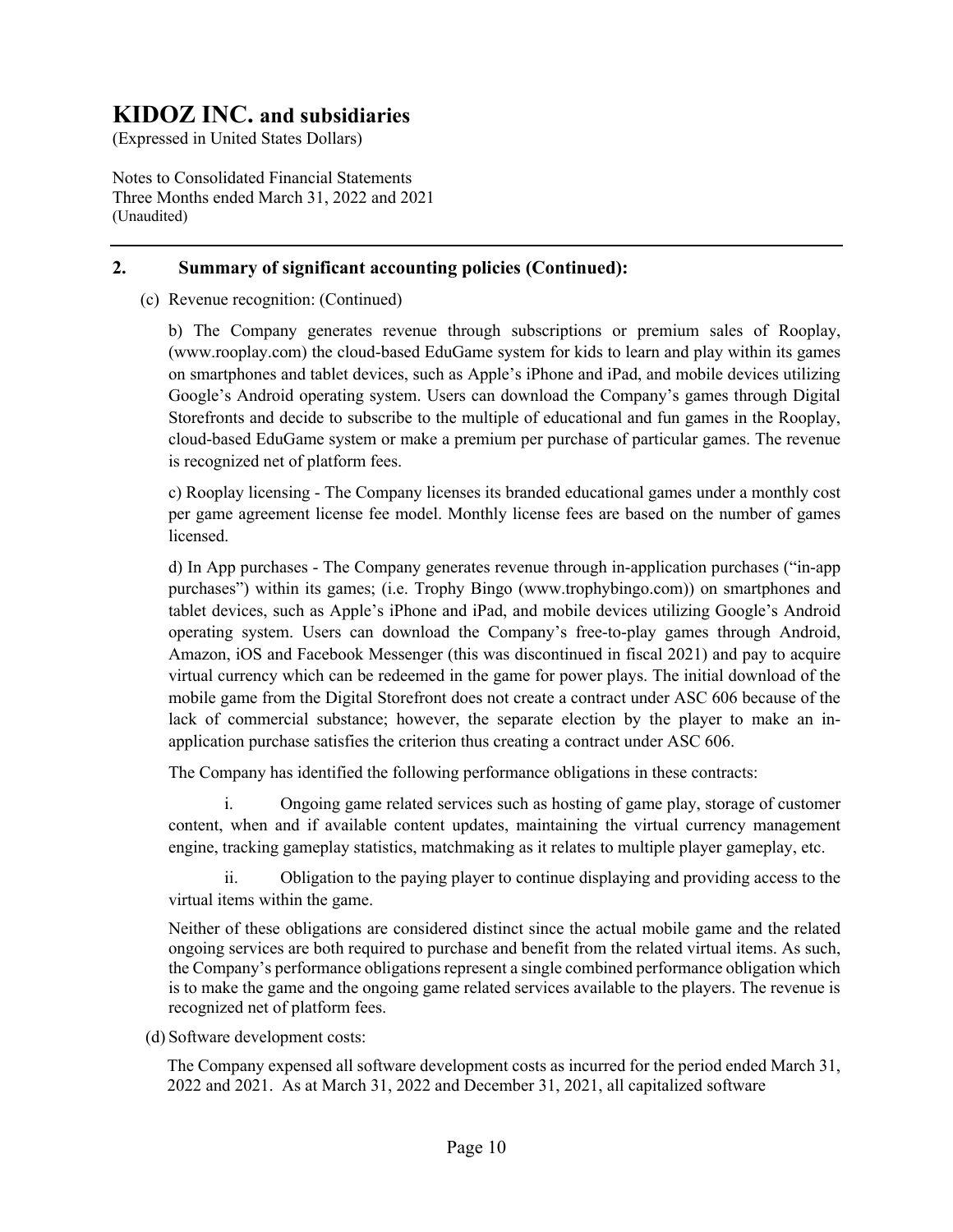## 2. Summary of significant accounting policies (Continued):

(c) Revenue recognition: (Continued)

b) The Company generates revenue through subscriptions or premium sales of Rooplay, (www.rooplay.com) the cloud-based EduGame system for kids to learn and play within its games on smartphones and tablet devices, such as Apple's iPhone and iPad, and mobile devices utilizing Google's Android operating system. Users can download the Company's games through Digital Storefronts and decide to subscribe to the multiple of educational and fun games in the Rooplay, cloud-based EduGame system or make a premium per purchase of particular games. The revenue is recognized net of platform fees.

c) Rooplay licensing - The Company licenses its branded educational games under a monthly cost per game agreement license fee model. Monthly license fees are based on the number of games licensed.

d) In App purchases - The Company generates revenue through in-application purchases ("in-app purchases") within its games; (i.e. Trophy Bingo (www.trophybingo.com)) on smartphones and tablet devices, such as Apple's iPhone and iPad, and mobile devices utilizing Google's Android operating system. Users can download the Company's free-to-play games through Android, Amazon, iOS and Facebook Messenger (this was discontinued in fiscal 2021) and pay to acquire virtual currency which can be redeemed in the game for power plays. The initial download of the mobile game from the Digital Storefront does not create a contract under ASC 606 because of the lack of commercial substance; however, the separate election by the player to make an in-application purchase satisfies the criterion thus creating a contract under ASC 606.

The Company has identified the following performance obligations in these contracts:

i. Ongoing game related services such as hosting of game play, storage of customer content, when and if available content updates, maintaining the virtual currency management engine, tracking gameplay statistics, matchmaking as it relates to multiple player gameplay, etc.

ii. Obligation to the paying player to continue displaying and providing access to the virtual items within the game.

Neither of these obligations are considered distinct since the actual mobile game and the related ongoing services are both required to purchase and benefit from the related virtual items. As such, the Company's performance obligations represent a single combined performance obligation which is to make the game and the ongoing game related services available to the players. The revenue is recognized net of platform fees.

(d) Software development costs:

The Company expensed all software development costs as incurred for the period ended March 31, 2022 and 2021. As at March 31, 2022 and December 31, 2021, all capitalized software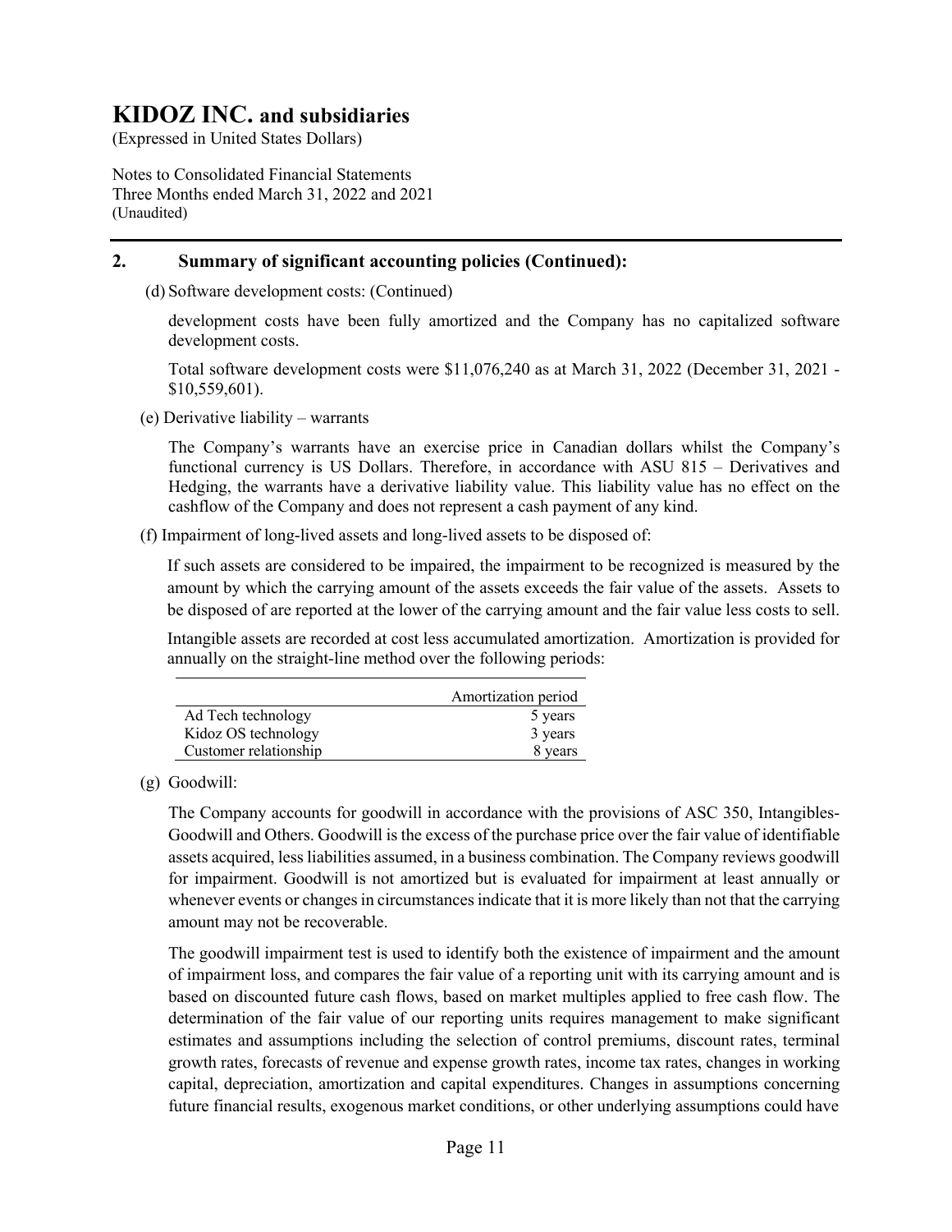## 2. Summary of significant accounting policies (Continued):

(d) Software development costs: (Continued)

development costs have been fully amortized and the Company has no capitalized software development costs.

Total software development costs were $11,076,240 as at March 31, 2022 (December 31, 2021 - $10,559,601).

(e) Derivative liability – warrants

The Company's warrants have an exercise price in Canadian dollars whilst the Company's functional currency is US Dollars. Therefore, in accordance with ASU 815 – Derivatives and Hedging, the warrants have a derivative liability value. This liability value has no effect on the cashflow of the Company and does not represent a cash payment of any kind.

(f) Impairment of long-lived assets and long-lived assets to be disposed of:

If such assets are considered to be impaired, the impairment to be recognized is measured by the amount by which the carrying amount of the assets exceeds the fair value of the assets. Assets to be disposed of are reported at the lower of the carrying amount and the fair value less costs to sell.

Intangible assets are recorded at cost less accumulated amortization. Amortization is provided for annually on the straight-line method over the following periods:

| | Amortization period |
|---|---|
| Ad Tech technology | 5 years |
| Kidoz OS technology | 3 years |
| Customer relationship | 8 years |

(g) Goodwill:

The Company accounts for goodwill in accordance with the provisions of ASC 350, Intangibles-Goodwill and Others. Goodwill is the excess of the purchase price over the fair value of identifiable assets acquired, less liabilities assumed, in a business combination. The Company reviews goodwill for impairment. Goodwill is not amortized but is evaluated for impairment at least annually or whenever events or changes in circumstances indicate that it is more likely than not that the carrying amount may not be recoverable.

The goodwill impairment test is used to identify both the existence of impairment and the amount of impairment loss, and compares the fair value of a reporting unit with its carrying amount and is based on discounted future cash flows, based on market multiples applied to free cash flow. The determination of the fair value of our reporting units requires management to make significant estimates and assumptions including the selection of control premiums, discount rates, terminal growth rates, forecasts of revenue and expense growth rates, income tax rates, changes in working capital, depreciation, amortization and capital expenditures. Changes in assumptions concerning future financial results, exogenous market conditions, or other underlying assumptions could have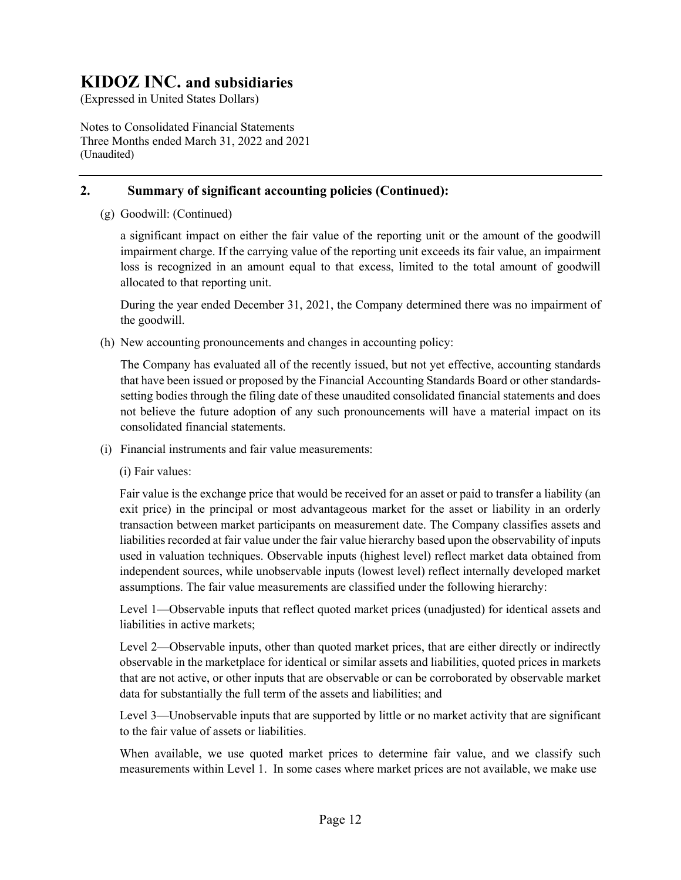## 2. Summary of significant accounting policies (Continued):

(g) Goodwill: (Continued)

a significant impact on either the fair value of the reporting unit or the amount of the goodwill impairment charge. If the carrying value of the reporting unit exceeds its fair value, an impairment loss is recognized in an amount equal to that excess, limited to the total amount of goodwill allocated to that reporting unit.

During the year ended December 31, 2021, the Company determined there was no impairment of the goodwill.

(h) New accounting pronouncements and changes in accounting policy:

The Company has evaluated all of the recently issued, but not yet effective, accounting standards that have been issued or proposed by the Financial Accounting Standards Board or other standards-setting bodies through the filing date of these unaudited consolidated financial statements and does not believe the future adoption of any such pronouncements will have a material impact on its consolidated financial statements.

(i) Financial instruments and fair value measurements:

(i) Fair values:

Fair value is the exchange price that would be received for an asset or paid to transfer a liability (an exit price) in the principal or most advantageous market for the asset or liability in an orderly transaction between market participants on measurement date. The Company classifies assets and liabilities recorded at fair value under the fair value hierarchy based upon the observability of inputs used in valuation techniques. Observable inputs (highest level) reflect market data obtained from independent sources, while unobservable inputs (lowest level) reflect internally developed market assumptions. The fair value measurements are classified under the following hierarchy:

Level 1—Observable inputs that reflect quoted market prices (unadjusted) for identical assets and liabilities in active markets;

Level 2—Observable inputs, other than quoted market prices, that are either directly or indirectly observable in the marketplace for identical or similar assets and liabilities, quoted prices in markets that are not active, or other inputs that are observable or can be corroborated by observable market data for substantially the full term of the assets and liabilities; and

Level 3—Unobservable inputs that are supported by little or no market activity that are significant to the fair value of assets or liabilities.

When available, we use quoted market prices to determine fair value, and we classify such measurements within Level 1. In some cases where market prices are not available, we make use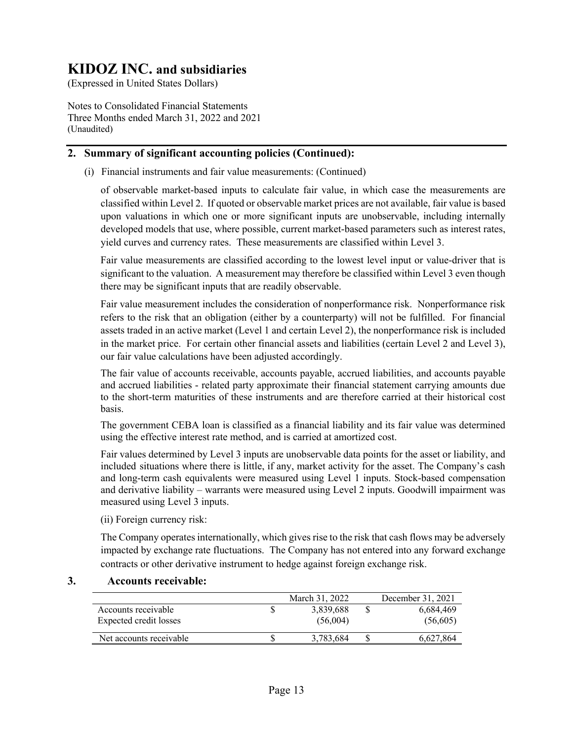# KIDOZ INC. and subsidiaries

(Expressed in United States Dollars)

Notes to Consolidated Financial Statements
Three Months ended March 31, 2022 and 2021
(Unaudited)

## 2. Summary of significant accounting policies (Continued):

(i) Financial instruments and fair value measurements: (Continued)

of observable market-based inputs to calculate fair value, in which case the measurements are classified within Level 2. If quoted or observable market prices are not available, fair value is based upon valuations in which one or more significant inputs are unobservable, including internally developed models that use, where possible, current market-based parameters such as interest rates, yield curves and currency rates. These measurements are classified within Level 3.

Fair value measurements are classified according to the lowest level input or value-driver that is significant to the valuation. A measurement may therefore be classified within Level 3 even though there may be significant inputs that are readily observable.

Fair value measurement includes the consideration of nonperformance risk. Nonperformance risk refers to the risk that an obligation (either by a counterparty) will not be fulfilled. For financial assets traded in an active market (Level 1 and certain Level 2), the nonperformance risk is included in the market price. For certain other financial assets and liabilities (certain Level 2 and Level 3), our fair value calculations have been adjusted accordingly.

The fair value of accounts receivable, accounts payable, accrued liabilities, and accounts payable and accrued liabilities - related party approximate their financial statement carrying amounts due to the short-term maturities of these instruments and are therefore carried at their historical cost basis.

The government CEBA loan is classified as a financial liability and its fair value was determined using the effective interest rate method, and is carried at amortized cost.

Fair values determined by Level 3 inputs are unobservable data points for the asset or liability, and included situations where there is little, if any, market activity for the asset. The Company's cash and long-term cash equivalents were measured using Level 1 inputs. Stock-based compensation and derivative liability – warrants were measured using Level 2 inputs. Goodwill impairment was measured using Level 3 inputs.

(ii) Foreign currency risk:

The Company operates internationally, which gives rise to the risk that cash flows may be adversely impacted by exchange rate fluctuations. The Company has not entered into any forward exchange contracts or other derivative instrument to hedge against foreign exchange risk.

## 3. Accounts receivable:

| | March 31, 2022 | December 31, 2021 |
|---|---|---|
| Accounts receivable | $ 3,839,688 | $ 6,684,469 |
| Expected credit losses | (56,004) | (56,605) |
| Net accounts receivable | $ 3,783,684 | $ 6,627,864 |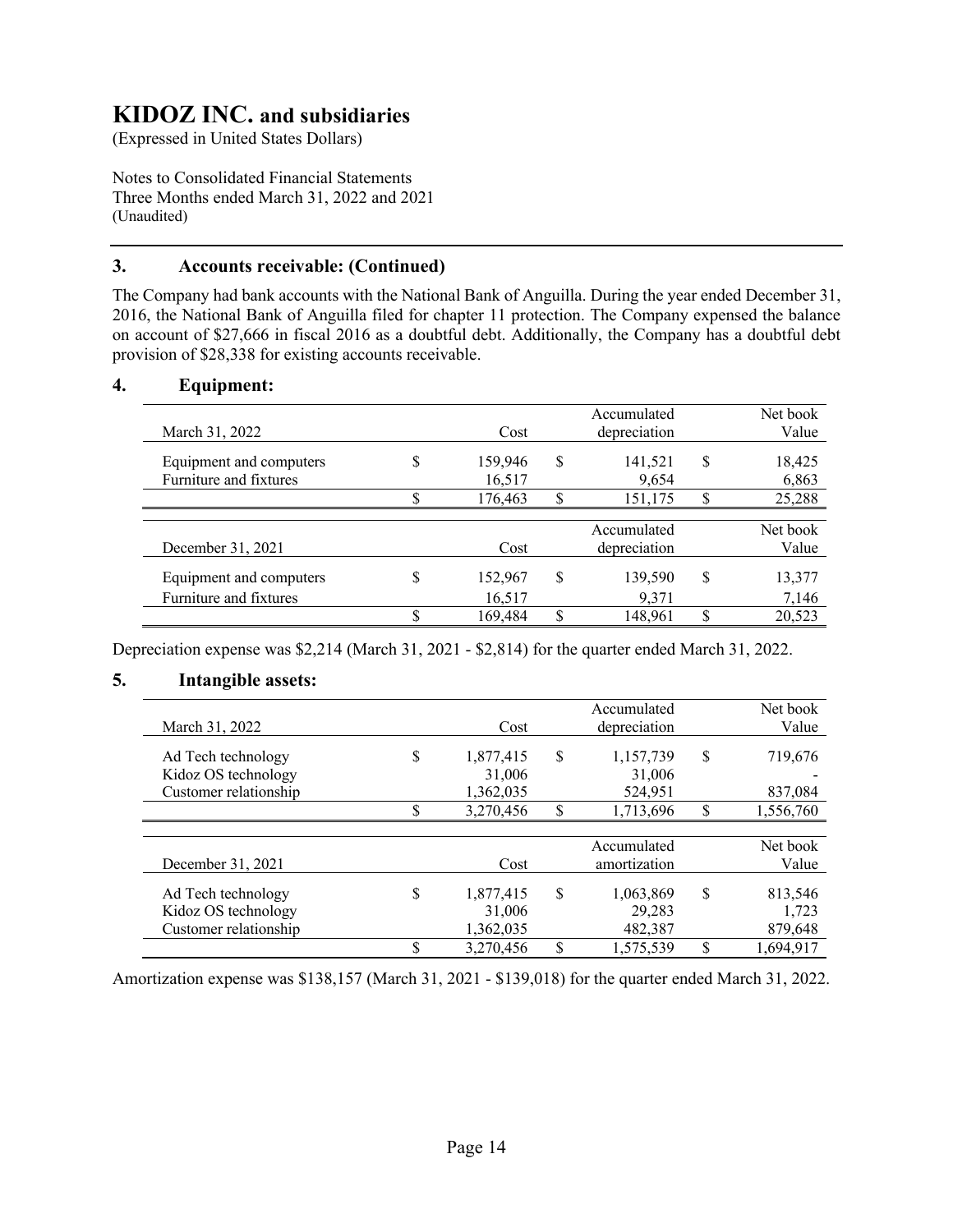# KIDOZ INC. and subsidiaries

(Expressed in United States Dollars)

Notes to Consolidated Financial Statements
Three Months ended March 31, 2022 and 2021
(Unaudited)

## 3. Accounts receivable: (Continued)

The Company had bank accounts with the National Bank of Anguilla. During the year ended December 31, 2016, the National Bank of Anguilla filed for chapter 11 protection. The Company expensed the balance on account of $27,666 in fiscal 2016 as a doubtful debt. Additionally, the Company has a doubtful debt provision of $28,338 for existing accounts receivable.

## 4. Equipment:

| March 31, 2022 | Cost | Accumulated depreciation | Net book Value |
|---|---|---|---|
| Equipment and computers | $ 159,946 | $ 141,521 | $ 18,425 |
| Furniture and fixtures | 16,517 | 9,654 | 6,863 |
| | $ 176,463 | $ 151,175 | $ 25,288 |

| December 31, 2021 | Cost | Accumulated depreciation | Net book Value |
|---|---|---|---|
| Equipment and computers | $ 152,967 | $ 139,590 | $ 13,377 |
| Furniture and fixtures | 16,517 | 9,371 | 7,146 |
| | $ 169,484 | $ 148,961 | $ 20,523 |

Depreciation expense was $2,214 (March 31, 2021 - $2,814) for the quarter ended March 31, 2022.

## 5. Intangible assets:

| March 31, 2022 | Cost | Accumulated depreciation | Net book Value |
|---|---|---|---|
| Ad Tech technology | $ 1,877,415 | $ 1,157,739 | $ 719,676 |
| Kidoz OS technology | 31,006 | 31,006 | - |
| Customer relationship | 1,362,035 | 524,951 | 837,084 |
| | $ 3,270,456 | $ 1,713,696 | $ 1,556,760 |

| December 31, 2021 | Cost | Accumulated amortization | Net book Value |
|---|---|---|---|
| Ad Tech technology | $ 1,877,415 | $ 1,063,869 | $ 813,546 |
| Kidoz OS technology | 31,006 | 29,283 | 1,723 |
| Customer relationship | 1,362,035 | 482,387 | 879,648 |
| | $ 3,270,456 | $ 1,575,539 | $ 1,694,917 |

Amortization expense was $138,157 (March 31, 2021 - $139,018) for the quarter ended March 31, 2022.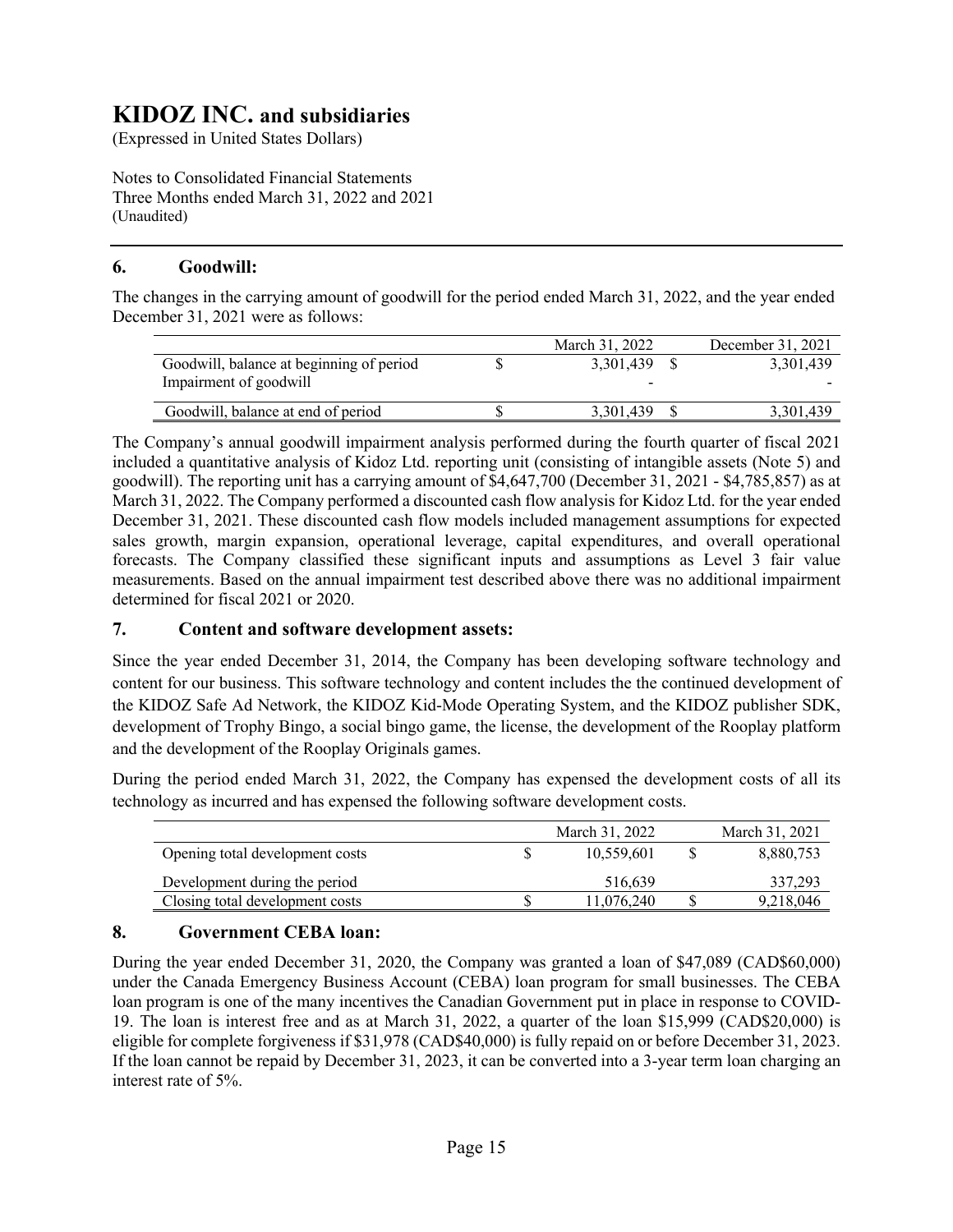# KIDOZ INC. and subsidiaries

(Expressed in United States Dollars)

Notes to Consolidated Financial Statements
Three Months ended March 31, 2022 and 2021
(Unaudited)

## 6. Goodwill:

The changes in the carrying amount of goodwill for the period ended March 31, 2022, and the year ended December 31, 2021 were as follows:

| | March 31, 2022 | December 31, 2021 |
|---|---|---|
| Goodwill, balance at beginning of period | $ 3,301,439 | $ 3,301,439 |
| Impairment of goodwill | - | - |
| Goodwill, balance at end of period | $ 3,301,439 | $ 3,301,439 |

The Company's annual goodwill impairment analysis performed during the fourth quarter of fiscal 2021 included a quantitative analysis of Kidoz Ltd. reporting unit (consisting of intangible assets (Note 5) and goodwill). The reporting unit has a carrying amount of $4,647,700 (December 31, 2021 - $4,785,857) as at March 31, 2022. The Company performed a discounted cash flow analysis for Kidoz Ltd. for the year ended December 31, 2021. These discounted cash flow models included management assumptions for expected sales growth, margin expansion, operational leverage, capital expenditures, and overall operational forecasts. The Company classified these significant inputs and assumptions as Level 3 fair value measurements. Based on the annual impairment test described above there was no additional impairment determined for fiscal 2021 or 2020.

## 7. Content and software development assets:

Since the year ended December 31, 2014, the Company has been developing software technology and content for our business. This software technology and content includes the the continued development of the KIDOZ Safe Ad Network, the KIDOZ Kid-Mode Operating System, and the KIDOZ publisher SDK, development of Trophy Bingo, a social bingo game, the license, the development of the Rooplay platform and the development of the Rooplay Originals games.

During the period ended March 31, 2022, the Company has expensed the development costs of all its technology as incurred and has expensed the following software development costs.

| | March 31, 2022 | March 31, 2021 |
|---|---|---|
| Opening total development costs | $ 10,559,601 | $ 8,880,753 |
| Development during the period | 516,639 | 337,293 |
| Closing total development costs | $ 11,076,240 | $ 9,218,046 |

## 8. Government CEBA loan:

During the year ended December 31, 2020, the Company was granted a loan of $47,089 (CAD$60,000) under the Canada Emergency Business Account (CEBA) loan program for small businesses. The CEBA loan program is one of the many incentives the Canadian Government put in place in response to COVID-19. The loan is interest free and as at March 31, 2022, a quarter of the loan $15,999 (CAD$20,000) is eligible for complete forgiveness if $31,978 (CAD$40,000) is fully repaid on or before December 31, 2023. If the loan cannot be repaid by December 31, 2023, it can be converted into a 3-year term loan charging an interest rate of 5%.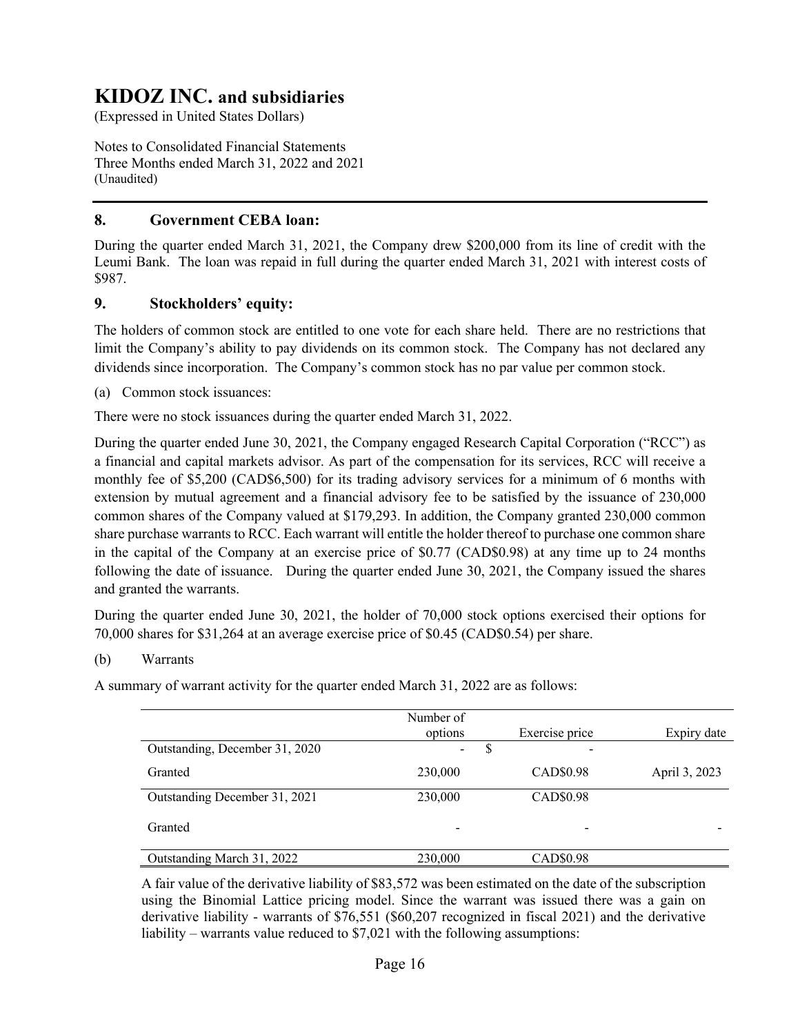# KIDOZ INC. and subsidiaries

(Expressed in United States Dollars)

Notes to Consolidated Financial Statements
Three Months ended March 31, 2022 and 2021
(Unaudited)

## 8. Government CEBA loan:

During the quarter ended March 31, 2021, the Company drew $200,000 from its line of credit with the Leumi Bank. The loan was repaid in full during the quarter ended March 31, 2021 with interest costs of $987.

## 9. Stockholders' equity:

The holders of common stock are entitled to one vote for each share held. There are no restrictions that limit the Company's ability to pay dividends on its common stock. The Company has not declared any dividends since incorporation. The Company's common stock has no par value per common stock.

(a) Common stock issuances:

There were no stock issuances during the quarter ended March 31, 2022.

During the quarter ended June 30, 2021, the Company engaged Research Capital Corporation ("RCC") as a financial and capital markets advisor. As part of the compensation for its services, RCC will receive a monthly fee of $5,200 (CAD$6,500) for its trading advisory services for a minimum of 6 months with extension by mutual agreement and a financial advisory fee to be satisfied by the issuance of 230,000 common shares of the Company valued at $179,293. In addition, the Company granted 230,000 common share purchase warrants to RCC. Each warrant will entitle the holder thereof to purchase one common share in the capital of the Company at an exercise price of $0.77 (CAD$0.98) at any time up to 24 months following the date of issuance. During the quarter ended June 30, 2021, the Company issued the shares and granted the warrants.

During the quarter ended June 30, 2021, the holder of 70,000 stock options exercised their options for 70,000 shares for $31,264 at an average exercise price of $0.45 (CAD$0.54) per share.

(b) Warrants

A summary of warrant activity for the quarter ended March 31, 2022 are as follows:

| | Number of options | Exercise price | Expiry date |
|---|---|---|---|
| Outstanding, December 31, 2020 | - | $ - | |
| Granted | 230,000 | CAD$0.98 | April 3, 2023 |
| Outstanding December 31, 2021 | 230,000 | CAD$0.98 | |
| Granted | - | - | - |
| Outstanding March 31, 2022 | 230,000 | CAD$0.98 | |

A fair value of the derivative liability of $83,572 was been estimated on the date of the subscription using the Binomial Lattice pricing model. Since the warrant was issued there was a gain on derivative liability - warrants of $76,551 ($60,207 recognized in fiscal 2021) and the derivative liability – warrants value reduced to $7,021 with the following assumptions: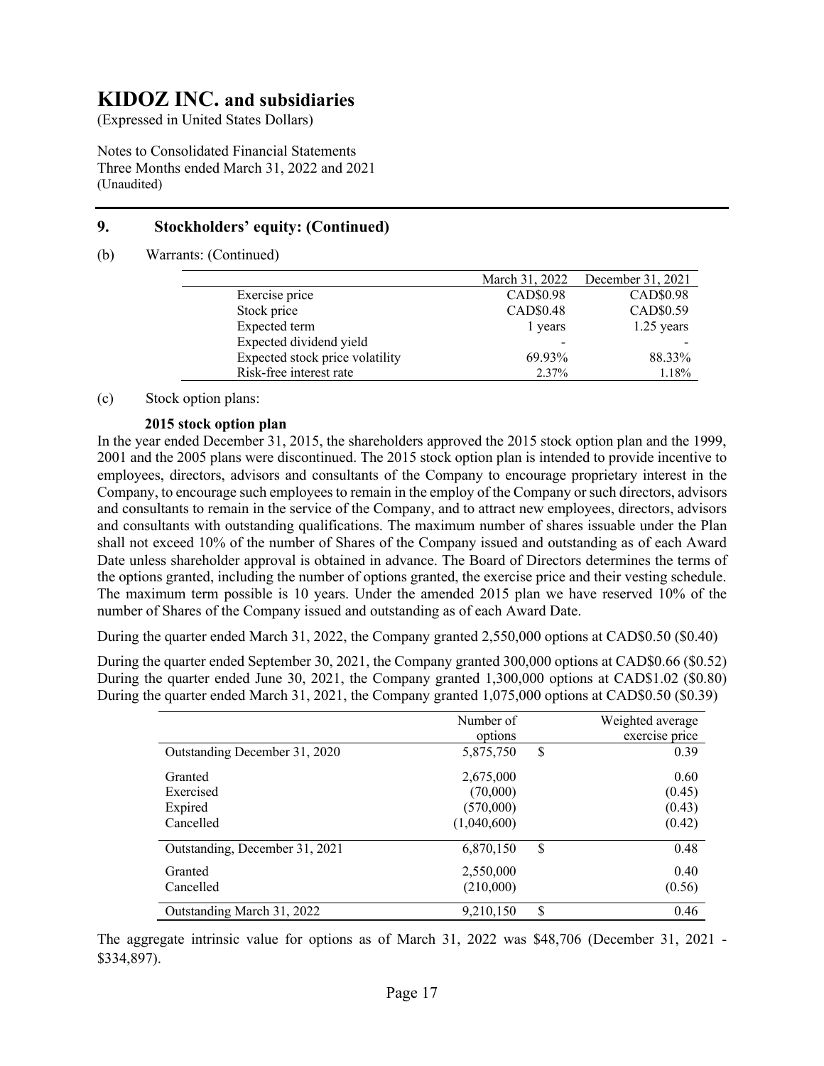# KIDOZ INC. and subsidiaries

(Expressed in United States Dollars)

Notes to Consolidated Financial Statements
Three Months ended March 31, 2022 and 2021
(Unaudited)

## 9. Stockholders' equity: (Continued)

(b) Warrants: (Continued)

| | March 31, 2022 | December 31, 2021 |
|---|---|---|
| Exercise price | CAD$0.98 | CAD$0.98 |
| Stock price | CAD$0.48 | CAD$0.59 |
| Expected term | 1 years | 1.25 years |
| Expected dividend yield | - | - |
| Expected stock price volatility | 69.93% | 88.33% |
| Risk-free interest rate | 2.37% | 1.18% |

(c) Stock option plans:

**2015 stock option plan**

In the year ended December 31, 2015, the shareholders approved the 2015 stock option plan and the 1999, 2001 and the 2005 plans were discontinued. The 2015 stock option plan is intended to provide incentive to employees, directors, advisors and consultants of the Company to encourage proprietary interest in the Company, to encourage such employees to remain in the employ of the Company or such directors, advisors and consultants to remain in the service of the Company, and to attract new employees, directors, advisors and consultants with outstanding qualifications. The maximum number of shares issuable under the Plan shall not exceed 10% of the number of Shares of the Company issued and outstanding as of each Award Date unless shareholder approval is obtained in advance. The Board of Directors determines the terms of the options granted, including the number of options granted, the exercise price and their vesting schedule. The maximum term possible is 10 years. Under the amended 2015 plan we have reserved 10% of the number of Shares of the Company issued and outstanding as of each Award Date.

During the quarter ended March 31, 2022, the Company granted 2,550,000 options at CAD$0.50 ($0.40)

During the quarter ended September 30, 2021, the Company granted 300,000 options at CAD$0.66 ($0.52)
During the quarter ended June 30, 2021, the Company granted 1,300,000 options at CAD$1.02 ($0.80)
During the quarter ended March 31, 2021, the Company granted 1,075,000 options at CAD$0.50 ($0.39)

| | Number of options | | Weighted average exercise price |
|---|---|---|---|
| Outstanding December 31, 2020 | 5,875,750 | $ | 0.39 |
| Granted | 2,675,000 | | 0.60 |
| Exercised | (70,000) | | (0.45) |
| Expired | (570,000) | | (0.43) |
| Cancelled | (1,040,600) | | (0.42) |
| Outstanding, December 31, 2021 | 6,870,150 | $ | 0.48 |
| Granted | 2,550,000 | | 0.40 |
| Cancelled | (210,000) | | (0.56) |
| Outstanding March 31, 2022 | 9,210,150 | $ | 0.46 |

The aggregate intrinsic value for options as of March 31, 2022 was $48,706 (December 31, 2021 - $334,897).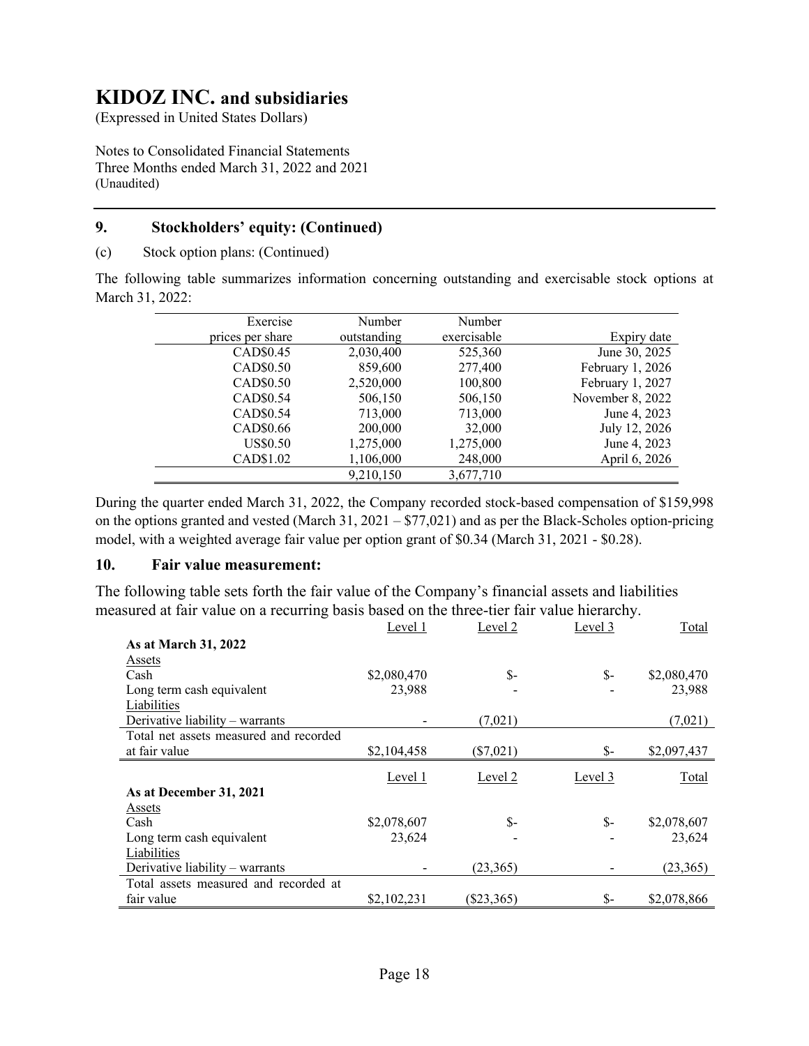# KIDOZ INC. and subsidiaries

(Expressed in United States Dollars)

Notes to Consolidated Financial Statements
Three Months ended March 31, 2022 and 2021
(Unaudited)

## 9. Stockholders' equity: (Continued)

(c) Stock option plans: (Continued)

The following table summarizes information concerning outstanding and exercisable stock options at March 31, 2022:

| Exercise prices per share | Number outstanding | Number exercisable | Expiry date |
|---|---|---|---|
| CAD$0.45 | 2,030,400 | 525,360 | June 30, 2025 |
| CAD$0.50 | 859,600 | 277,400 | February 1, 2026 |
| CAD$0.50 | 2,520,000 | 100,800 | February 1, 2027 |
| CAD$0.54 | 506,150 | 506,150 | November 8, 2022 |
| CAD$0.54 | 713,000 | 713,000 | June 4, 2023 |
| CAD$0.66 | 200,000 | 32,000 | July 12, 2026 |
| US$0.50 | 1,275,000 | 1,275,000 | June 4, 2023 |
| CAD$1.02 | 1,106,000 | 248,000 | April 6, 2026 |
| | 9,210,150 | 3,677,710 | |

During the quarter ended March 31, 2022, the Company recorded stock-based compensation of $159,998 on the options granted and vested (March 31, 2021 – $77,021) and as per the Black-Scholes option-pricing model, with a weighted average fair value per option grant of $0.34 (March 31, 2021 - $0.28).

## 10. Fair value measurement:

The following table sets forth the fair value of the Company's financial assets and liabilities measured at fair value on a recurring basis based on the three-tier fair value hierarchy.

| | Level 1 | Level 2 | Level 3 | Total |
|---|---|---|---|---|
| **As at March 31, 2022** | | | | |
| Assets | | | | |
| Cash | $2,080,470 | $- | $- | $2,080,470 |
| Long term cash equivalent | 23,988 | - | - | 23,988 |
| Liabilities | | | | |
| Derivative liability – warrants | - | (7,021) | | (7,021) |
| Total net assets measured and recorded at fair value | $2,104,458 | ($7,021) | $- | $2,097,437 |
| | Level 1 | Level 2 | Level 3 | Total |
| **As at December 31, 2021** | | | | |
| Assets | | | | |
| Cash | $2,078,607 | $- | $- | $2,078,607 |
| Long term cash equivalent | 23,624 | - | - | 23,624 |
| Liabilities | | | | |
| Derivative liability – warrants | - | (23,365) | - | (23,365) |
| Total assets measured and recorded at fair value | $2,102,231 | ($23,365) | $- | $2,078,866 |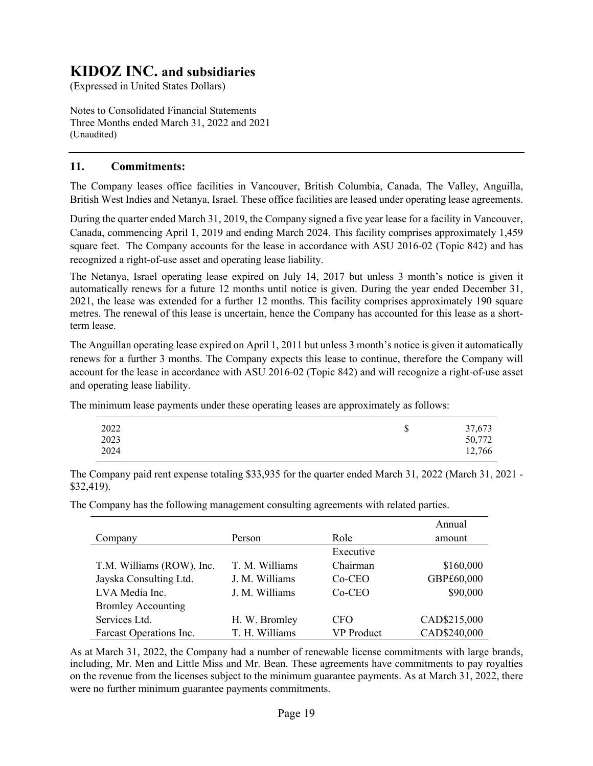# KIDOZ INC. and subsidiaries

(Expressed in United States Dollars)

Notes to Consolidated Financial Statements
Three Months ended March 31, 2022 and 2021
(Unaudited)

## 11. Commitments:

The Company leases office facilities in Vancouver, British Columbia, Canada, The Valley, Anguilla, British West Indies and Netanya, Israel. These office facilities are leased under operating lease agreements.

During the quarter ended March 31, 2019, the Company signed a five year lease for a facility in Vancouver, Canada, commencing April 1, 2019 and ending March 2024. This facility comprises approximately 1,459 square feet. The Company accounts for the lease in accordance with ASU 2016-02 (Topic 842) and has recognized a right-of-use asset and operating lease liability.

The Netanya, Israel operating lease expired on July 14, 2017 but unless 3 month's notice is given it automatically renews for a future 12 months until notice is given. During the year ended December 31, 2021, the lease was extended for a further 12 months. This facility comprises approximately 190 square metres. The renewal of this lease is uncertain, hence the Company has accounted for this lease as a short-term lease.

The Anguillan operating lease expired on April 1, 2011 but unless 3 month's notice is given it automatically renews for a further 3 months. The Company expects this lease to continue, therefore the Company will account for the lease in accordance with ASU 2016-02 (Topic 842) and will recognize a right-of-use asset and operating lease liability.

The minimum lease payments under these operating leases are approximately as follows:

| | | |
|---|---|---|
| 2022 | $ | 37,673 |
| 2023 | | 50,772 |
| 2024 | | 12,766 |

The Company paid rent expense totaling $33,935 for the quarter ended March 31, 2022 (March 31, 2021 - $32,419).

The Company has the following management consulting agreements with related parties.

| Company | Person | Role | Annual amount |
|---|---|---|---|
| T.M. Williams (ROW), Inc. | T. M. Williams | Executive Chairman | $160,000 |
| Jayska Consulting Ltd. | J. M. Williams | Co-CEO | GBP£60,000 |
| LVA Media Inc. | J. M. Williams | Co-CEO | $90,000 |
| Bromley Accounting Services Ltd. | H. W. Bromley | CFO | CAD$215,000 |
| Farcast Operations Inc. | T. H. Williams | VP Product | CAD$240,000 |

As at March 31, 2022, the Company had a number of renewable license commitments with large brands, including, Mr. Men and Little Miss and Mr. Bean. These agreements have commitments to pay royalties on the revenue from the licenses subject to the minimum guarantee payments. As at March 31, 2022, there were no further minimum guarantee payments commitments.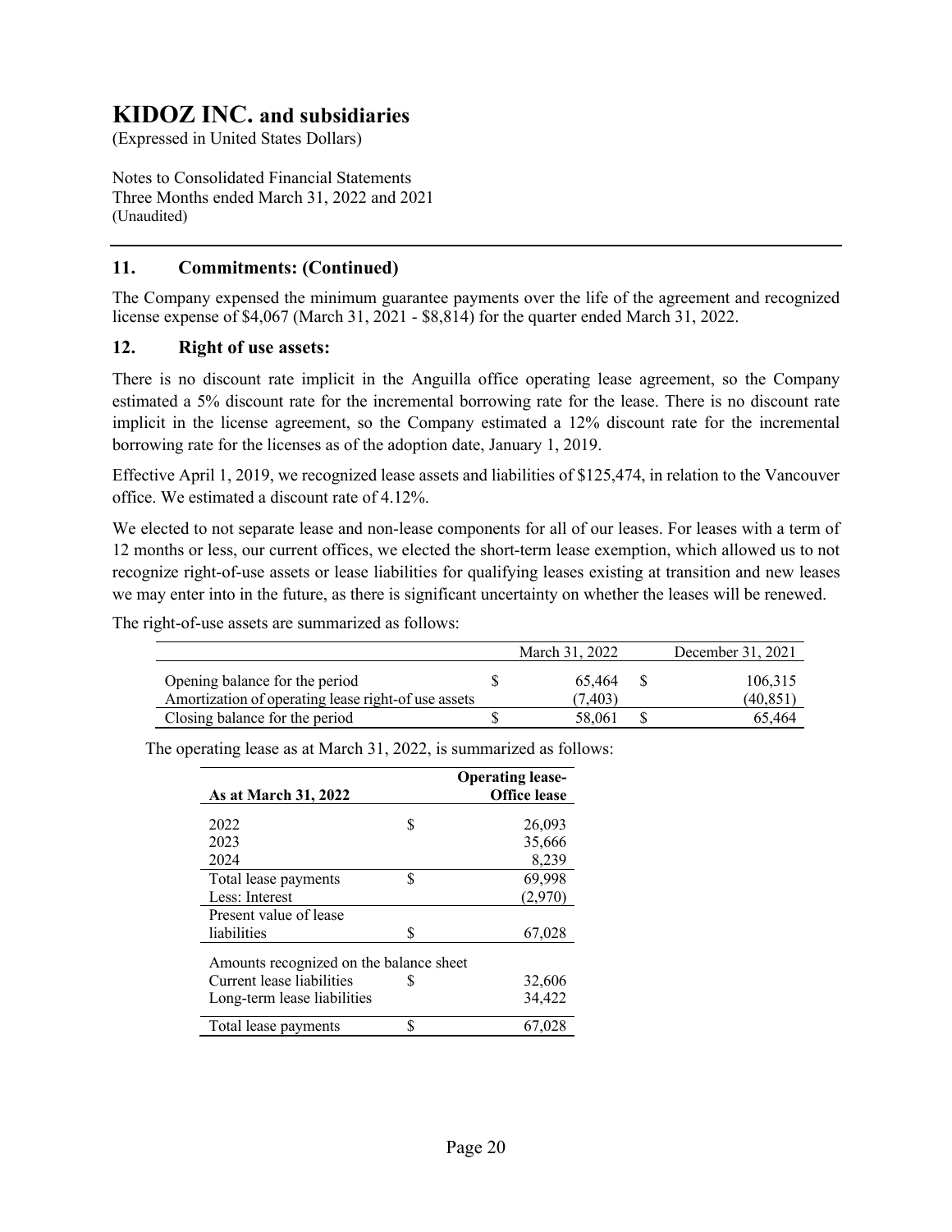# KIDOZ INC. and subsidiaries

(Expressed in United States Dollars)

Notes to Consolidated Financial Statements
Three Months ended March 31, 2022 and 2021
(Unaudited)

## 11. Commitments: (Continued)

The Company expensed the minimum guarantee payments over the life of the agreement and recognized license expense of $4,067 (March 31, 2021 - $8,814) for the quarter ended March 31, 2022.

## 12. Right of use assets:

There is no discount rate implicit in the Anguilla office operating lease agreement, so the Company estimated a 5% discount rate for the incremental borrowing rate for the lease. There is no discount rate implicit in the license agreement, so the Company estimated a 12% discount rate for the incremental borrowing rate for the licenses as of the adoption date, January 1, 2019.

Effective April 1, 2019, we recognized lease assets and liabilities of $125,474, in relation to the Vancouver office. We estimated a discount rate of 4.12%.

We elected to not separate lease and non-lease components for all of our leases. For leases with a term of 12 months or less, our current offices, we elected the short-term lease exemption, which allowed us to not recognize right-of-use assets or lease liabilities for qualifying leases existing at transition and new leases we may enter into in the future, as there is significant uncertainty on whether the leases will be renewed.

The right-of-use assets are summarized as follows:

| | | March 31, 2022 | | December 31, 2021 |
|---|---|---|---|---|
| Opening balance for the period | $ | 65,464 | $ | 106,315 |
| Amortization of operating lease right-of use assets | | (7,403) | | (40,851) |
| Closing balance for the period | $ | 58,061 | $ | 65,464 |

The operating lease as at March 31, 2022, is summarized as follows:

| **As at March 31, 2022** | | **Operating lease-Office lease** |
|---|---|---|
| 2022 | $ | 26,093 |
| 2023 | | 35,666 |
| 2024 | | 8,239 |
| Total lease payments | $ | 69,998 |
| Less: Interest | | (2,970) |
| Present value of lease liabilities | $ | 67,028 |
| Amounts recognized on the balance sheet | | |
| Current lease liabilities | $ | 32,606 |
| Long-term lease liabilities | | 34,422 |
| Total lease payments | $ | 67,028 |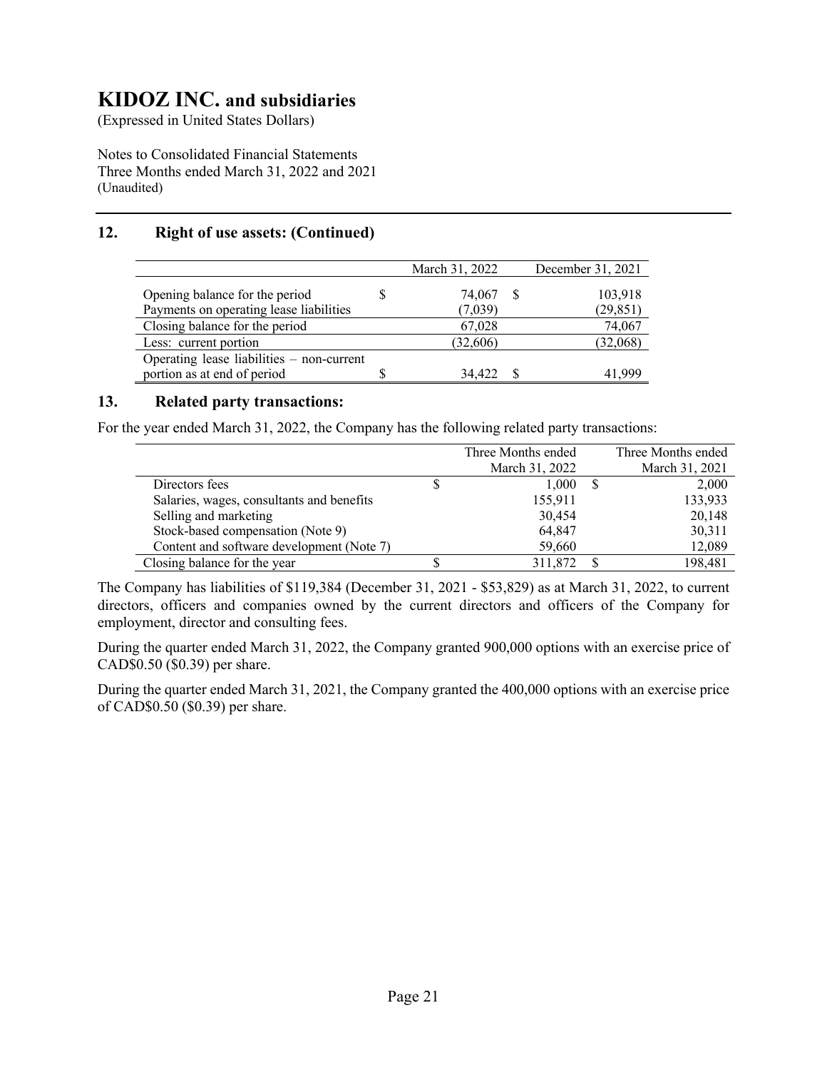# KIDOZ INC. and subsidiaries

(Expressed in United States Dollars)

Notes to Consolidated Financial Statements
Three Months ended March 31, 2022 and 2021
(Unaudited)

## 12. Right of use assets: (Continued)

| | March 31, 2022 | December 31, 2021 |
|---|---|---|
| Opening balance for the period | $ 74,067 | $ 103,918 |
| Payments on operating lease liabilities | (7,039) | (29,851) |
| Closing balance for the period | 67,028 | 74,067 |
| Less: current portion | (32,606) | (32,068) |
| Operating lease liabilities – non-current portion as at end of period | $ 34,422 | $ 41,999 |

## 13. Related party transactions:

For the year ended March 31, 2022, the Company has the following related party transactions:

| | Three Months ended March 31, 2022 | Three Months ended March 31, 2021 |
|---|---|---|
| Directors fees | $ 1,000 | $ 2,000 |
| Salaries, wages, consultants and benefits | 155,911 | 133,933 |
| Selling and marketing | 30,454 | 20,148 |
| Stock-based compensation (Note 9) | 64,847 | 30,311 |
| Content and software development (Note 7) | 59,660 | 12,089 |
| Closing balance for the year | $ 311,872 | $ 198,481 |

The Company has liabilities of $119,384 (December 31, 2021 - $53,829) as at March 31, 2022, to current directors, officers and companies owned by the current directors and officers of the Company for employment, director and consulting fees.

During the quarter ended March 31, 2022, the Company granted 900,000 options with an exercise price of CAD$0.50 ($0.39) per share.

During the quarter ended March 31, 2021, the Company granted the 400,000 options with an exercise price of CAD$0.50 ($0.39) per share.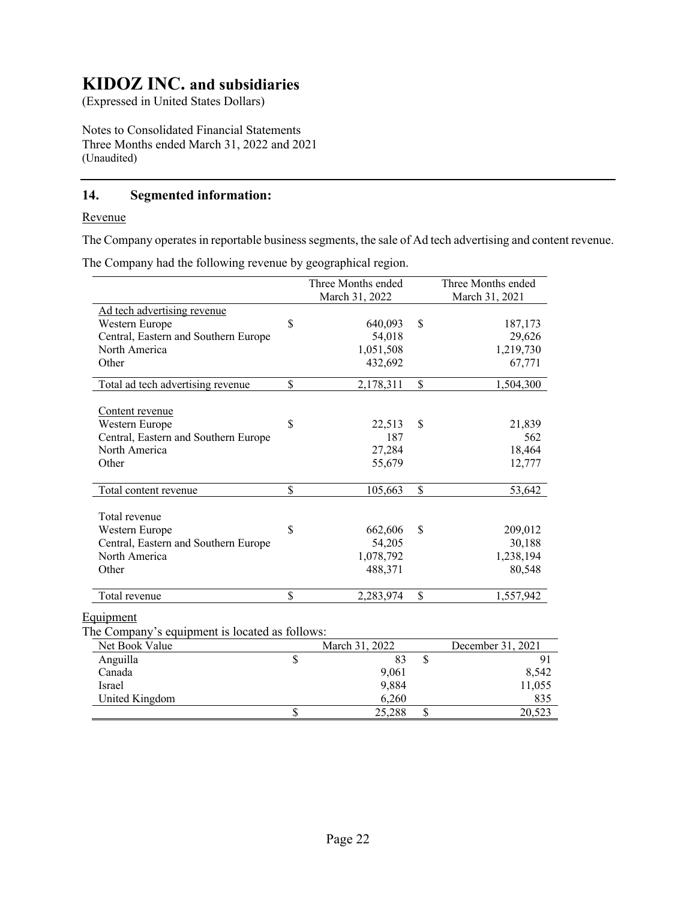# KIDOZ INC. and subsidiaries

(Expressed in United States Dollars)

Notes to Consolidated Financial Statements
Three Months ended March 31, 2022 and 2021
(Unaudited)

## 14. Segmented information:

Revenue

The Company operates in reportable business segments, the sale of Ad tech advertising and content revenue.

The Company had the following revenue by geographical region.

| | Three Months ended March 31, 2022 | Three Months ended March 31, 2021 |
|---|---|---|
| Ad tech advertising revenue | | |
| Western Europe | $ 640,093 | $ 187,173 |
| Central, Eastern and Southern Europe | 54,018 | 29,626 |
| North America | 1,051,508 | 1,219,730 |
| Other | 432,692 | 67,771 |
| Total ad tech advertising revenue | $ 2,178,311 | $ 1,504,300 |
| Content revenue | | |
| Western Europe | $ 22,513 | $ 21,839 |
| Central, Eastern and Southern Europe | 187 | 562 |
| North America | 27,284 | 18,464 |
| Other | 55,679 | 12,777 |
| Total content revenue | $ 105,663 | $ 53,642 |
| Total revenue | | |
| Western Europe | $ 662,606 | $ 209,012 |
| Central, Eastern and Southern Europe | 54,205 | 30,188 |
| North America | 1,078,792 | 1,238,194 |
| Other | 488,371 | 80,548 |
| Total revenue | $ 2,283,974 | $ 1,557,942 |

Equipment

The Company's equipment is located as follows:

| Net Book Value | March 31, 2022 | December 31, 2021 |
|---|---|---|
| Anguilla | $ 83 | $ 91 |
| Canada | 9,061 | 8,542 |
| Israel | 9,884 | 11,055 |
| United Kingdom | 6,260 | 835 |
| | $ 25,288 | $ 20,523 |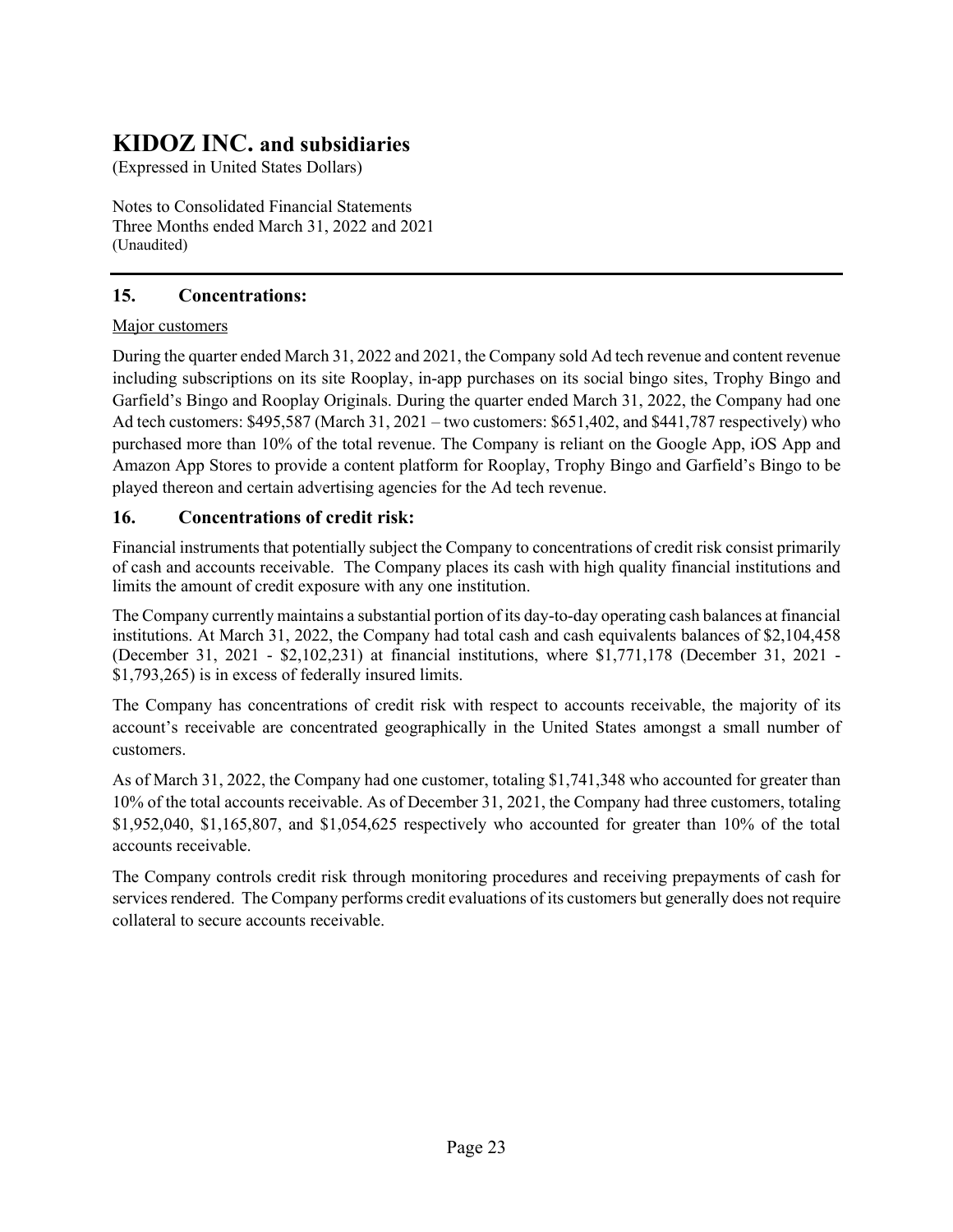# KIDOZ INC. and subsidiaries

(Expressed in United States Dollars)

Notes to Consolidated Financial Statements
Three Months ended March 31, 2022 and 2021
(Unaudited)

## 15. Concentrations:

Major customers

During the quarter ended March 31, 2022 and 2021, the Company sold Ad tech revenue and content revenue including subscriptions on its site Rooplay, in-app purchases on its social bingo sites, Trophy Bingo and Garfield's Bingo and Rooplay Originals. During the quarter ended March 31, 2022, the Company had one Ad tech customers: $495,587 (March 31, 2021 – two customers: $651,402, and $441,787 respectively) who purchased more than 10% of the total revenue. The Company is reliant on the Google App, iOS App and Amazon App Stores to provide a content platform for Rooplay, Trophy Bingo and Garfield's Bingo to be played thereon and certain advertising agencies for the Ad tech revenue.

## 16. Concentrations of credit risk:

Financial instruments that potentially subject the Company to concentrations of credit risk consist primarily of cash and accounts receivable. The Company places its cash with high quality financial institutions and limits the amount of credit exposure with any one institution.

The Company currently maintains a substantial portion of its day-to-day operating cash balances at financial institutions. At March 31, 2022, the Company had total cash and cash equivalents balances of $2,104,458 (December 31, 2021 - $2,102,231) at financial institutions, where $1,771,178 (December 31, 2021 - $1,793,265) is in excess of federally insured limits.

The Company has concentrations of credit risk with respect to accounts receivable, the majority of its account's receivable are concentrated geographically in the United States amongst a small number of customers.

As of March 31, 2022, the Company had one customer, totaling $1,741,348 who accounted for greater than 10% of the total accounts receivable. As of December 31, 2021, the Company had three customers, totaling $1,952,040, $1,165,807, and $1,054,625 respectively who accounted for greater than 10% of the total accounts receivable.

The Company controls credit risk through monitoring procedures and receiving prepayments of cash for services rendered. The Company performs credit evaluations of its customers but generally does not require collateral to secure accounts receivable.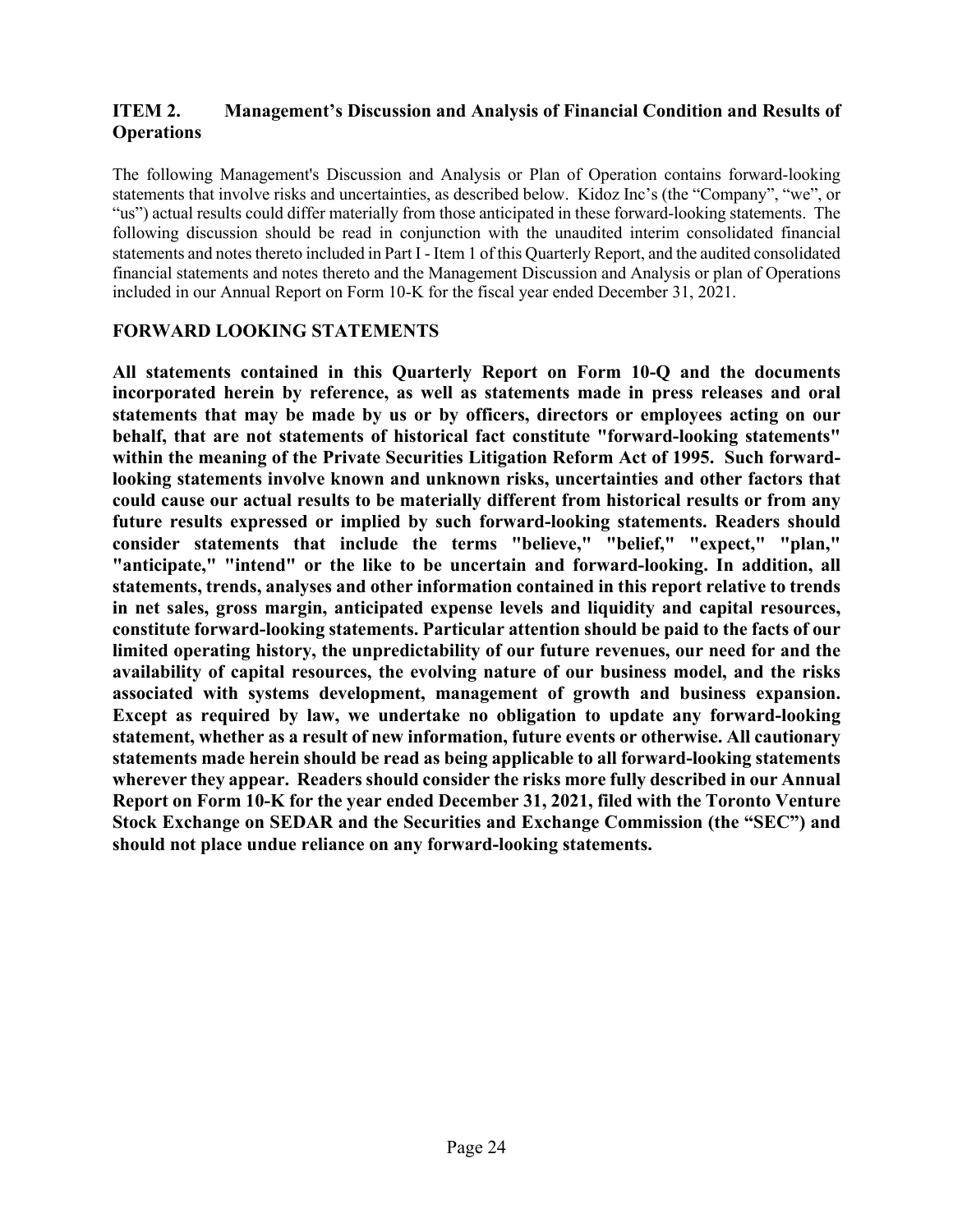## ITEM 2. Management's Discussion and Analysis of Financial Condition and Results of Operations

The following Management's Discussion and Analysis or Plan of Operation contains forward-looking statements that involve risks and uncertainties, as described below. Kidoz Inc's (the "Company", "we", or "us") actual results could differ materially from those anticipated in these forward-looking statements. The following discussion should be read in conjunction with the unaudited interim consolidated financial statements and notes thereto included in Part I - Item 1 of this Quarterly Report, and the audited consolidated financial statements and notes thereto and the Management Discussion and Analysis or plan of Operations included in our Annual Report on Form 10-K for the fiscal year ended December 31, 2021.

## FORWARD LOOKING STATEMENTS

**All statements contained in this Quarterly Report on Form 10-Q and the documents incorporated herein by reference, as well as statements made in press releases and oral statements that may be made by us or by officers, directors or employees acting on our behalf, that are not statements of historical fact constitute "forward-looking statements" within the meaning of the Private Securities Litigation Reform Act of 1995. Such forward-looking statements involve known and unknown risks, uncertainties and other factors that could cause our actual results to be materially different from historical results or from any future results expressed or implied by such forward-looking statements. Readers should consider statements that include the terms "believe," "belief," "expect," "plan," "anticipate," "intend" or the like to be uncertain and forward-looking. In addition, all statements, trends, analyses and other information contained in this report relative to trends in net sales, gross margin, anticipated expense levels and liquidity and capital resources, constitute forward-looking statements. Particular attention should be paid to the facts of our limited operating history, the unpredictability of our future revenues, our need for and the availability of capital resources, the evolving nature of our business model, and the risks associated with systems development, management of growth and business expansion. Except as required by law, we undertake no obligation to update any forward-looking statement, whether as a result of new information, future events or otherwise. All cautionary statements made herein should be read as being applicable to all forward-looking statements wherever they appear. Readers should consider the risks more fully described in our Annual Report on Form 10-K for the year ended December 31, 2021, filed with the Toronto Venture Stock Exchange on SEDAR and the Securities and Exchange Commission (the "SEC") and should not place undue reliance on any forward-looking statements.**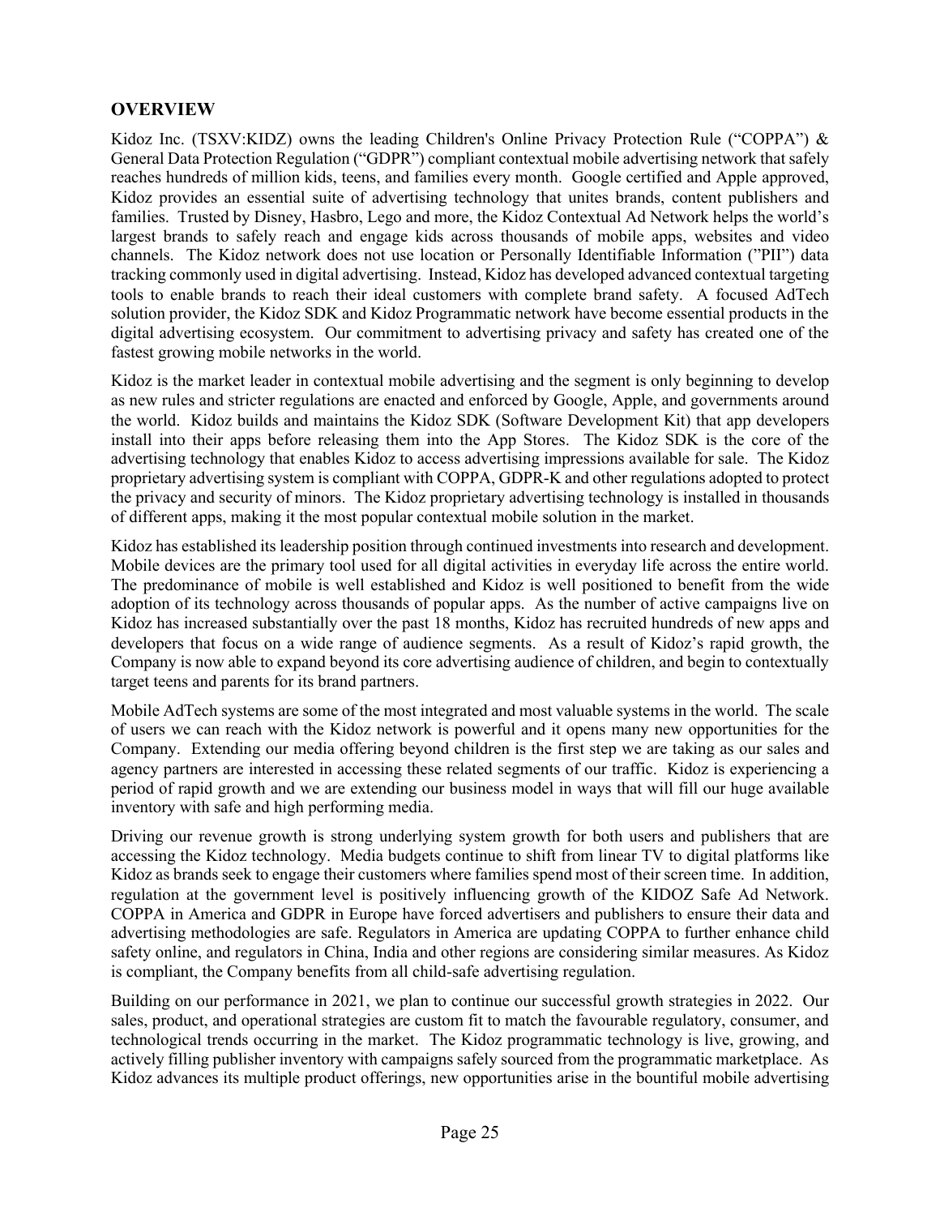## OVERVIEW

Kidoz Inc. (TSXV:KIDZ) owns the leading Children's Online Privacy Protection Rule ("COPPA") & General Data Protection Regulation ("GDPR") compliant contextual mobile advertising network that safely reaches hundreds of million kids, teens, and families every month. Google certified and Apple approved, Kidoz provides an essential suite of advertising technology that unites brands, content publishers and families. Trusted by Disney, Hasbro, Lego and more, the Kidoz Contextual Ad Network helps the world's largest brands to safely reach and engage kids across thousands of mobile apps, websites and video channels. The Kidoz network does not use location or Personally Identifiable Information (”PII”) data tracking commonly used in digital advertising. Instead, Kidoz has developed advanced contextual targeting tools to enable brands to reach their ideal customers with complete brand safety. A focused AdTech solution provider, the Kidoz SDK and Kidoz Programmatic network have become essential products in the digital advertising ecosystem. Our commitment to advertising privacy and safety has created one of the fastest growing mobile networks in the world.

Kidoz is the market leader in contextual mobile advertising and the segment is only beginning to develop as new rules and stricter regulations are enacted and enforced by Google, Apple, and governments around the world. Kidoz builds and maintains the Kidoz SDK (Software Development Kit) that app developers install into their apps before releasing them into the App Stores. The Kidoz SDK is the core of the advertising technology that enables Kidoz to access advertising impressions available for sale. The Kidoz proprietary advertising system is compliant with COPPA, GDPR-K and other regulations adopted to protect the privacy and security of minors. The Kidoz proprietary advertising technology is installed in thousands of different apps, making it the most popular contextual mobile solution in the market.

Kidoz has established its leadership position through continued investments into research and development. Mobile devices are the primary tool used for all digital activities in everyday life across the entire world. The predominance of mobile is well established and Kidoz is well positioned to benefit from the wide adoption of its technology across thousands of popular apps. As the number of active campaigns live on Kidoz has increased substantially over the past 18 months, Kidoz has recruited hundreds of new apps and developers that focus on a wide range of audience segments. As a result of Kidoz's rapid growth, the Company is now able to expand beyond its core advertising audience of children, and begin to contextually target teens and parents for its brand partners.

Mobile AdTech systems are some of the most integrated and most valuable systems in the world. The scale of users we can reach with the Kidoz network is powerful and it opens many new opportunities for the Company. Extending our media offering beyond children is the first step we are taking as our sales and agency partners are interested in accessing these related segments of our traffic. Kidoz is experiencing a period of rapid growth and we are extending our business model in ways that will fill our huge available inventory with safe and high performing media.

Driving our revenue growth is strong underlying system growth for both users and publishers that are accessing the Kidoz technology. Media budgets continue to shift from linear TV to digital platforms like Kidoz as brands seek to engage their customers where families spend most of their screen time. In addition, regulation at the government level is positively influencing growth of the KIDOZ Safe Ad Network. COPPA in America and GDPR in Europe have forced advertisers and publishers to ensure their data and advertising methodologies are safe. Regulators in America are updating COPPA to further enhance child safety online, and regulators in China, India and other regions are considering similar measures. As Kidoz is compliant, the Company benefits from all child-safe advertising regulation.

Building on our performance in 2021, we plan to continue our successful growth strategies in 2022. Our sales, product, and operational strategies are custom fit to match the favourable regulatory, consumer, and technological trends occurring in the market. The Kidoz programmatic technology is live, growing, and actively filling publisher inventory with campaigns safely sourced from the programmatic marketplace. As Kidoz advances its multiple product offerings, new opportunities arise in the bountiful mobile advertising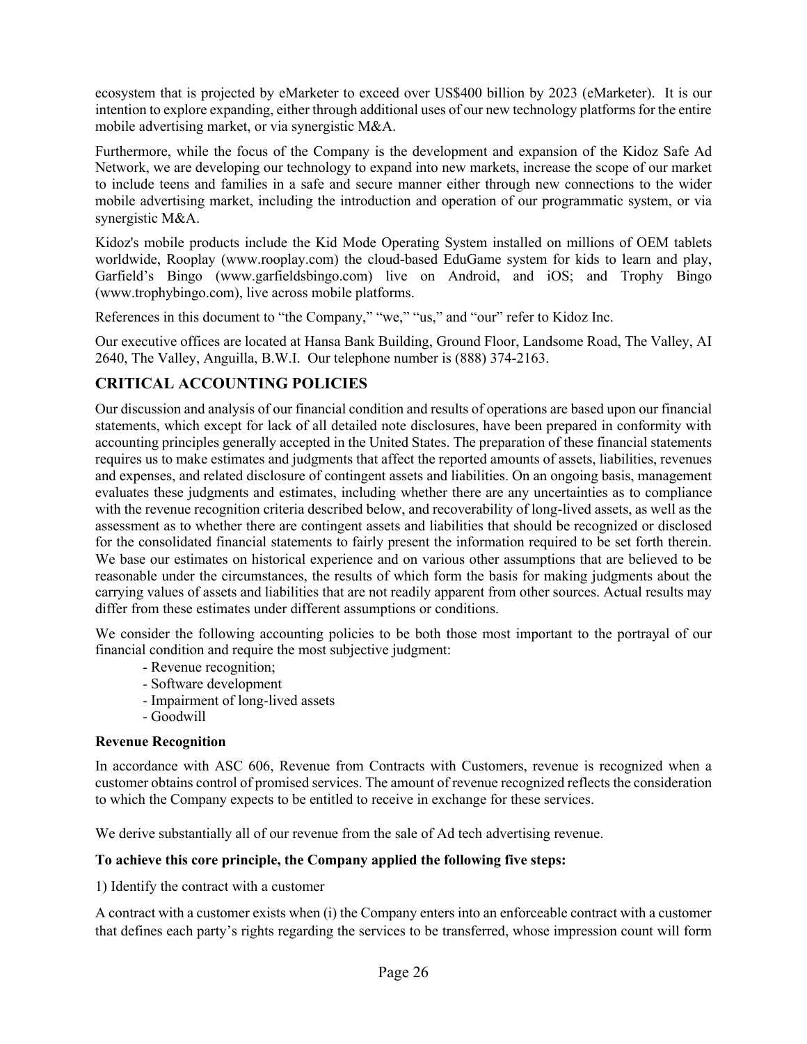ecosystem that is projected by eMarketer to exceed over US$400 billion by 2023 (eMarketer). It is our intention to explore expanding, either through additional uses of our new technology platforms for the entire mobile advertising market, or via synergistic M&A.

Furthermore, while the focus of the Company is the development and expansion of the Kidoz Safe Ad Network, we are developing our technology to expand into new markets, increase the scope of our market to include teens and families in a safe and secure manner either through new connections to the wider mobile advertising market, including the introduction and operation of our programmatic system, or via synergistic M&A.

Kidoz's mobile products include the Kid Mode Operating System installed on millions of OEM tablets worldwide, Rooplay (www.rooplay.com) the cloud-based EduGame system for kids to learn and play, Garfield's Bingo (www.garfieldsbingo.com) live on Android, and iOS; and Trophy Bingo (www.trophybingo.com), live across mobile platforms.

References in this document to "the Company," "we," "us," and "our" refer to Kidoz Inc.

Our executive offices are located at Hansa Bank Building, Ground Floor, Landsome Road, The Valley, AI 2640, The Valley, Anguilla, B.W.I. Our telephone number is (888) 374-2163.

## CRITICAL ACCOUNTING POLICIES

Our discussion and analysis of our financial condition and results of operations are based upon our financial statements, which except for lack of all detailed note disclosures, have been prepared in conformity with accounting principles generally accepted in the United States. The preparation of these financial statements requires us to make estimates and judgments that affect the reported amounts of assets, liabilities, revenues and expenses, and related disclosure of contingent assets and liabilities. On an ongoing basis, management evaluates these judgments and estimates, including whether there are any uncertainties as to compliance with the revenue recognition criteria described below, and recoverability of long-lived assets, as well as the assessment as to whether there are contingent assets and liabilities that should be recognized or disclosed for the consolidated financial statements to fairly present the information required to be set forth therein. We base our estimates on historical experience and on various other assumptions that are believed to be reasonable under the circumstances, the results of which form the basis for making judgments about the carrying values of assets and liabilities that are not readily apparent from other sources. Actual results may differ from these estimates under different assumptions or conditions.

We consider the following accounting policies to be both those most important to the portrayal of our financial condition and require the most subjective judgment:

- Revenue recognition;
- Software development
- Impairment of long-lived assets
- Goodwill

**Revenue Recognition**

In accordance with ASC 606, Revenue from Contracts with Customers, revenue is recognized when a customer obtains control of promised services. The amount of revenue recognized reflects the consideration to which the Company expects to be entitled to receive in exchange for these services.

We derive substantially all of our revenue from the sale of Ad tech advertising revenue.

**To achieve this core principle, the Company applied the following five steps:**

1) Identify the contract with a customer

A contract with a customer exists when (i) the Company enters into an enforceable contract with a customer that defines each party's rights regarding the services to be transferred, whose impression count will form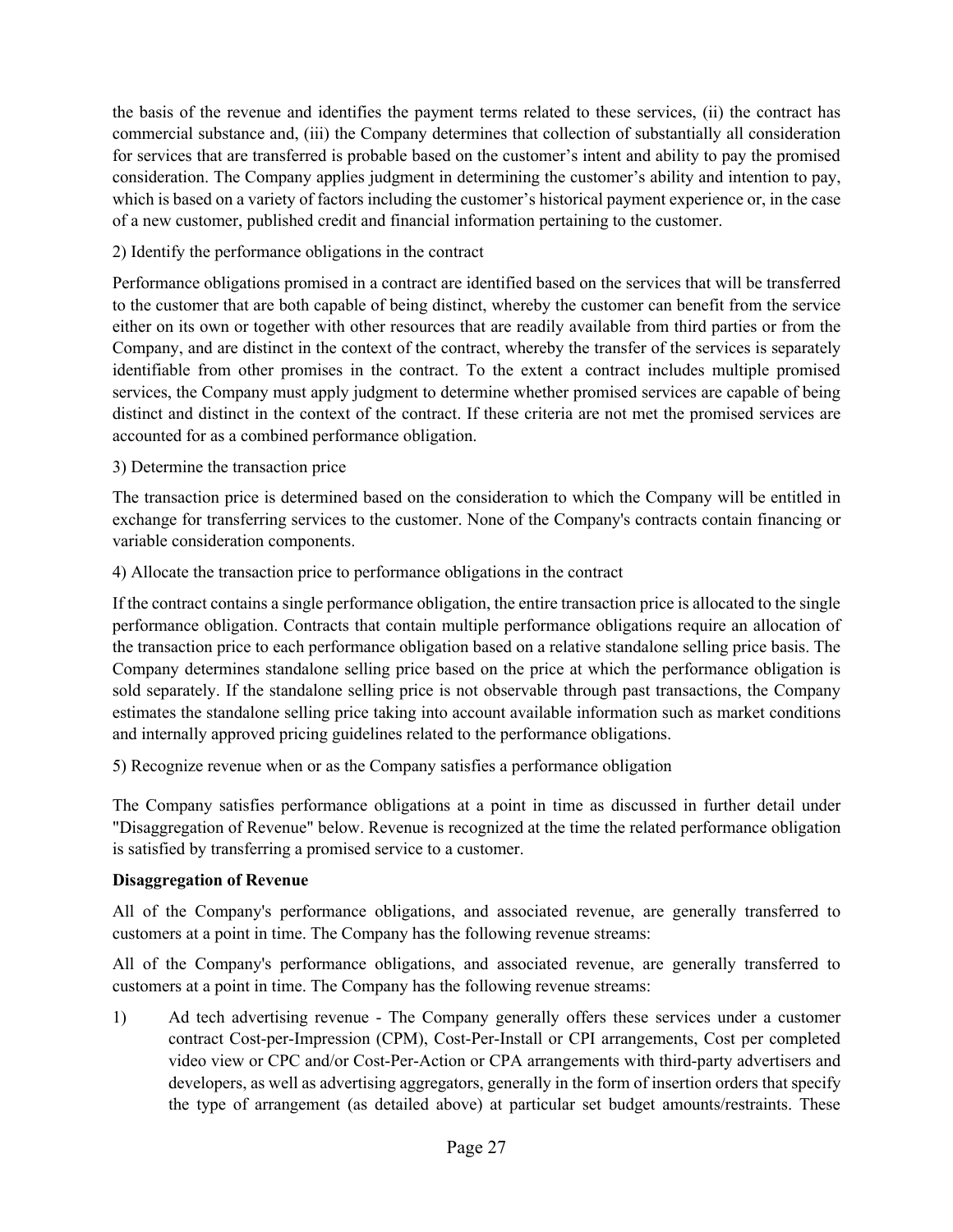the basis of the revenue and identifies the payment terms related to these services, (ii) the contract has commercial substance and, (iii) the Company determines that collection of substantially all consideration for services that are transferred is probable based on the customer's intent and ability to pay the promised consideration. The Company applies judgment in determining the customer's ability and intention to pay, which is based on a variety of factors including the customer's historical payment experience or, in the case of a new customer, published credit and financial information pertaining to the customer.

2) Identify the performance obligations in the contract

Performance obligations promised in a contract are identified based on the services that will be transferred to the customer that are both capable of being distinct, whereby the customer can benefit from the service either on its own or together with other resources that are readily available from third parties or from the Company, and are distinct in the context of the contract, whereby the transfer of the services is separately identifiable from other promises in the contract. To the extent a contract includes multiple promised services, the Company must apply judgment to determine whether promised services are capable of being distinct and distinct in the context of the contract. If these criteria are not met the promised services are accounted for as a combined performance obligation.

3) Determine the transaction price

The transaction price is determined based on the consideration to which the Company will be entitled in exchange for transferring services to the customer. None of the Company's contracts contain financing or variable consideration components.

4) Allocate the transaction price to performance obligations in the contract

If the contract contains a single performance obligation, the entire transaction price is allocated to the single performance obligation. Contracts that contain multiple performance obligations require an allocation of the transaction price to each performance obligation based on a relative standalone selling price basis. The Company determines standalone selling price based on the price at which the performance obligation is sold separately. If the standalone selling price is not observable through past transactions, the Company estimates the standalone selling price taking into account available information such as market conditions and internally approved pricing guidelines related to the performance obligations.

5) Recognize revenue when or as the Company satisfies a performance obligation

The Company satisfies performance obligations at a point in time as discussed in further detail under "Disaggregation of Revenue" below. Revenue is recognized at the time the related performance obligation is satisfied by transferring a promised service to a customer.

**Disaggregation of Revenue**

All of the Company's performance obligations, and associated revenue, are generally transferred to customers at a point in time. The Company has the following revenue streams:

All of the Company's performance obligations, and associated revenue, are generally transferred to customers at a point in time. The Company has the following revenue streams:

1) Ad tech advertising revenue - The Company generally offers these services under a customer contract Cost-per-Impression (CPM), Cost-Per-Install or CPI arrangements, Cost per completed video view or CPC and/or Cost-Per-Action or CPA arrangements with third-party advertisers and developers, as well as advertising aggregators, generally in the form of insertion orders that specify the type of arrangement (as detailed above) at particular set budget amounts/restraints. These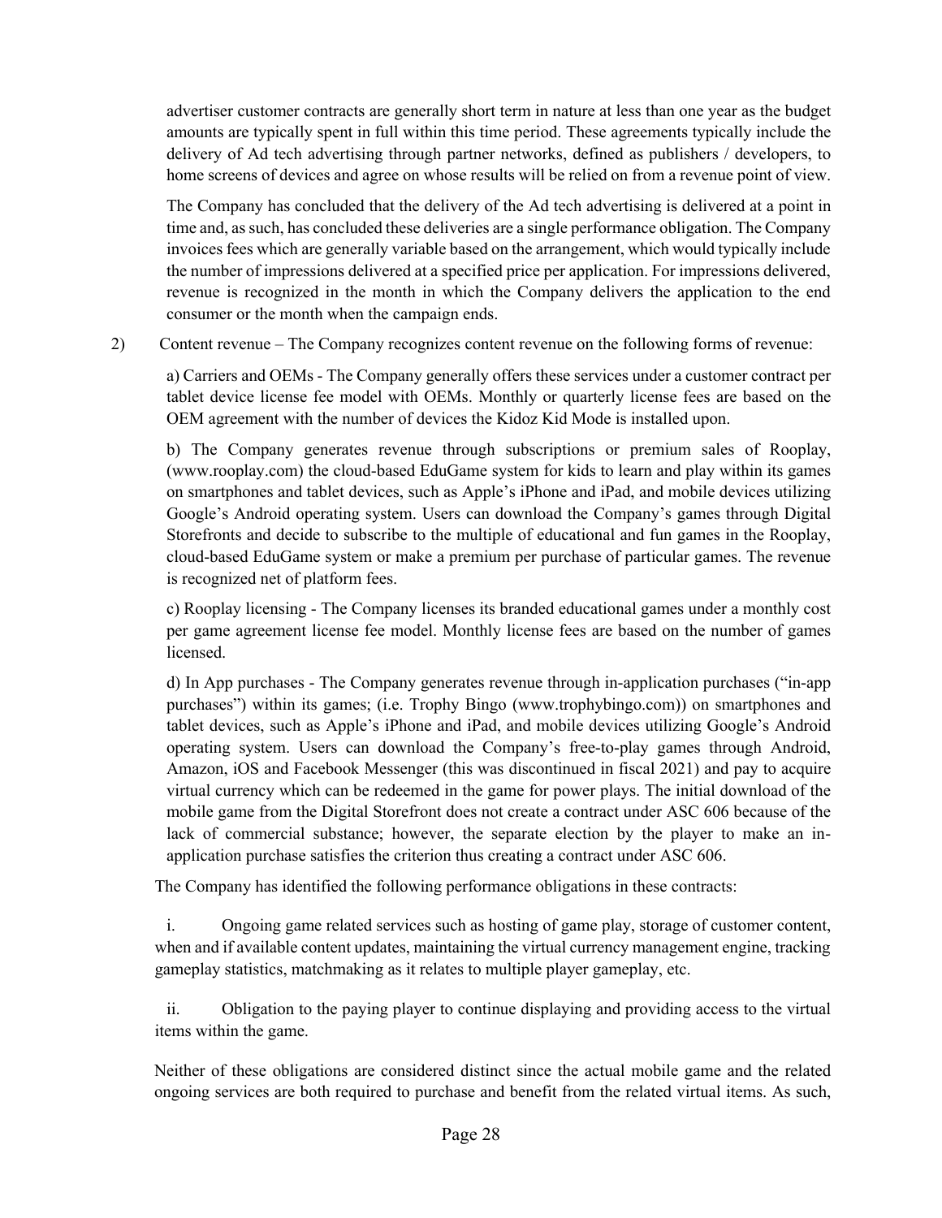advertiser customer contracts are generally short term in nature at less than one year as the budget amounts are typically spent in full within this time period. These agreements typically include the delivery of Ad tech advertising through partner networks, defined as publishers / developers, to home screens of devices and agree on whose results will be relied on from a revenue point of view.

The Company has concluded that the delivery of the Ad tech advertising is delivered at a point in time and, as such, has concluded these deliveries are a single performance obligation. The Company invoices fees which are generally variable based on the arrangement, which would typically include the number of impressions delivered at a specified price per application. For impressions delivered, revenue is recognized in the month in which the Company delivers the application to the end consumer or the month when the campaign ends.

2) Content revenue – The Company recognizes content revenue on the following forms of revenue:

a) Carriers and OEMs - The Company generally offers these services under a customer contract per tablet device license fee model with OEMs. Monthly or quarterly license fees are based on the OEM agreement with the number of devices the Kidoz Kid Mode is installed upon.

b) The Company generates revenue through subscriptions or premium sales of Rooplay, (www.rooplay.com) the cloud-based EduGame system for kids to learn and play within its games on smartphones and tablet devices, such as Apple's iPhone and iPad, and mobile devices utilizing Google's Android operating system. Users can download the Company's games through Digital Storefronts and decide to subscribe to the multiple of educational and fun games in the Rooplay, cloud-based EduGame system or make a premium per purchase of particular games. The revenue is recognized net of platform fees.

c) Rooplay licensing - The Company licenses its branded educational games under a monthly cost per game agreement license fee model. Monthly license fees are based on the number of games licensed.

d) In App purchases - The Company generates revenue through in-application purchases ("in-app purchases") within its games; (i.e. Trophy Bingo (www.trophybingo.com)) on smartphones and tablet devices, such as Apple's iPhone and iPad, and mobile devices utilizing Google's Android operating system. Users can download the Company's free-to-play games through Android, Amazon, iOS and Facebook Messenger (this was discontinued in fiscal 2021) and pay to acquire virtual currency which can be redeemed in the game for power plays. The initial download of the mobile game from the Digital Storefront does not create a contract under ASC 606 because of the lack of commercial substance; however, the separate election by the player to make an in-application purchase satisfies the criterion thus creating a contract under ASC 606.

The Company has identified the following performance obligations in these contracts:

i. Ongoing game related services such as hosting of game play, storage of customer content, when and if available content updates, maintaining the virtual currency management engine, tracking gameplay statistics, matchmaking as it relates to multiple player gameplay, etc.

ii. Obligation to the paying player to continue displaying and providing access to the virtual items within the game.

Neither of these obligations are considered distinct since the actual mobile game and the related ongoing services are both required to purchase and benefit from the related virtual items. As such,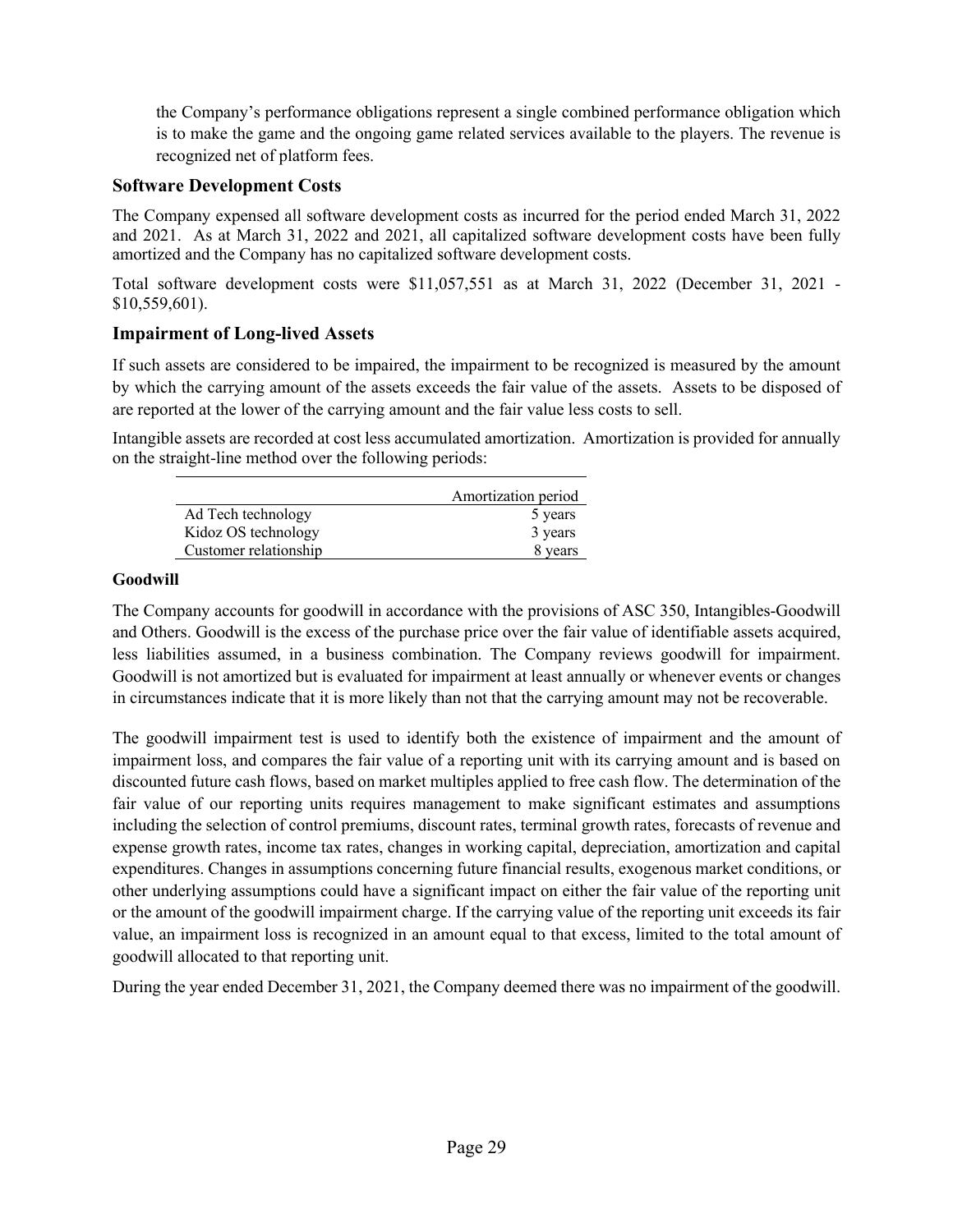the Company's performance obligations represent a single combined performance obligation which is to make the game and the ongoing game related services available to the players. The revenue is recognized net of platform fees.

## Software Development Costs

The Company expensed all software development costs as incurred for the period ended March 31, 2022 and 2021. As at March 31, 2022 and 2021, all capitalized software development costs have been fully amortized and the Company has no capitalized software development costs.

Total software development costs were $11,057,551 as at March 31, 2022 (December 31, 2021 - $10,559,601).

## Impairment of Long-lived Assets

If such assets are considered to be impaired, the impairment to be recognized is measured by the amount by which the carrying amount of the assets exceeds the fair value of the assets. Assets to be disposed of are reported at the lower of the carrying amount and the fair value less costs to sell.

Intangible assets are recorded at cost less accumulated amortization. Amortization is provided for annually on the straight-line method over the following periods:

| | Amortization period |
|---|---|
| Ad Tech technology | 5 years |
| Kidoz OS technology | 3 years |
| Customer relationship | 8 years |

**Goodwill**

The Company accounts for goodwill in accordance with the provisions of ASC 350, Intangibles-Goodwill and Others. Goodwill is the excess of the purchase price over the fair value of identifiable assets acquired, less liabilities assumed, in a business combination. The Company reviews goodwill for impairment. Goodwill is not amortized but is evaluated for impairment at least annually or whenever events or changes in circumstances indicate that it is more likely than not that the carrying amount may not be recoverable.

The goodwill impairment test is used to identify both the existence of impairment and the amount of impairment loss, and compares the fair value of a reporting unit with its carrying amount and is based on discounted future cash flows, based on market multiples applied to free cash flow. The determination of the fair value of our reporting units requires management to make significant estimates and assumptions including the selection of control premiums, discount rates, terminal growth rates, forecasts of revenue and expense growth rates, income tax rates, changes in working capital, depreciation, amortization and capital expenditures. Changes in assumptions concerning future financial results, exogenous market conditions, or other underlying assumptions could have a significant impact on either the fair value of the reporting unit or the amount of the goodwill impairment charge. If the carrying value of the reporting unit exceeds its fair value, an impairment loss is recognized in an amount equal to that excess, limited to the total amount of goodwill allocated to that reporting unit.

During the year ended December 31, 2021, the Company deemed there was no impairment of the goodwill.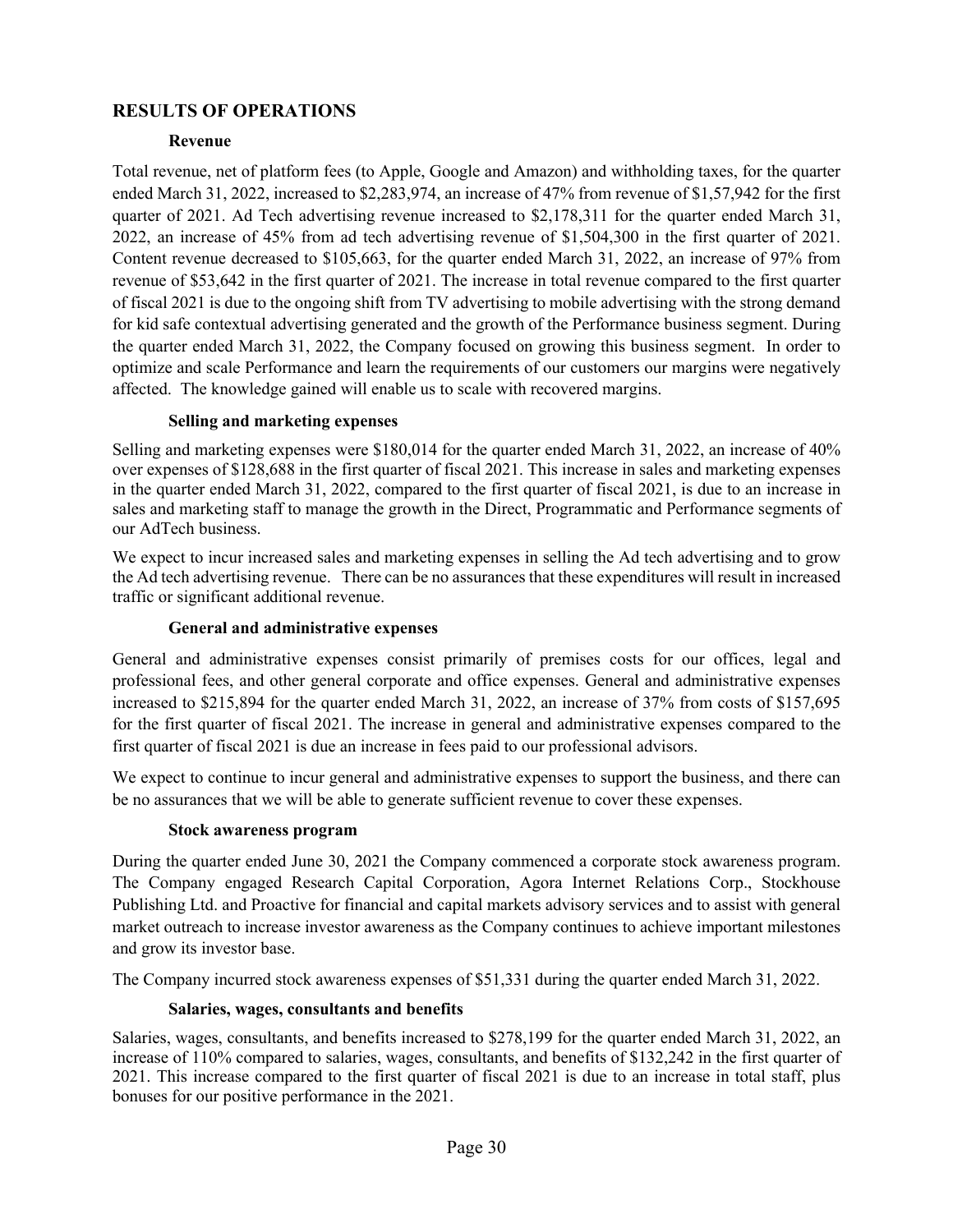## RESULTS OF OPERATIONS

### Revenue

Total revenue, net of platform fees (to Apple, Google and Amazon) and withholding taxes, for the quarter ended March 31, 2022, increased to $2,283,974, an increase of 47% from revenue of $1,57,942 for the first quarter of 2021. Ad Tech advertising revenue increased to $2,178,311 for the quarter ended March 31, 2022, an increase of 45% from ad tech advertising revenue of $1,504,300 in the first quarter of 2021. Content revenue decreased to $105,663, for the quarter ended March 31, 2022, an increase of 97% from revenue of $53,642 in the first quarter of 2021. The increase in total revenue compared to the first quarter of fiscal 2021 is due to the ongoing shift from TV advertising to mobile advertising with the strong demand for kid safe contextual advertising generated and the growth of the Performance business segment. During the quarter ended March 31, 2022, the Company focused on growing this business segment. In order to optimize and scale Performance and learn the requirements of our customers our margins were negatively affected. The knowledge gained will enable us to scale with recovered margins.

### Selling and marketing expenses

Selling and marketing expenses were $180,014 for the quarter ended March 31, 2022, an increase of 40% over expenses of $128,688 in the first quarter of fiscal 2021. This increase in sales and marketing expenses in the quarter ended March 31, 2022, compared to the first quarter of fiscal 2021, is due to an increase in sales and marketing staff to manage the growth in the Direct, Programmatic and Performance segments of our AdTech business.

We expect to incur increased sales and marketing expenses in selling the Ad tech advertising and to grow the Ad tech advertising revenue. There can be no assurances that these expenditures will result in increased traffic or significant additional revenue.

### General and administrative expenses

General and administrative expenses consist primarily of premises costs for our offices, legal and professional fees, and other general corporate and office expenses. General and administrative expenses increased to $215,894 for the quarter ended March 31, 2022, an increase of 37% from costs of $157,695 for the first quarter of fiscal 2021. The increase in general and administrative expenses compared to the first quarter of fiscal 2021 is due an increase in fees paid to our professional advisors.

We expect to continue to incur general and administrative expenses to support the business, and there can be no assurances that we will be able to generate sufficient revenue to cover these expenses.

### Stock awareness program

During the quarter ended June 30, 2021 the Company commenced a corporate stock awareness program. The Company engaged Research Capital Corporation, Agora Internet Relations Corp., Stockhouse Publishing Ltd. and Proactive for financial and capital markets advisory services and to assist with general market outreach to increase investor awareness as the Company continues to achieve important milestones and grow its investor base.

The Company incurred stock awareness expenses of $51,331 during the quarter ended March 31, 2022.

### Salaries, wages, consultants and benefits

Salaries, wages, consultants, and benefits increased to $278,199 for the quarter ended March 31, 2022, an increase of 110% compared to salaries, wages, consultants, and benefits of $132,242 in the first quarter of 2021. This increase compared to the first quarter of fiscal 2021 is due to an increase in total staff, plus bonuses for our positive performance in the 2021.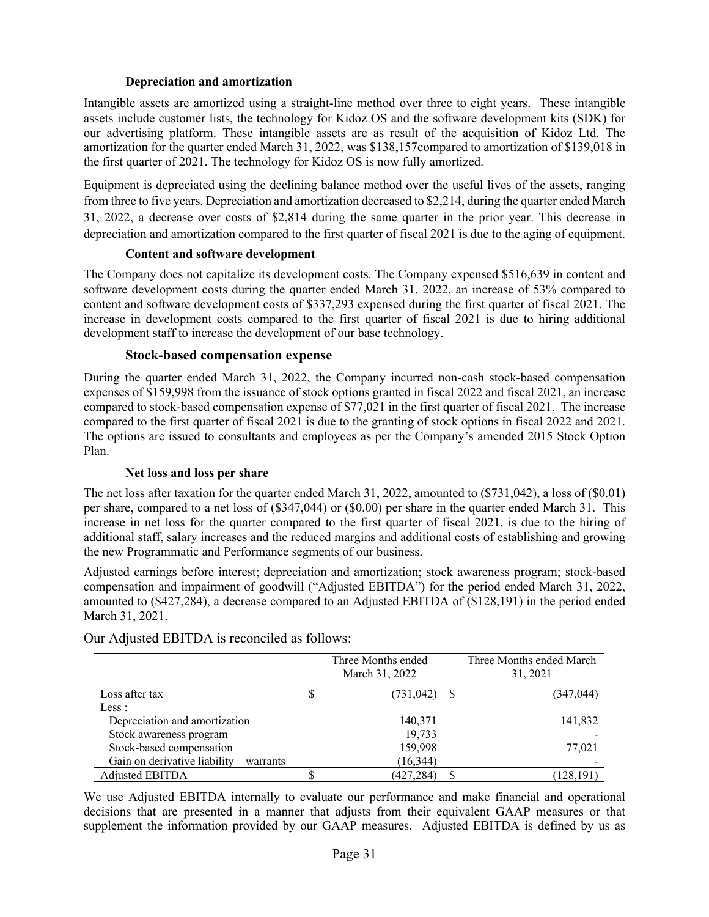#### Depreciation and amortization

Intangible assets are amortized using a straight-line method over three to eight years. These intangible assets include customer lists, the technology for Kidoz OS and the software development kits (SDK) for our advertising platform. These intangible assets are as result of the acquisition of Kidoz Ltd. The amortization for the quarter ended March 31, 2022, was $138,157compared to amortization of $139,018 in the first quarter of 2021. The technology for Kidoz OS is now fully amortized.

Equipment is depreciated using the declining balance method over the useful lives of the assets, ranging from three to five years. Depreciation and amortization decreased to $2,214, during the quarter ended March 31, 2022, a decrease over costs of $2,814 during the same quarter in the prior year. This decrease in depreciation and amortization compared to the first quarter of fiscal 2021 is due to the aging of equipment.

#### Content and software development

The Company does not capitalize its development costs. The Company expensed $516,639 in content and software development costs during the quarter ended March 31, 2022, an increase of 53% compared to content and software development costs of $337,293 expensed during the first quarter of fiscal 2021. The increase in development costs compared to the first quarter of fiscal 2021 is due to hiring additional development staff to increase the development of our base technology.

### Stock-based compensation expense

During the quarter ended March 31, 2022, the Company incurred non-cash stock-based compensation expenses of $159,998 from the issuance of stock options granted in fiscal 2022 and fiscal 2021, an increase compared to stock-based compensation expense of $77,021 in the first quarter of fiscal 2021. The increase compared to the first quarter of fiscal 2021 is due to the granting of stock options in fiscal 2022 and 2021. The options are issued to consultants and employees as per the Company's amended 2015 Stock Option Plan.

#### Net loss and loss per share

The net loss after taxation for the quarter ended March 31, 2022, amounted to ($731,042), a loss of ($0.01) per share, compared to a net loss of ($347,044) or ($0.00) per share in the quarter ended March 31. This increase in net loss for the quarter compared to the first quarter of fiscal 2021, is due to the hiring of additional staff, salary increases and the reduced margins and additional costs of establishing and growing the new Programmatic and Performance segments of our business.

Adjusted earnings before interest; depreciation and amortization; stock awareness program; stock-based compensation and impairment of goodwill ("Adjusted EBITDA") for the period ended March 31, 2022, amounted to ($427,284), a decrease compared to an Adjusted EBITDA of ($128,191) in the period ended March 31, 2021.

Our Adjusted EBITDA is reconciled as follows:

| | Three Months ended March 31, 2022 | Three Months ended March 31, 2021 |
|---|---|---|
| Loss after tax | $ (731,042) | $ (347,044) |
| Less : | | |
| Depreciation and amortization | 140,371 | 141,832 |
| Stock awareness program | 19,733 | - |
| Stock-based compensation | 159,998 | 77,021 |
| Gain on derivative liability – warrants | (16,344) | - |
| Adjusted EBITDA | $ (427,284) | $ (128,191) |

We use Adjusted EBITDA internally to evaluate our performance and make financial and operational decisions that are presented in a manner that adjusts from their equivalent GAAP measures or that supplement the information provided by our GAAP measures. Adjusted EBITDA is defined by us as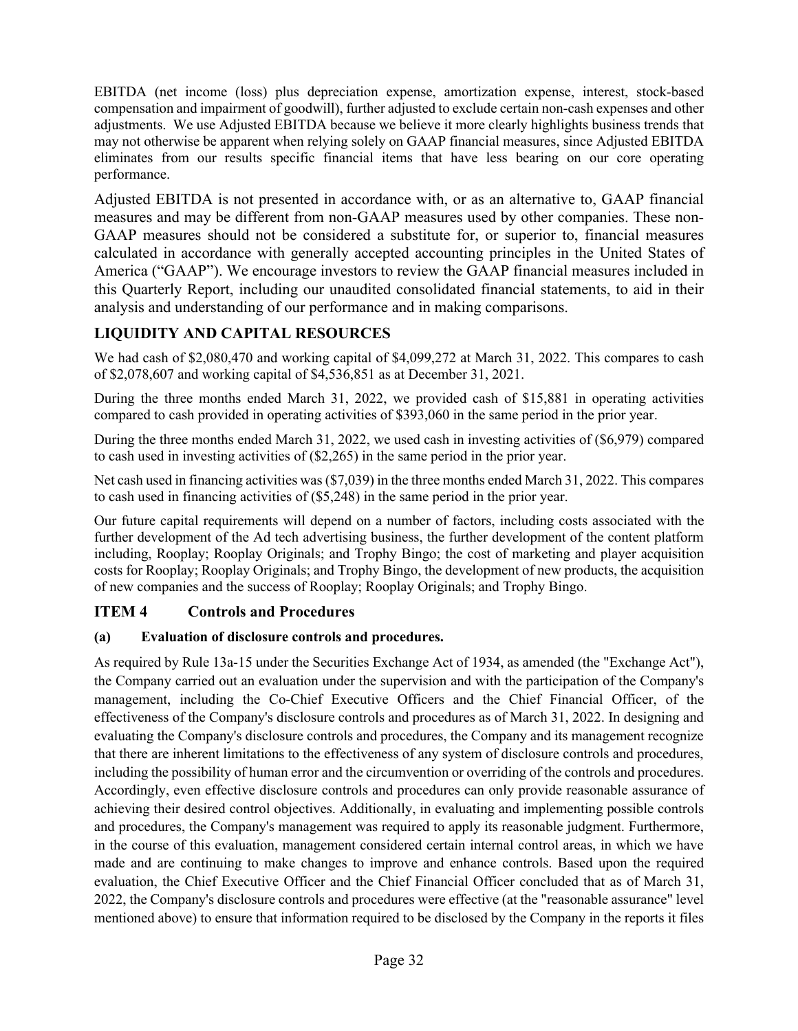EBITDA (net income (loss) plus depreciation expense, amortization expense, interest, stock-based compensation and impairment of goodwill), further adjusted to exclude certain non-cash expenses and other adjustments. We use Adjusted EBITDA because we believe it more clearly highlights business trends that may not otherwise be apparent when relying solely on GAAP financial measures, since Adjusted EBITDA eliminates from our results specific financial items that have less bearing on our core operating performance.

Adjusted EBITDA is not presented in accordance with, or as an alternative to, GAAP financial measures and may be different from non-GAAP measures used by other companies. These non-GAAP measures should not be considered a substitute for, or superior to, financial measures calculated in accordance with generally accepted accounting principles in the United States of America ("GAAP"). We encourage investors to review the GAAP financial measures included in this Quarterly Report, including our unaudited consolidated financial statements, to aid in their analysis and understanding of our performance and in making comparisons.

## LIQUIDITY AND CAPITAL RESOURCES

We had cash of $2,080,470 and working capital of $4,099,272 at March 31, 2022. This compares to cash of $2,078,607 and working capital of $4,536,851 as at December 31, 2021.

During the three months ended March 31, 2022, we provided cash of $15,881 in operating activities compared to cash provided in operating activities of $393,060 in the same period in the prior year.

During the three months ended March 31, 2022, we used cash in investing activities of ($6,979) compared to cash used in investing activities of ($2,265) in the same period in the prior year.

Net cash used in financing activities was ($7,039) in the three months ended March 31, 2022. This compares to cash used in financing activities of ($5,248) in the same period in the prior year.

Our future capital requirements will depend on a number of factors, including costs associated with the further development of the Ad tech advertising business, the further development of the content platform including, Rooplay; Rooplay Originals; and Trophy Bingo; the cost of marketing and player acquisition costs for Rooplay; Rooplay Originals; and Trophy Bingo, the development of new products, the acquisition of new companies and the success of Rooplay; Rooplay Originals; and Trophy Bingo.

## ITEM 4 Controls and Procedures

### (a) Evaluation of disclosure controls and procedures.

As required by Rule 13a-15 under the Securities Exchange Act of 1934, as amended (the "Exchange Act"), the Company carried out an evaluation under the supervision and with the participation of the Company's management, including the Co-Chief Executive Officers and the Chief Financial Officer, of the effectiveness of the Company's disclosure controls and procedures as of March 31, 2022. In designing and evaluating the Company's disclosure controls and procedures, the Company and its management recognize that there are inherent limitations to the effectiveness of any system of disclosure controls and procedures, including the possibility of human error and the circumvention or overriding of the controls and procedures. Accordingly, even effective disclosure controls and procedures can only provide reasonable assurance of achieving their desired control objectives. Additionally, in evaluating and implementing possible controls and procedures, the Company's management was required to apply its reasonable judgment. Furthermore, in the course of this evaluation, management considered certain internal control areas, in which we have made and are continuing to make changes to improve and enhance controls. Based upon the required evaluation, the Chief Executive Officer and the Chief Financial Officer concluded that as of March 31, 2022, the Company's disclosure controls and procedures were effective (at the "reasonable assurance" level mentioned above) to ensure that information required to be disclosed by the Company in the reports it files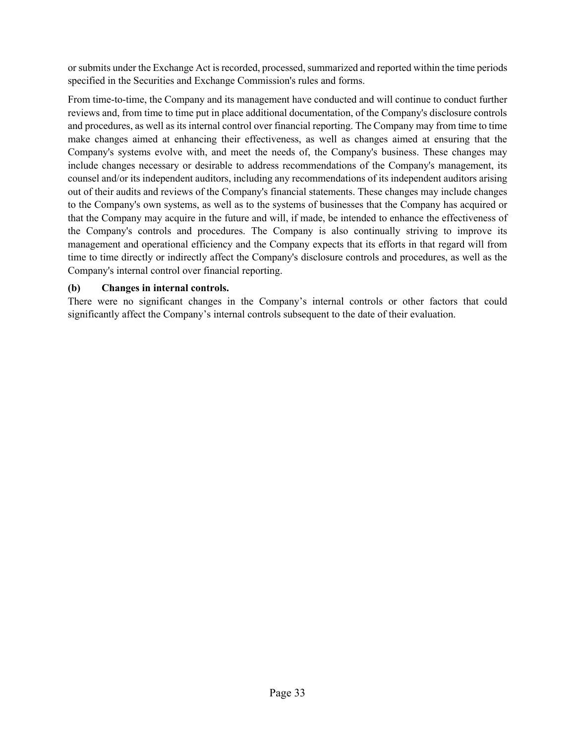or submits under the Exchange Act is recorded, processed, summarized and reported within the time periods specified in the Securities and Exchange Commission's rules and forms.

From time-to-time, the Company and its management have conducted and will continue to conduct further reviews and, from time to time put in place additional documentation, of the Company's disclosure controls and procedures, as well as its internal control over financial reporting. The Company may from time to time make changes aimed at enhancing their effectiveness, as well as changes aimed at ensuring that the Company's systems evolve with, and meet the needs of, the Company's business. These changes may include changes necessary or desirable to address recommendations of the Company's management, its counsel and/or its independent auditors, including any recommendations of its independent auditors arising out of their audits and reviews of the Company's financial statements. These changes may include changes to the Company's own systems, as well as to the systems of businesses that the Company has acquired or that the Company may acquire in the future and will, if made, be intended to enhance the effectiveness of the Company's controls and procedures. The Company is also continually striving to improve its management and operational efficiency and the Company expects that its efforts in that regard will from time to time directly or indirectly affect the Company's disclosure controls and procedures, as well as the Company's internal control over financial reporting.

**(b) Changes in internal controls.**

There were no significant changes in the Company’s internal controls or other factors that could significantly affect the Company’s internal controls subsequent to the date of their evaluation.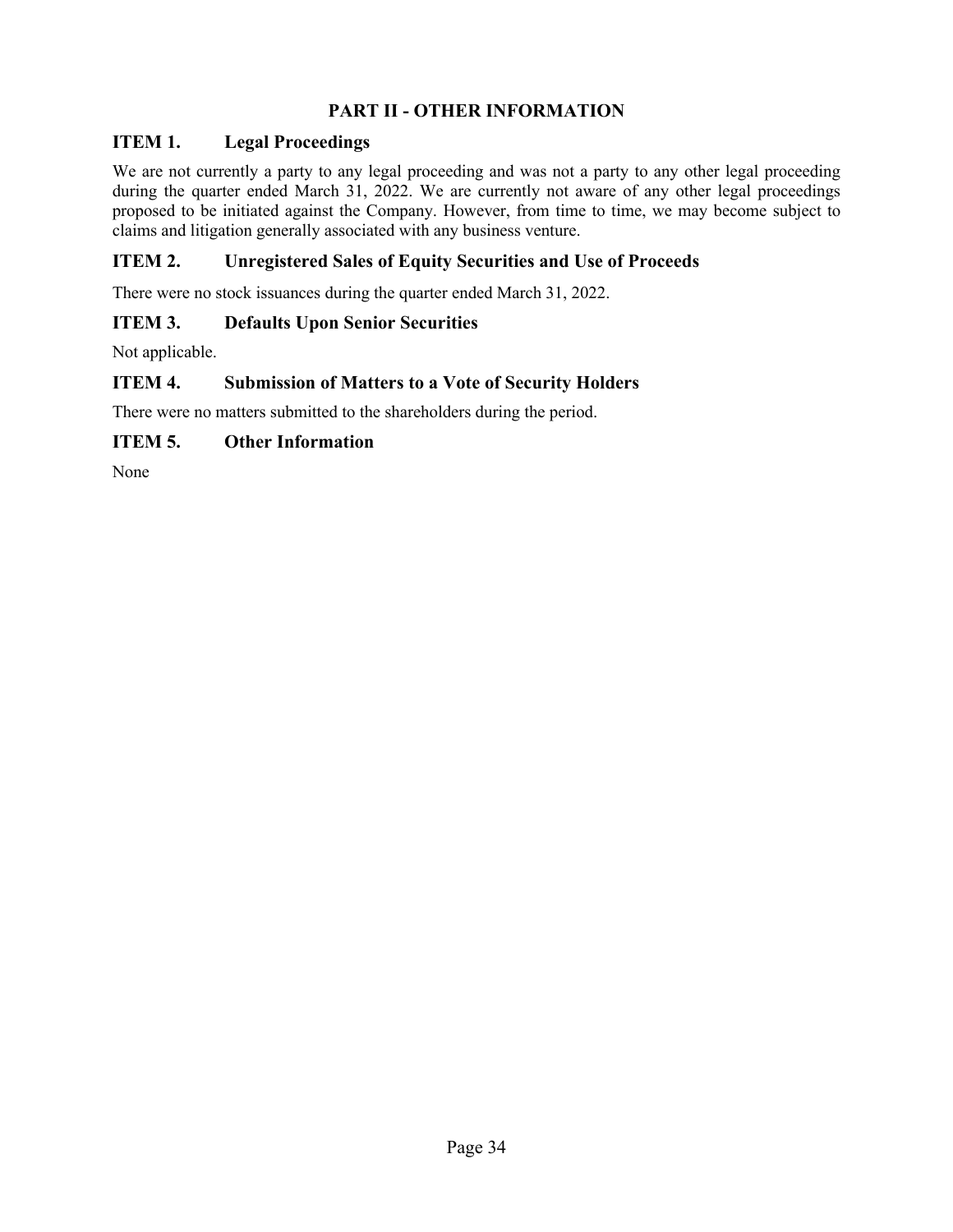# PART II - OTHER INFORMATION

## ITEM 1. Legal Proceedings

We are not currently a party to any legal proceeding and was not a party to any other legal proceeding during the quarter ended March 31, 2022. We are currently not aware of any other legal proceedings proposed to be initiated against the Company. However, from time to time, we may become subject to claims and litigation generally associated with any business venture.

## ITEM 2. Unregistered Sales of Equity Securities and Use of Proceeds

There were no stock issuances during the quarter ended March 31, 2022.

## ITEM 3. Defaults Upon Senior Securities

Not applicable.

## ITEM 4. Submission of Matters to a Vote of Security Holders

There were no matters submitted to the shareholders during the period.

## ITEM 5. Other Information

None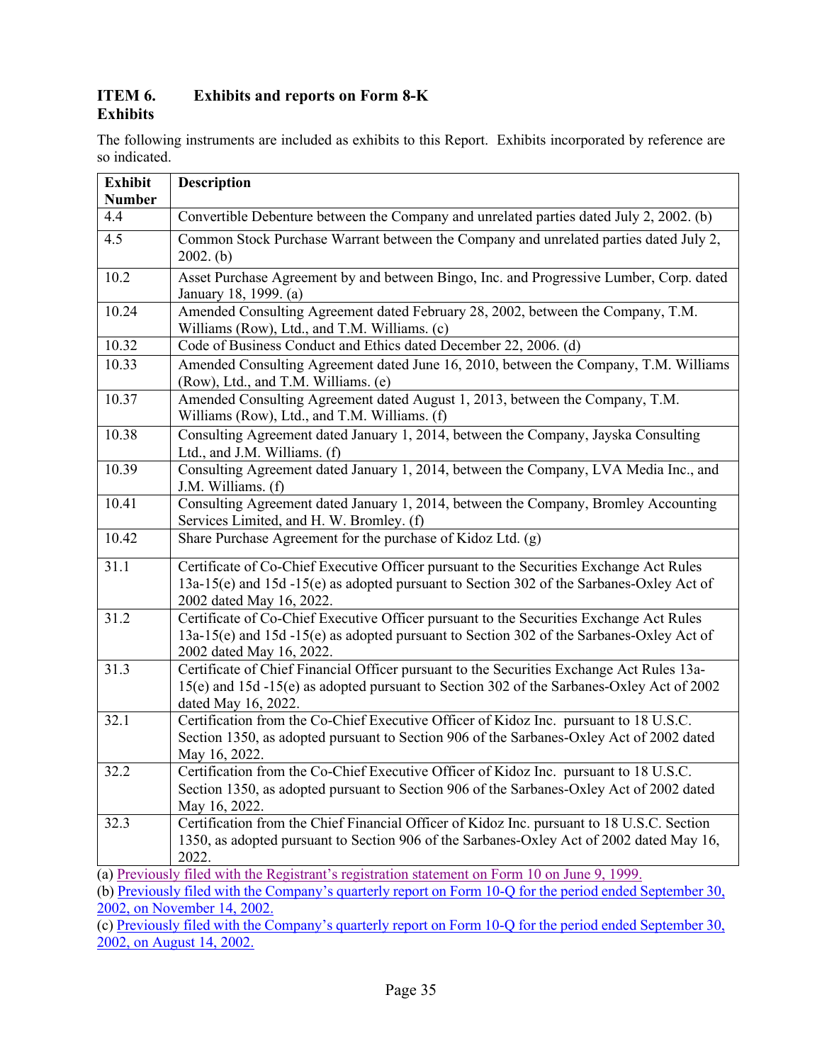### ITEM 6. Exhibits and reports on Form 8-K

**Exhibits**

The following instruments are included as exhibits to this Report. Exhibits incorporated by reference are so indicated.

| Exhibit Number | Description |
|---|---|
| 4.4 | Convertible Debenture between the Company and unrelated parties dated July 2, 2002. (b) |
| 4.5 | Common Stock Purchase Warrant between the Company and unrelated parties dated July 2, 2002. (b) |
| 10.2 | Asset Purchase Agreement by and between Bingo, Inc. and Progressive Lumber, Corp. dated January 18, 1999. (a) |
| 10.24 | Amended Consulting Agreement dated February 28, 2002, between the Company, T.M. Williams (Row), Ltd., and T.M. Williams. (c) |
| 10.32 | Code of Business Conduct and Ethics dated December 22, 2006. (d) |
| 10.33 | Amended Consulting Agreement dated June 16, 2010, between the Company, T.M. Williams (Row), Ltd., and T.M. Williams. (e) |
| 10.37 | Amended Consulting Agreement dated August 1, 2013, between the Company, T.M. Williams (Row), Ltd., and T.M. Williams. (f) |
| 10.38 | Consulting Agreement dated January 1, 2014, between the Company, Jayska Consulting Ltd., and J.M. Williams. (f) |
| 10.39 | Consulting Agreement dated January 1, 2014, between the Company, LVA Media Inc., and J.M. Williams. (f) |
| 10.41 | Consulting Agreement dated January 1, 2014, between the Company, Bromley Accounting Services Limited, and H. W. Bromley. (f) |
| 10.42 | Share Purchase Agreement for the purchase of Kidoz Ltd. (g) |
| 31.1 | Certificate of Co-Chief Executive Officer pursuant to the Securities Exchange Act Rules 13a-15(e) and 15d -15(e) as adopted pursuant to Section 302 of the Sarbanes-Oxley Act of 2002 dated May 16, 2022. |
| 31.2 | Certificate of Co-Chief Executive Officer pursuant to the Securities Exchange Act Rules 13a-15(e) and 15d -15(e) as adopted pursuant to Section 302 of the Sarbanes-Oxley Act of 2002 dated May 16, 2022. |
| 31.3 | Certificate of Chief Financial Officer pursuant to the Securities Exchange Act Rules 13a-15(e) and 15d -15(e) as adopted pursuant to Section 302 of the Sarbanes-Oxley Act of 2002 dated May 16, 2022. |
| 32.1 | Certification from the Co-Chief Executive Officer of Kidoz Inc. pursuant to 18 U.S.C. Section 1350, as adopted pursuant to Section 906 of the Sarbanes-Oxley Act of 2002 dated May 16, 2022. |
| 32.2 | Certification from the Co-Chief Executive Officer of Kidoz Inc. pursuant to 18 U.S.C. Section 1350, as adopted pursuant to Section 906 of the Sarbanes-Oxley Act of 2002 dated May 16, 2022. |
| 32.3 | Certification from the Chief Financial Officer of Kidoz Inc. pursuant to 18 U.S.C. Section 1350, as adopted pursuant to Section 906 of the Sarbanes-Oxley Act of 2002 dated May 16, 2022. |

(a) Previously filed with the Registrant's registration statement on Form 10 on June 9, 1999.

(b) Previously filed with the Company's quarterly report on Form 10-Q for the period ended September 30, 2002, on November 14, 2002.

(c) Previously filed with the Company's quarterly report on Form 10-Q for the period ended September 30, 2002, on August 14, 2002.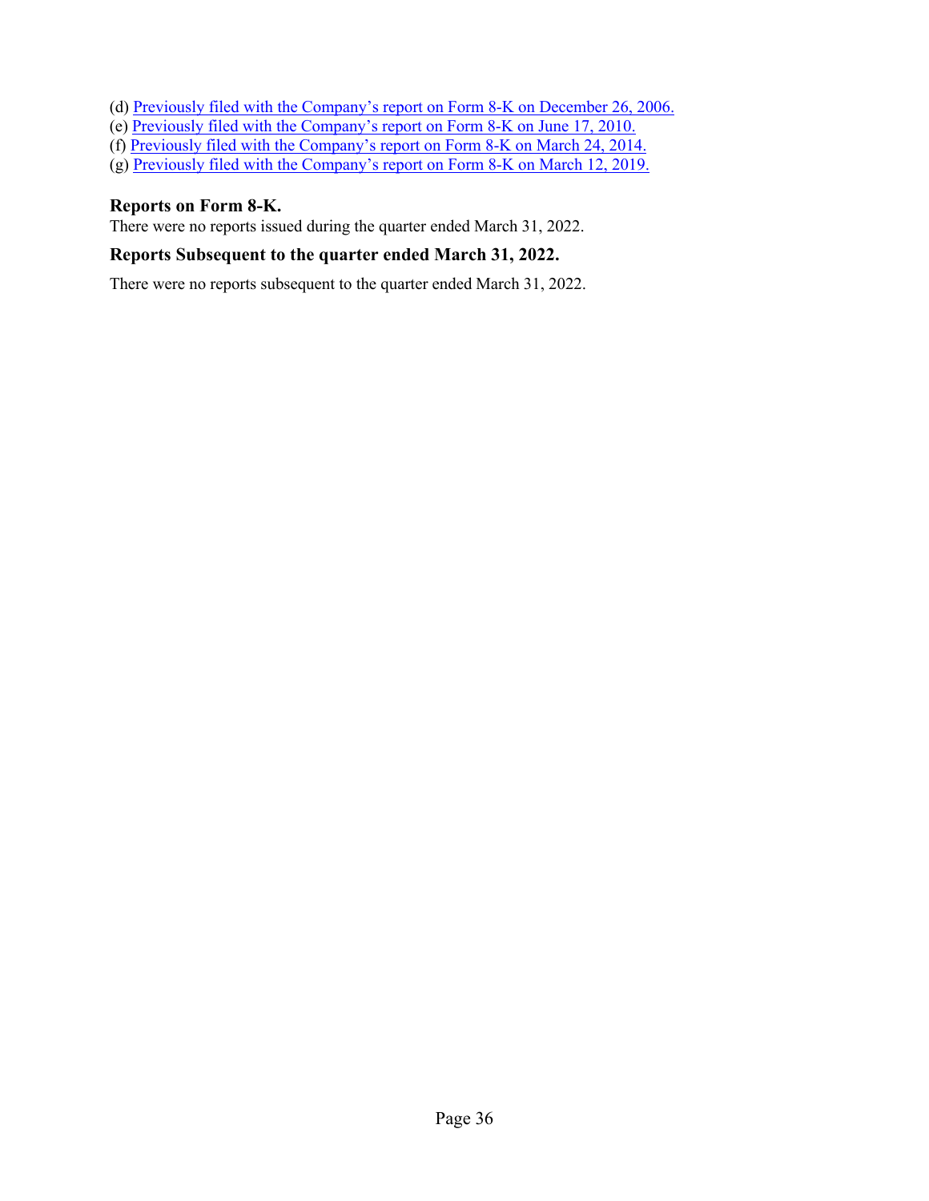(d) Previously filed with the Company’s report on Form 8-K on December 26, 2006.
(e) Previously filed with the Company’s report on Form 8-K on June 17, 2010.
(f) Previously filed with the Company’s report on Form 8-K on March 24, 2014.
(g) Previously filed with the Company’s report on Form 8-K on March 12, 2019.

### Reports on Form 8-K.

There were no reports issued during the quarter ended March 31, 2022.

### Reports Subsequent to the quarter ended March 31, 2022.

There were no reports subsequent to the quarter ended March 31, 2022.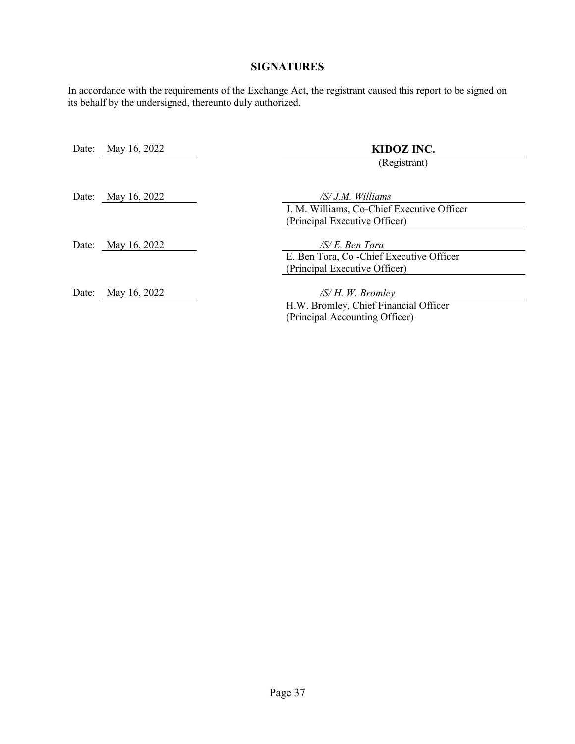## SIGNATURES

In accordance with the requirements of the Exchange Act, the registrant caused this report to be signed on its behalf by the undersigned, thereunto duly authorized.

| | |
|---|---|
| Date: May 16, 2022 | **KIDOZ INC.** (Registrant) |
| Date: May 16, 2022 | */S/ J.M. Williams* J. M. Williams, Co-Chief Executive Officer (Principal Executive Officer) |
| Date: May 16, 2022 | */S/ E. Ben Tora* E. Ben Tora, Co -Chief Executive Officer (Principal Executive Officer) |
| Date: May 16, 2022 | */S/ H. W. Bromley* H.W. Bromley, Chief Financial Officer (Principal Accounting Officer) |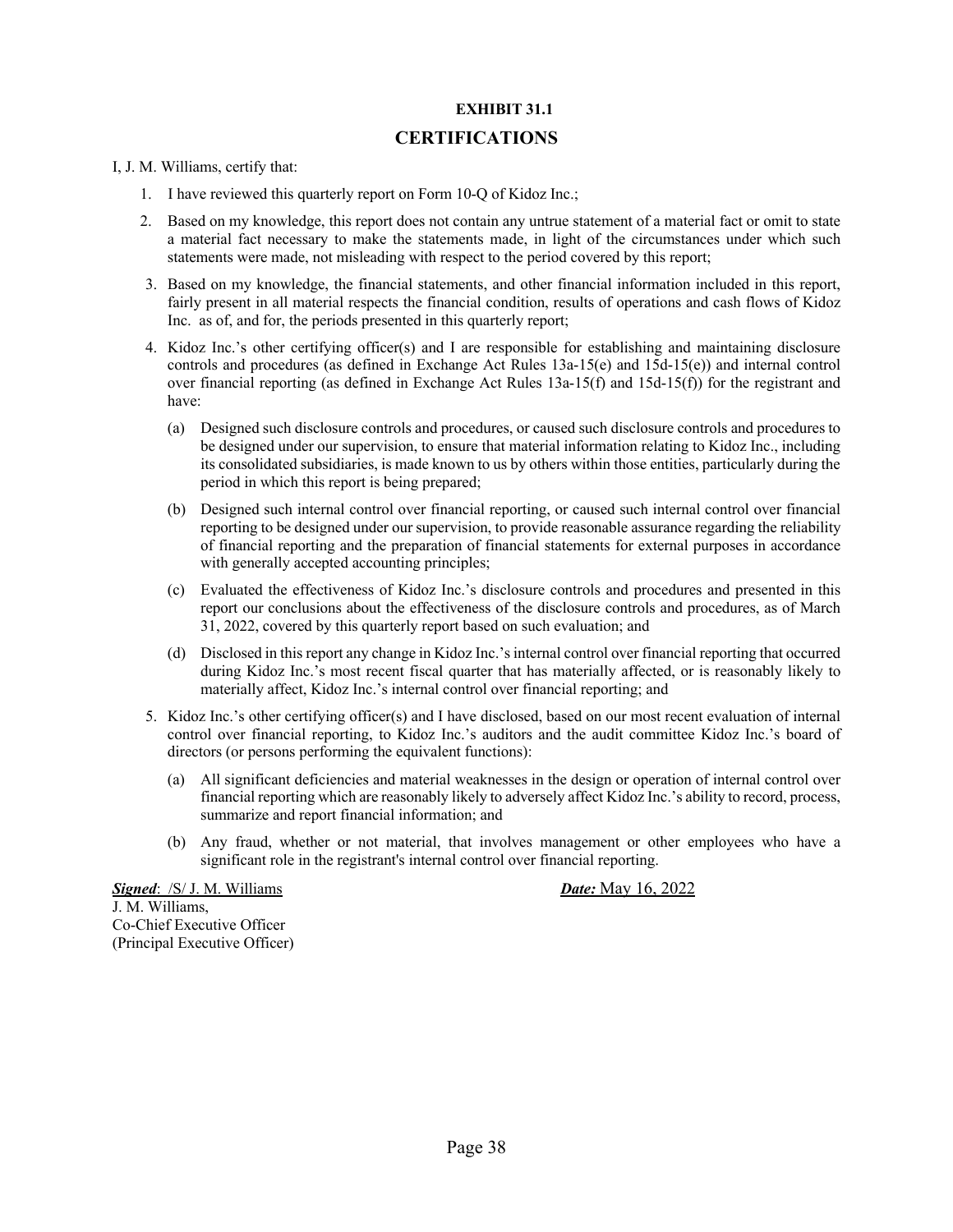**EXHIBIT 31.1**

## CERTIFICATIONS

I, J. M. Williams, certify that:

1. I have reviewed this quarterly report on Form 10-Q of Kidoz Inc.;
2. Based on my knowledge, this report does not contain any untrue statement of a material fact or omit to state a material fact necessary to make the statements made, in light of the circumstances under which such statements were made, not misleading with respect to the period covered by this report;
3. Based on my knowledge, the financial statements, and other financial information included in this report, fairly present in all material respects the financial condition, results of operations and cash flows of Kidoz Inc. as of, and for, the periods presented in this quarterly report;
4. Kidoz Inc.'s other certifying officer(s) and I are responsible for establishing and maintaining disclosure controls and procedures (as defined in Exchange Act Rules 13a-15(e) and 15d-15(e)) and internal control over financial reporting (as defined in Exchange Act Rules 13a-15(f) and 15d-15(f)) for the registrant and have:
   - (a) Designed such disclosure controls and procedures, or caused such disclosure controls and procedures to be designed under our supervision, to ensure that material information relating to Kidoz Inc., including its consolidated subsidiaries, is made known to us by others within those entities, particularly during the period in which this report is being prepared;
   - (b) Designed such internal control over financial reporting, or caused such internal control over financial reporting to be designed under our supervision, to provide reasonable assurance regarding the reliability of financial reporting and the preparation of financial statements for external purposes in accordance with generally accepted accounting principles;
   - (c) Evaluated the effectiveness of Kidoz Inc.'s disclosure controls and procedures and presented in this report our conclusions about the effectiveness of the disclosure controls and procedures, as of March 31, 2022, covered by this quarterly report based on such evaluation; and
   - (d) Disclosed in this report any change in Kidoz Inc.'s internal control over financial reporting that occurred during Kidoz Inc.'s most recent fiscal quarter that has materially affected, or is reasonably likely to materially affect, Kidoz Inc.'s internal control over financial reporting; and
5. Kidoz Inc.'s other certifying officer(s) and I have disclosed, based on our most recent evaluation of internal control over financial reporting, to Kidoz Inc.'s auditors and the audit committee Kidoz Inc.'s board of directors (or persons performing the equivalent functions):
   - (a) All significant deficiencies and material weaknesses in the design or operation of internal control over financial reporting which are reasonably likely to adversely affect Kidoz Inc.'s ability to record, process, summarize and report financial information; and
   - (b) Any fraud, whether or not material, that involves management or other employees who have a significant role in the registrant's internal control over financial reporting.

***Signed***: /S/ J. M. Williams　　　　　　***Date:*** May 16, 2022

J. M. Williams,
Co-Chief Executive Officer
(Principal Executive Officer)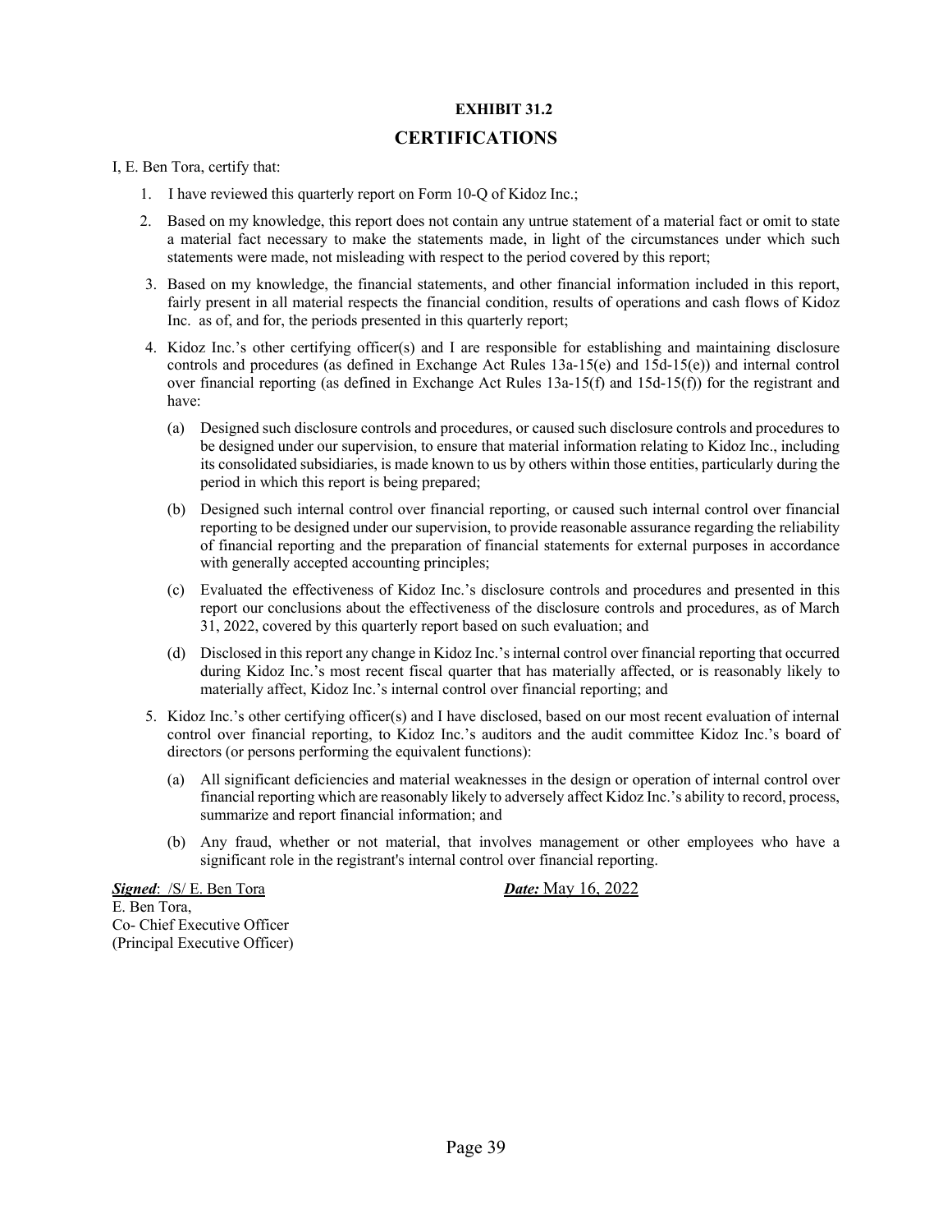**EXHIBIT 31.2**

# CERTIFICATIONS

I, E. Ben Tora, certify that:

1. I have reviewed this quarterly report on Form 10-Q of Kidoz Inc.;
2. Based on my knowledge, this report does not contain any untrue statement of a material fact or omit to state a material fact necessary to make the statements made, in light of the circumstances under which such statements were made, not misleading with respect to the period covered by this report;
3. Based on my knowledge, the financial statements, and other financial information included in this report, fairly present in all material respects the financial condition, results of operations and cash flows of Kidoz Inc. as of, and for, the periods presented in this quarterly report;
4. Kidoz Inc.'s other certifying officer(s) and I are responsible for establishing and maintaining disclosure controls and procedures (as defined in Exchange Act Rules 13a-15(e) and 15d-15(e)) and internal control over financial reporting (as defined in Exchange Act Rules 13a-15(f) and 15d-15(f)) for the registrant and have:
   - (a) Designed such disclosure controls and procedures, or caused such disclosure controls and procedures to be designed under our supervision, to ensure that material information relating to Kidoz Inc., including its consolidated subsidiaries, is made known to us by others within those entities, particularly during the period in which this report is being prepared;
   - (b) Designed such internal control over financial reporting, or caused such internal control over financial reporting to be designed under our supervision, to provide reasonable assurance regarding the reliability of financial reporting and the preparation of financial statements for external purposes in accordance with generally accepted accounting principles;
   - (c) Evaluated the effectiveness of Kidoz Inc.'s disclosure controls and procedures and presented in this report our conclusions about the effectiveness of the disclosure controls and procedures, as of March 31, 2022, covered by this quarterly report based on such evaluation; and
   - (d) Disclosed in this report any change in Kidoz Inc.'s internal control over financial reporting that occurred during Kidoz Inc.'s most recent fiscal quarter that has materially affected, or is reasonably likely to materially affect, Kidoz Inc.'s internal control over financial reporting; and
5. Kidoz Inc.'s other certifying officer(s) and I have disclosed, based on our most recent evaluation of internal control over financial reporting, to Kidoz Inc.'s auditors and the audit committee Kidoz Inc.'s board of directors (or persons performing the equivalent functions):
   - (a) All significant deficiencies and material weaknesses in the design or operation of internal control over financial reporting which are reasonably likely to adversely affect Kidoz Inc.'s ability to record, process, summarize and report financial information; and
   - (b) Any fraud, whether or not material, that involves management or other employees who have a significant role in the registrant's internal control over financial reporting.

***Signed***: /S/ E. Ben Tora ***Date:*** May 16, 2022

E. Ben Tora,
Co- Chief Executive Officer
(Principal Executive Officer)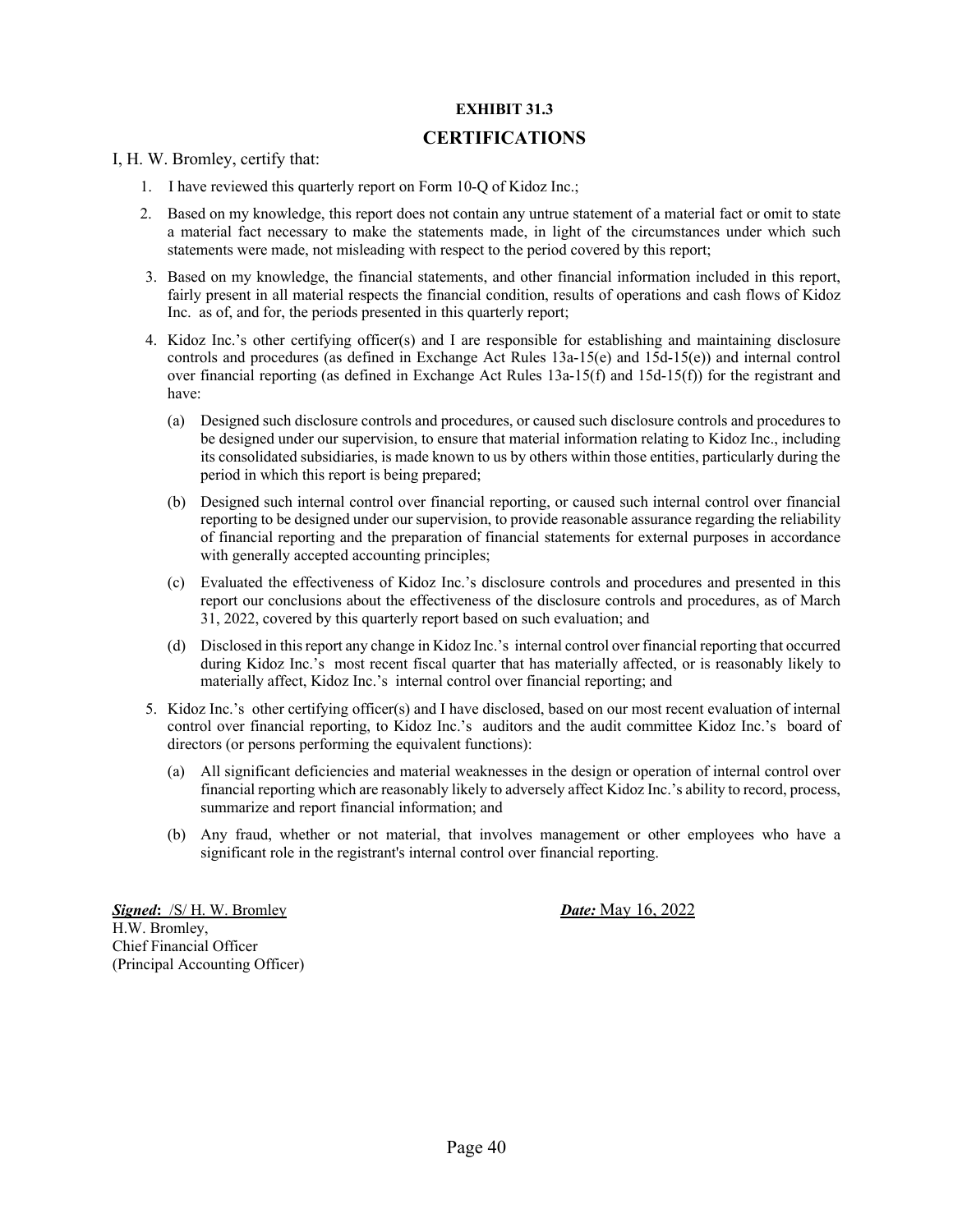**EXHIBIT 31.3**

## CERTIFICATIONS

I, H. W. Bromley, certify that:

1. I have reviewed this quarterly report on Form 10-Q of Kidoz Inc.;
2. Based on my knowledge, this report does not contain any untrue statement of a material fact or omit to state a material fact necessary to make the statements made, in light of the circumstances under which such statements were made, not misleading with respect to the period covered by this report;
3. Based on my knowledge, the financial statements, and other financial information included in this report, fairly present in all material respects the financial condition, results of operations and cash flows of Kidoz Inc. as of, and for, the periods presented in this quarterly report;
4. Kidoz Inc.'s other certifying officer(s) and I are responsible for establishing and maintaining disclosure controls and procedures (as defined in Exchange Act Rules 13a-15(e) and 15d-15(e)) and internal control over financial reporting (as defined in Exchange Act Rules 13a-15(f) and 15d-15(f)) for the registrant and have:
   - (a) Designed such disclosure controls and procedures, or caused such disclosure controls and procedures to be designed under our supervision, to ensure that material information relating to Kidoz Inc., including its consolidated subsidiaries, is made known to us by others within those entities, particularly during the period in which this report is being prepared;
   - (b) Designed such internal control over financial reporting, or caused such internal control over financial reporting to be designed under our supervision, to provide reasonable assurance regarding the reliability of financial reporting and the preparation of financial statements for external purposes in accordance with generally accepted accounting principles;
   - (c) Evaluated the effectiveness of Kidoz Inc.'s disclosure controls and procedures and presented in this report our conclusions about the effectiveness of the disclosure controls and procedures, as of March 31, 2022, covered by this quarterly report based on such evaluation; and
   - (d) Disclosed in this report any change in Kidoz Inc.'s internal control over financial reporting that occurred during Kidoz Inc.'s most recent fiscal quarter that has materially affected, or is reasonably likely to materially affect, Kidoz Inc.'s internal control over financial reporting; and
5. Kidoz Inc.'s other certifying officer(s) and I have disclosed, based on our most recent evaluation of internal control over financial reporting, to Kidoz Inc.'s auditors and the audit committee Kidoz Inc.'s board of directors (or persons performing the equivalent functions):
   - (a) All significant deficiencies and material weaknesses in the design or operation of internal control over financial reporting which are reasonably likely to adversely affect Kidoz Inc.'s ability to record, process, summarize and report financial information; and
   - (b) Any fraud, whether or not material, that involves management or other employees who have a significant role in the registrant's internal control over financial reporting.

***Signed*:** /S/ H. W. Bromley
H.W. Bromley,
Chief Financial Officer
(Principal Accounting Officer)

***Date:*** May 16, 2022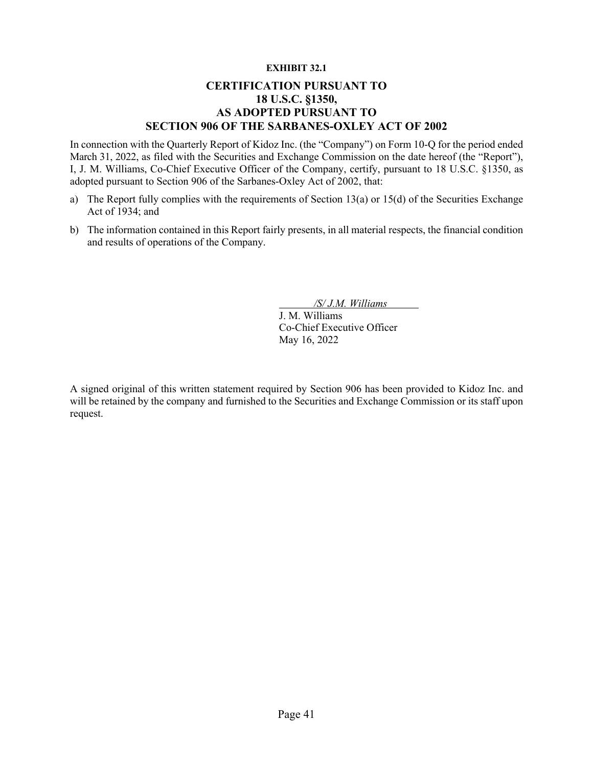**EXHIBIT 32.1**

## CERTIFICATION PURSUANT TO 18 U.S.C. §1350, AS ADOPTED PURSUANT TO SECTION 906 OF THE SARBANES-OXLEY ACT OF 2002

In connection with the Quarterly Report of Kidoz Inc. (the "Company") on Form 10-Q for the period ended March 31, 2022, as filed with the Securities and Exchange Commission on the date hereof (the "Report"), I, J. M. Williams, Co-Chief Executive Officer of the Company, certify, pursuant to 18 U.S.C. §1350, as adopted pursuant to Section 906 of the Sarbanes-Oxley Act of 2002, that:

a) The Report fully complies with the requirements of Section 13(a) or 15(d) of the Securities Exchange Act of 1934; and

b) The information contained in this Report fairly presents, in all material respects, the financial condition and results of operations of the Company.

*/S/ J.M. Williams*
J. M. Williams
Co-Chief Executive Officer
May 16, 2022

A signed original of this written statement required by Section 906 has been provided to Kidoz Inc. and will be retained by the company and furnished to the Securities and Exchange Commission or its staff upon request.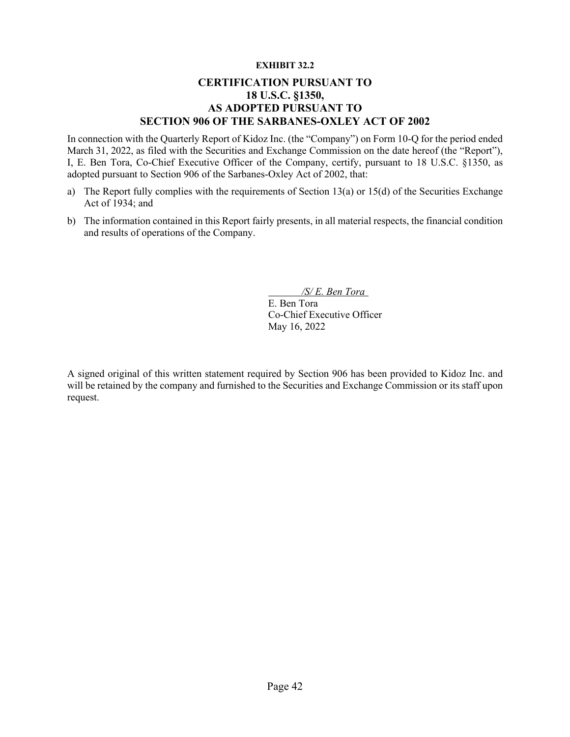**EXHIBIT 32.2**

## CERTIFICATION PURSUANT TO 18 U.S.C. §1350, AS ADOPTED PURSUANT TO SECTION 906 OF THE SARBANES-OXLEY ACT OF 2002

In connection with the Quarterly Report of Kidoz Inc. (the "Company") on Form 10-Q for the period ended March 31, 2022, as filed with the Securities and Exchange Commission on the date hereof (the "Report"), I, E. Ben Tora, Co-Chief Executive Officer of the Company, certify, pursuant to 18 U.S.C. §1350, as adopted pursuant to Section 906 of the Sarbanes-Oxley Act of 2002, that:

a) The Report fully complies with the requirements of Section 13(a) or 15(d) of the Securities Exchange Act of 1934; and

b) The information contained in this Report fairly presents, in all material respects, the financial condition and results of operations of the Company.

*/S/ E. Ben Tora*
E. Ben Tora
Co-Chief Executive Officer
May 16, 2022

A signed original of this written statement required by Section 906 has been provided to Kidoz Inc. and will be retained by the company and furnished to the Securities and Exchange Commission or its staff upon request.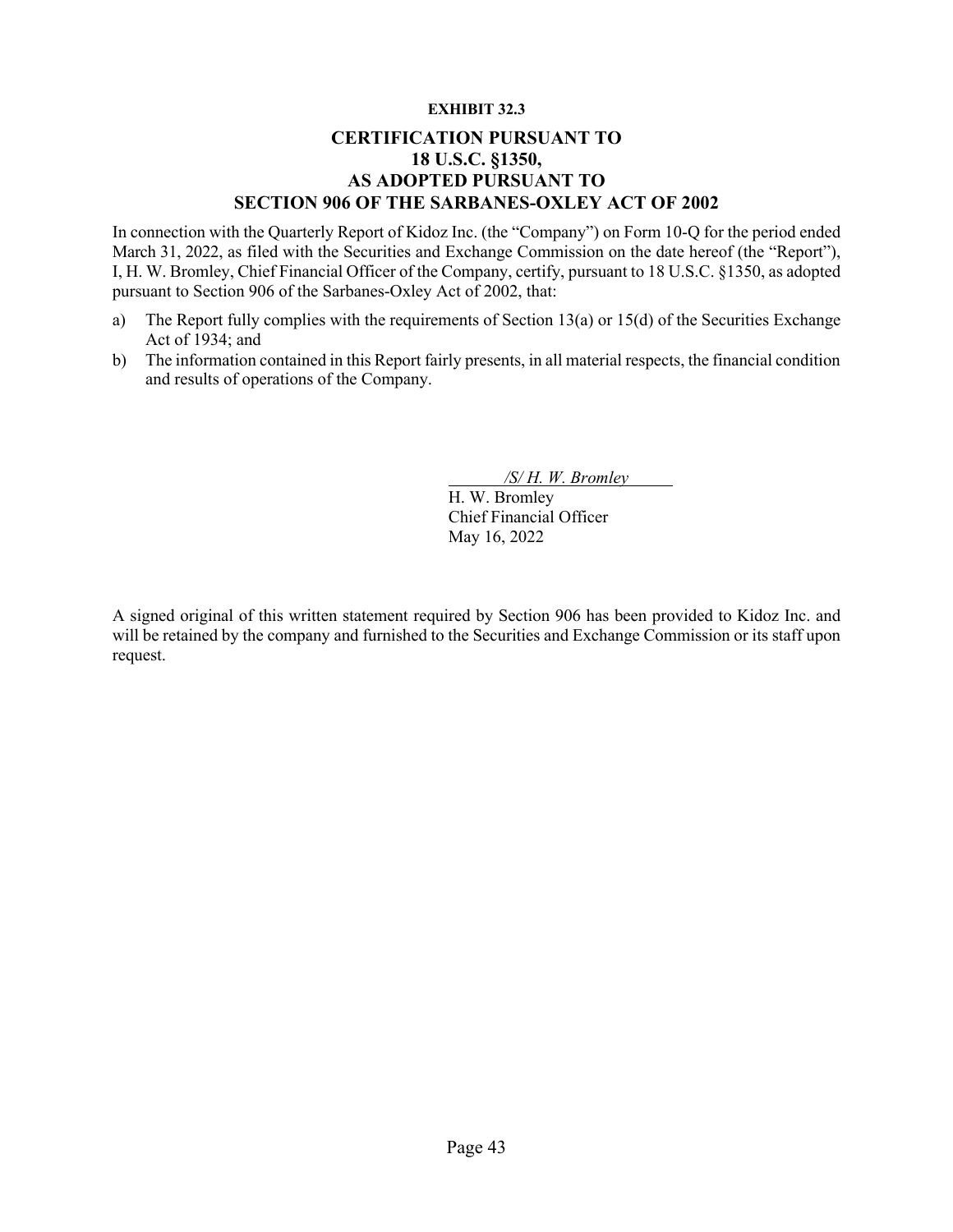**EXHIBIT 32.3**

## CERTIFICATION PURSUANT TO 18 U.S.C. §1350, AS ADOPTED PURSUANT TO SECTION 906 OF THE SARBANES-OXLEY ACT OF 2002

In connection with the Quarterly Report of Kidoz Inc. (the "Company") on Form 10-Q for the period ended March 31, 2022, as filed with the Securities and Exchange Commission on the date hereof (the "Report"), I, H. W. Bromley, Chief Financial Officer of the Company, certify, pursuant to 18 U.S.C. §1350, as adopted pursuant to Section 906 of the Sarbanes-Oxley Act of 2002, that:

a) The Report fully complies with the requirements of Section 13(a) or 15(d) of the Securities Exchange Act of 1934; and
b) The information contained in this Report fairly presents, in all material respects, the financial condition and results of operations of the Company.

*/S/ H. W. Bromley*
H. W. Bromley
Chief Financial Officer
May 16, 2022

A signed original of this written statement required by Section 906 has been provided to Kidoz Inc. and will be retained by the company and furnished to the Securities and Exchange Commission or its staff upon request.